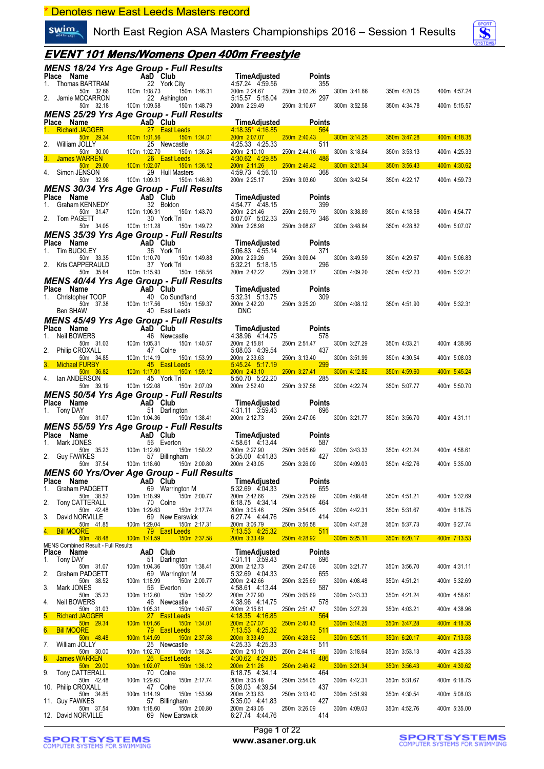\* Denotes new East Leeds Masters record

North East Region ASA Masters Championships 2016 – Session 1 Results

## EVENT 101 Mens/Womens Open 400m Freestyle

### MENS 18/24 Yrs Age Group - Full Results

| Place | Name | AaD | Club | Time | Adjusted | Points |
|---|---|---|---|---|---|---|
| 1. | Thomas BARTRAM | 22 | York City | 4:57.24 | 4:59.56 | 355 |
| | 50m 32.66 | 100m 1:08.73 | 150m 1:46.31 | 200m 2:24.67 | 250m 3:03.26 | 300m 3:41.66 / 350m 4:20.05 / 400m 4:57.24 |
| 2. | Jamie MCCARRON | 22 | Ashington | 5:15.57 | 5:18.04 | 297 |
| | 50m 32.18 | 100m 1:09.58 | 150m 1:48.79 | 200m 2:29.49 | 250m 3:10.67 | 300m 3:52.58 / 350m 4:34.78 / 400m 5:15.57 |

### MENS 25/29 Yrs Age Group - Full Results

| Place | Name | AaD | Club | Time | Adjusted | Points |
|---|---|---|---|---|---|---|
| 1. | Richard JAGGER | 27 | East Leeds | 4:18.35* | 4:16.85 | 564 |
| | 50m 29.34 | 100m 1:01.56 | 150m 1:34.01 | 200m 2:07.07 | 250m 2:40.43 | 300m 3:14.25 / 350m 3:47.28 / 400m 4:18.35 |
| 2. | William JOLLY | 25 | Newcastle | 4:25.33 | 4:25.33 | 511 |
| | 50m 30.00 | 100m 1:02.70 | 150m 1:36.24 | 200m 2:10.10 | 250m 2:44.16 | 300m 3:18.64 / 350m 3:53.13 / 400m 4:25.33 |
| 3. | James WARREN | 26 | East Leeds | 4:30.62 | 4:29.85 | 486 |
| | 50m 29.00 | 100m 1:02.07 | 150m 1:36.12 | 200m 2:11.26 | 250m 2:46.42 | 300m 3:21.34 / 350m 3:56.43 / 400m 4:30.62 |
| 4. | Simon JENSON | 29 | Hull Masters | 4:59.73 | 4:56.10 | 368 |
| | 50m 32.98 | 100m 1:09.31 | 150m 1:46.80 | 200m 2:25.17 | 250m 3:03.60 | 300m 3:42.54 / 350m 4:22.17 / 400m 4:59.73 |

### MENS 30/34 Yrs Age Group - Full Results

| Place | Name | AaD | Club | Time | Adjusted | Points |
|---|---|---|---|---|---|---|
| 1. | Graham KENNEDY | 32 | Boldon | 4:54.77 | 4:48.15 | 399 |
| | 50m 31.47 | 100m 1:06.91 | 150m 1:43.70 | 200m 2:21.46 | 250m 2:59.79 | 300m 3:38.89 / 350m 4:18.58 / 400m 4:54.77 |
| 2. | Tom PAGETT | 30 | York Tri | 5:07.07 | 5:02.33 | 346 |
| | 50m 34.05 | 100m 1:11.28 | 150m 1:49.72 | 200m 2:28.98 | 250m 3:08.87 | 300m 3:48.84 / 350m 4:28.82 / 400m 5:07.07 |

### MENS 35/39 Yrs Age Group - Full Results

| Place | Name | AaD | Club | Time | Adjusted | Points |
|---|---|---|---|---|---|---|
| 1. | Tim BUCKLEY | 36 | York Tri | 5:06.83 | 4:55.14 | 371 |
| | 50m 33.35 | 100m 1:10.70 | 150m 1:49.88 | 200m 2:29.26 | 250m 3:09.04 | 300m 3:49.59 / 350m 4:29.67 / 400m 5:06.83 |
| 2. | Kris CAPPERAULD | 37 | York Tri | 5:32.21 | 5:18.15 | 296 |
| | 50m 35.64 | 100m 1:15.93 | 150m 1:58.56 | 200m 2:42.22 | 250m 3:26.17 | 300m 4:09.20 / 350m 4:52.23 / 400m 5:32.21 |

### MENS 40/44 Yrs Age Group - Full Results

| Place | Name | AaD | Club | Time | Adjusted | Points |
|---|---|---|---|---|---|---|
| 1. | Christopher TOOP | 40 | Co Sund'land | 5:32.31 | 5:13.75 | 309 |
| | 50m 37.38 | 100m 1:17.56 | 150m 1:59.37 | 200m 2:42.20 | 250m 3:25.20 | 300m 4:08.12 / 350m 4:51.90 / 400m 5:32.31 |
| | Ben SHAW | 40 | East Leeds | DNC | | |

### MENS 45/49 Yrs Age Group - Full Results

| Place | Name | AaD | Club | Time | Adjusted | Points |
|---|---|---|---|---|---|---|
| 1. | Neil BOWERS | 46 | Newcastle | 4:38.96 | 4:14.75 | 578 |
| | 50m 31.03 | 100m 1:05.31 | 150m 1:40.57 | 200m 2:15.81 | 250m 2:51.47 | 300m 3:27.29 / 350m 4:03.21 / 400m 4:38.96 |
| 2. | Philip CROXALL | 47 | Colne | 5:08.03 | 4:39.54 | 437 |
| | 50m 34.85 | 100m 1:14.19 | 150m 1:53.99 | 200m 2:33.63 | 250m 3:13.40 | 300m 3:51.99 / 350m 4:30.54 / 400m 5:08.03 |
| 3. | Michael FURBY | 45 | East Leeds | 5:45.24 | 5:17.19 | 299 |
| | 50m 36.82 | 100m 1:17.01 | 150m 1:59.12 | 200m 2:43.10 | 250m 3:27.41 | 300m 4:12.82 / 350m 4:59.60 / 400m 5:45.24 |
| 4. | Ian ANDERSON | 45 | York Tri | 5:50.70 | 5:22.20 | 285 |
| | 50m 39.19 | 100m 1:22.08 | 150m 2:07.09 | 200m 2:52.40 | 250m 3:37.58 | 300m 4:22.74 / 350m 5:07.77 / 400m 5:50.70 |

### MENS 50/54 Yrs Age Group - Full Results

| Place | Name | AaD | Club | Time | Adjusted | Points |
|---|---|---|---|---|---|---|
| 1. | Tony DAY | 51 | Darlington | 4:31.11 | 3:59.43 | 696 |
| | 50m 31.07 | 100m 1:04.36 | 150m 1:38.41 | 200m 2:12.73 | 250m 2:47.06 | 300m 3:21.77 / 350m 3:56.70 / 400m 4:31.11 |

### MENS 55/59 Yrs Age Group - Full Results

| Place | Name | AaD | Club | Time | Adjusted | Points |
|---|---|---|---|---|---|---|
| 1. | Mark JONES | 56 | Everton | 4:58.61 | 4:13.44 | 587 |
| | 50m 35.23 | 100m 1:12.60 | 150m 1:50.22 | 200m 2:27.90 | 250m 3:05.69 | 300m 3:43.33 / 350m 4:21.24 / 400m 4:58.61 |
| 2. | Guy FAWKES | 57 | Billingham | 5:35.00 | 4:41.83 | 427 |
| | 50m 37.54 | 100m 1:18.60 | 150m 2:00.80 | 200m 2:43.05 | 250m 3:26.09 | 300m 4:09.03 / 350m 4:52.76 / 400m 5:35.00 |

### MENS 60 Yrs/Over Age Group - Full Results

| Place | Name | AaD | Club | Time | Adjusted | Points |
|---|---|---|---|---|---|---|
| 1. | Graham PADGETT | 69 | Warrington M | 5:32.69 | 4:04.33 | 655 |
| | 50m 38.52 | 100m 1:18.99 | 150m 2:00.77 | 200m 2:42.66 | 250m 3:25.69 | 300m 4:08.48 / 350m 4:51.21 / 400m 5:32.69 |
| 2. | Tony CATTERALL | 70 | Colne | 6:18.75 | 4:34.14 | 464 |
| | 50m 42.48 | 100m 1:29.63 | 150m 2:17.74 | 200m 3:05.46 | 250m 3:54.05 | 300m 4:42.31 / 350m 5:31.67 / 400m 6:18.75 |
| 3. | David NORVILLE | 69 | New Earswick | 6:27.74 | 4:44.76 | 414 |
| | 50m 41.85 | 100m 1:29.04 | 150m 2:17.31 | 200m 3:06.79 | 250m 3:56.58 | 300m 4:47.28 / 350m 5:37.73 / 400m 6:27.74 |
| 4. | Bill MOORE | 79 | East Leeds | 7:13.53 | 4:25.32 | 511 |
| | 50m 48.48 | 100m 1:41.59 | 150m 2:37.58 | 200m 3:33.49 | 250m 4:28.92 | 300m 5:25.11 / 350m 6:20.17 / 400m 7:13.53 |

### MENS Combined Result - Full Results

| Place | Name | AaD | Club | Time | Adjusted | Points |
|---|---|---|---|---|---|---|
| 1. | Tony DAY | 51 | Darlington | 4:31.11 | 3:59.43 | 696 |
| | 50m 31.07 | 100m 1:04.36 | 150m 1:38.41 | 200m 2:12.73 | 250m 2:47.06 | 300m 3:21.77 / 350m 3:56.70 / 400m 4:31.11 |
| 2. | Graham PADGETT | 69 | Warrington M | 5:32.69 | 4:04.33 | 655 |
| | 50m 38.52 | 100m 1:18.99 | 150m 2:00.77 | 200m 2:42.66 | 250m 3:25.69 | 300m 4:08.48 / 350m 4:51.21 / 400m 5:32.69 |
| 3. | Mark JONES | 56 | Everton | 4:58.61 | 4:13.44 | 587 |
| | 50m 35.23 | 100m 1:12.60 | 150m 1:50.22 | 200m 2:27.90 | 250m 3:05.69 | 300m 3:43.33 / 350m 4:21.24 / 400m 4:58.61 |
| 4. | Neil BOWERS | 46 | Newcastle | 4:38.96 | 4:14.75 | 578 |
| | 50m 31.03 | 100m 1:05.31 | 150m 1:40.57 | 200m 2:15.81 | 250m 2:51.47 | 300m 3:27.29 / 350m 4:03.21 / 400m 4:38.96 |
| 5. | Richard JAGGER | 27 | East Leeds | 4:18.35 | 4:16.85 | 564 |
| | 50m 29.34 | 100m 1:01.56 | 150m 1:34.01 | 200m 2:07.07 | 250m 2:40.43 | 300m 3:14.25 / 350m 3:47.28 / 400m 4:18.35 |
| 6. | Bill MOORE | 79 | East Leeds | 7:13.53 | 4:25.32 | 511 |
| | 50m 48.48 | 100m 1:41.59 | 150m 2:37.58 | 200m 3:33.49 | 250m 4:28.92 | 300m 5:25.11 / 350m 6:20.17 / 400m 7:13.53 |
| 7. | William JOLLY | 25 | Newcastle | 4:25.33 | 4:25.33 | 511 |
| | 50m 30.00 | 100m 1:02.70 | 150m 1:36.24 | 200m 2:10.10 | 250m 2:44.16 | 300m 3:18.64 / 350m 3:53.13 / 400m 4:25.33 |
| 8. | James WARREN | 26 | East Leeds | 4:30.62 | 4:29.85 | 486 |
| | 50m 29.00 | 100m 1:02.07 | 150m 1:36.12 | 200m 2:11.26 | 250m 2:46.42 | 300m 3:21.34 / 350m 3:56.43 / 400m 4:30.62 |
| 9. | Tony CATTERALL | 70 | Colne | 6:18.75 | 4:34.14 | 464 |
| | 50m 42.48 | 100m 1:29.63 | 150m 2:17.74 | 200m 3:05.46 | 250m 3:54.05 | 300m 4:42.31 / 350m 5:31.67 / 400m 6:18.75 |
| 10. | Philip CROXALL | 47 | Colne | 5:08.03 | 4:39.54 | 437 |
| | 50m 34.85 | 100m 1:14.19 | 150m 1:53.99 | 200m 2:33.63 | 250m 3:13.40 | 300m 3:51.99 / 350m 4:30.54 / 400m 5:08.03 |
| 11. | Guy FAWKES | 57 | Billingham | 5:35.00 | 4:41.83 | 427 |
| | 50m 37.54 | 100m 1:18.60 | 150m 2:00.80 | 200m 2:43.05 | 250m 3:26.09 | 300m 4:09.03 / 350m 4:52.76 / 400m 5:35.00 |
| 12. | David NORVILLE | 69 | New Earswick | 6:27.74 | 4:44.76 | 414 |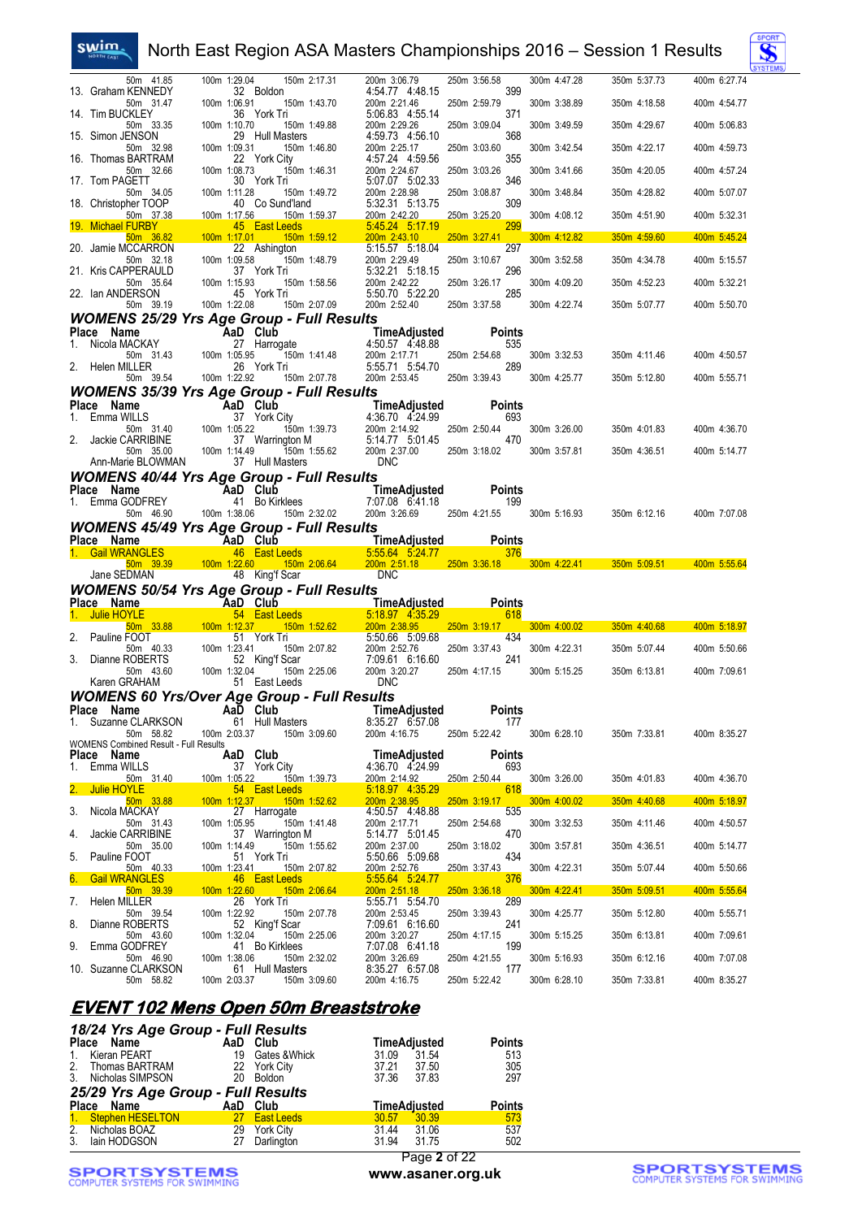| Place | Name | AaD | Club | Time | Adjusted | Points |
|---|---|---|---|---|---|---|
| | 50m 41.85 | 100m 1:29.04 | 150m 2:17.31 | 200m 3:06.79 | 250m 3:56.58 | 300m 4:47.28 / 350m 5:37.73 / 400m 6:27.74 |
| 13. | Graham KENNEDY | 32 | Boldon | 4:54.77 | 4:48.15 | 399 |
| | 50m 31.47 | 100m 1:06.91 | 150m 1:43.70 | 200m 2:21.46 | 250m 2:59.79 | 300m 3:38.89 / 350m 4:18.58 / 400m 4:54.77 |
| 14. | Tim BUCKLEY | 36 | York Tri | 5:06.83 | 4:55.14 | 371 |
| | 50m 33.35 | 100m 1:10.70 | 150m 1:49.88 | 200m 2:29.26 | 250m 3:09.04 | 300m 3:49.59 / 350m 4:29.67 / 400m 5:06.83 |
| 15. | Simon JENSON | 29 | Hull Masters | 4:59.73 | 4:56.10 | 368 |
| | 50m 32.98 | 100m 1:09.31 | 150m 1:46.80 | 200m 2:25.17 | 250m 3:03.60 | 300m 3:42.54 / 350m 4:22.17 / 400m 4:59.73 |
| 16. | Thomas BARTRAM | 22 | York City | 4:57.24 | 4:59.56 | 355 |
| | 50m 32.66 | 100m 1:08.73 | 150m 1:46.31 | 200m 2:24.67 | 250m 3:03.26 | 300m 3:41.66 / 350m 4:20.05 / 400m 4:57.24 |
| 17. | Tom PAGETT | 30 | York Tri | 5:07.07 | 5:02.33 | 346 |
| | 50m 34.05 | 100m 1:11.28 | 150m 1:49.72 | 200m 2:28.98 | 250m 3:08.87 | 300m 3:48.84 / 350m 4:28.82 / 400m 5:07.07 |
| 18. | Christopher TOOP | 40 | Co Sund'land | 5:32.31 | 5:13.75 | 309 |
| | 50m 37.38 | 100m 1:17.56 | 150m 1:59.37 | 200m 2:42.20 | 250m 3:25.20 | 300m 4:08.12 / 350m 4:51.90 / 400m 5:32.31 |
| 19. | Michael FURBY | 45 | East Leeds | 5:45.24 | 5:17.19 | 299 |
| | 50m 36.82 | 100m 1:17.01 | 150m 1:59.12 | 200m 2:43.10 | 250m 3:27.41 | 300m 4:12.82 / 350m 4:59.60 / 400m 5:45.24 |
| 20. | Jamie MCCARRON | 22 | Ashington | 5:15.57 | 5:18.04 | 297 |
| | 50m 32.18 | 100m 1:09.58 | 150m 1:48.79 | 200m 2:29.49 | 250m 3:10.67 | 300m 3:52.58 / 350m 4:34.78 / 400m 5:15.57 |
| 21. | Kris CAPPERAULD | 37 | York Tri | 5:32.21 | 5:18.15 | 296 |
| | 50m 35.64 | 100m 1:15.93 | 150m 1:58.56 | 200m 2:42.22 | 250m 3:26.17 | 300m 4:09.20 / 350m 4:52.23 / 400m 5:32.21 |
| 22. | Ian ANDERSON | 45 | York Tri | 5:50.70 | 5:22.20 | 285 |
| | 50m 39.19 | 100m 1:22.08 | 150m 2:07.09 | 200m 2:52.40 | 250m 3:37.58 | 300m 4:22.74 / 350m 5:07.77 / 400m 5:50.70 |

### WOMENS 25/29 Yrs Age Group - Full Results

| Place | Name | AaD | Club | Time | Adjusted | Points |
|---|---|---|---|---|---|---|
| 1. | Nicola MACKAY | 27 | Harrogate | 4:50.57 | 4:48.88 | 535 |
| | 50m 31.43 | 100m 1:05.95 | 150m 1:41.48 | 200m 2:17.71 | 250m 2:54.68 | 300m 3:32.53 / 350m 4:11.46 / 400m 4:50.57 |
| 2. | Helen MILLER | 26 | York Tri | 5:55.71 | 5:54.70 | 289 |
| | 50m 39.54 | 100m 1:22.92 | 150m 2:07.78 | 200m 2:53.45 | 250m 3:39.43 | 300m 4:25.77 / 350m 5:12.80 / 400m 5:55.71 |

### WOMENS 35/39 Yrs Age Group - Full Results

| Place | Name | AaD | Club | Time | Adjusted | Points |
|---|---|---|---|---|---|---|
| 1. | Emma WILLS | 37 | York City | 4:36.70 | 4:24.99 | 693 |
| | 50m 31.40 | 100m 1:05.22 | 150m 1:39.73 | 200m 2:14.92 | 250m 2:50.44 | 300m 3:26.00 / 350m 4:01.83 / 400m 4:36.70 |
| 2. | Jackie CARRIBINE | 37 | Warrington M | 5:14.77 | 5:01.45 | 470 |
| | 50m 35.00 | 100m 1:14.49 | 150m 1:55.62 | 200m 2:37.00 | 250m 3:18.02 | 300m 3:57.81 / 350m 4:36.51 / 400m 5:14.77 |
| | Ann-Marie BLOWMAN | 37 | Hull Masters | DNC | | |

### WOMENS 40/44 Yrs Age Group - Full Results

| Place | Name | AaD | Club | Time | Adjusted | Points |
|---|---|---|---|---|---|---|
| 1. | Emma GODFREY | 41 | Bo Kirklees | 7:07.08 | 6:41.18 | 199 |
| | 50m 46.90 | 100m 1:38.06 | 150m 2:32.02 | 200m 3:26.69 | 250m 4:21.55 | 300m 5:16.93 / 350m 6:12.16 / 400m 7:07.08 |

### WOMENS 45/49 Yrs Age Group - Full Results

| Place | Name | AaD | Club | Time | Adjusted | Points |
|---|---|---|---|---|---|---|
| 1. | Gail WRANGLES | 46 | East Leeds | 5:55.64 | 5:24.77 | 376 |
| | 50m 39.39 | 100m 1:22.60 | 150m 2:06.64 | 200m 2:51.18 | 250m 3:36.18 | 300m 4:22.41 / 350m 5:09.51 / 400m 5:55.64 |
| | Jane SEDMAN | 48 | King'f Scar | DNC | | |

### WOMENS 50/54 Yrs Age Group - Full Results

| Place | Name | AaD | Club | Time | Adjusted | Points |
|---|---|---|---|---|---|---|
| 1. | Julie HOYLE | 54 | East Leeds | 5:18.97 | 4:35.29 | 618 |
| | 50m 33.88 | 100m 1:12.37 | 150m 1:52.62 | 200m 2:38.95 | 250m 3:19.17 | 300m 4:00.02 / 350m 4:40.68 / 400m 5:18.97 |
| 2. | Pauline FOOT | 51 | York Tri | 5:50.66 | 5:09.68 | 434 |
| | 50m 40.33 | 100m 1:23.41 | 150m 2:07.82 | 200m 2:52.76 | 250m 3:37.43 | 300m 4:22.31 / 350m 5:07.44 / 400m 5:50.66 |
| 3. | Dianne ROBERTS | 52 | King'f Scar | 7:09.61 | 6:16.60 | 241 |
| | 50m 43.60 | 100m 1:32.04 | 150m 2:25.06 | 200m 3:20.27 | 250m 4:17.15 | 300m 5:15.25 / 350m 6:13.81 / 400m 7:09.61 |
| | Karen GRAHAM | 51 | East Leeds | DNC | | |

### WOMENS 60 Yrs/Over Age Group - Full Results

| Place | Name | AaD | Club | Time | Adjusted | Points |
|---|---|---|---|---|---|---|
| 1. | Suzanne CLARKSON | 61 | Hull Masters | 8:35.27 | 6:57.08 | 177 |
| | 50m 58.82 | 100m 2:03.37 | 150m 3:09.60 | 200m 4:16.75 | 250m 5:22.42 | 300m 6:28.10 / 350m 7:33.81 / 400m 8:35.27 |

WOMENS Combined Result - Full Results

| Place | Name | AaD | Club | Time | Adjusted | Points |
|---|---|---|---|---|---|---|
| 1. | Emma WILLS | 37 | York City | 4:36.70 | 4:24.99 | 693 |
| | 50m 31.40 | 100m 1:05.22 | 150m 1:39.73 | 200m 2:14.92 | 250m 2:50.44 | 300m 3:26.00 / 350m 4:01.83 / 400m 4:36.70 |
| 2. | Julie HOYLE | 54 | East Leeds | 5:18.97 | 4:35.29 | 618 |
| | 50m 33.88 | 100m 1:12.37 | 150m 1:52.62 | 200m 2:38.95 | 250m 3:19.17 | 300m 4:00.02 / 350m 4:40.68 / 400m 5:18.97 |
| 3. | Nicola MACKAY | 27 | Harrogate | 4:50.57 | 4:48.88 | 535 |
| | 50m 31.43 | 100m 1:05.95 | 150m 1:41.48 | 200m 2:17.71 | 250m 2:54.68 | 300m 3:32.53 / 350m 4:11.46 / 400m 4:50.57 |
| 4. | Jackie CARRIBINE | 37 | Warrington M | 5:14.77 | 5:01.45 | 470 |
| | 50m 35.00 | 100m 1:14.49 | 150m 1:55.62 | 200m 2:37.00 | 250m 3:18.02 | 300m 3:57.81 / 350m 4:36.51 / 400m 5:14.77 |
| 5. | Pauline FOOT | 51 | York Tri | 5:50.66 | 5:09.68 | 434 |
| | 50m 40.33 | 100m 1:23.41 | 150m 2:07.82 | 200m 2:52.76 | 250m 3:37.43 | 300m 4:22.31 / 350m 5:07.44 / 400m 5:50.66 |
| 6. | Gail WRANGLES | 46 | East Leeds | 5:55.64 | 5:24.77 | 376 |
| | 50m 39.39 | 100m 1:22.60 | 150m 2:06.64 | 200m 2:51.18 | 250m 3:36.18 | 300m 4:22.41 / 350m 5:09.51 / 400m 5:55.64 |
| 7. | Helen MILLER | 26 | York Tri | 5:55.71 | 5:54.70 | 289 |
| | 50m 39.54 | 100m 1:22.92 | 150m 2:07.78 | 200m 2:53.45 | 250m 3:39.43 | 300m 4:25.77 / 350m 5:12.80 / 400m 5:55.71 |
| 8. | Dianne ROBERTS | 52 | King'f Scar | 7:09.61 | 6:16.60 | 241 |
| | 50m 43.60 | 100m 1:32.04 | 150m 2:25.06 | 200m 3:20.27 | 250m 4:17.15 | 300m 5:15.25 / 350m 6:13.81 / 400m 7:09.61 |
| 9. | Emma GODFREY | 41 | Bo Kirklees | 7:07.08 | 6:41.18 | 199 |
| | 50m 46.90 | 100m 1:38.06 | 150m 2:32.02 | 200m 3:26.69 | 250m 4:21.55 | 300m 5:16.93 / 350m 6:12.16 / 400m 7:07.08 |
| 10. | Suzanne CLARKSON | 61 | Hull Masters | 8:35.27 | 6:57.08 | 177 |
| | 50m 58.82 | 100m 2:03.37 | 150m 3:09.60 | 200m 4:16.75 | 250m 5:22.42 | 300m 6:28.10 / 350m 7:33.81 / 400m 8:35.27 |

## EVENT 102 Mens Open 50m Breaststroke

### 18/24 Yrs Age Group - Full Results

| Place | Name | AaD | Club | Time | Adjusted | Points |
|---|---|---|---|---|---|---|
| 1. | Kieran PEART | 19 | Gates &Whick | 31.09 | 31.54 | 513 |
| 2. | Thomas BARTRAM | 22 | York City | 37.21 | 37.50 | 305 |
| 3. | Nicholas SIMPSON | 20 | Boldon | 37.36 | 37.83 | 297 |

### 25/29 Yrs Age Group - Full Results

| Place | Name | AaD | Club | Time | Adjusted | Points |
|---|---|---|---|---|---|---|
| 1. | Stephen HESELTON | 27 | East Leeds | 30.57 | 30.39 | 573 |
| 2. | Nicholas BOAZ | 29 | York City | 31.44 | 31.06 | 537 |
| 3. | Iain HODGSON | 27 | Darlington | 31.94 | 31.75 | 502 |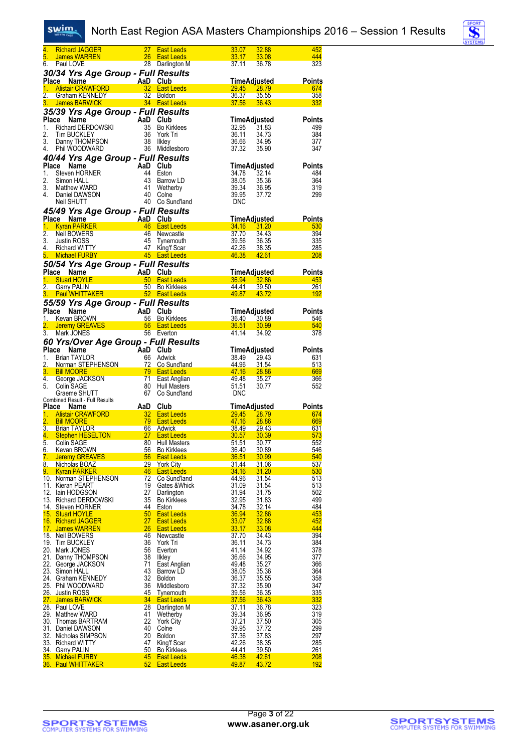| Place | Name | AaD | Club | Time | Adjusted | Points |
|---|---|---|---|---|---|---|
| 4. | Richard JAGGER | 27 | East Leeds | 33.07 | 32.88 | 452 |
| 5. | James WARREN | 26 | East Leeds | 33.17 | 33.08 | 444 |
| 6. | Paul LOVE | 28 | Darlington M | 37.11 | 36.78 | 323 |

### 30/34 Yrs Age Group - Full Results

| Place | Name | AaD | Club | Time | Adjusted | Points |
|---|---|---|---|---|---|---|
| 1. | Alistair CRAWFORD | 32 | East Leeds | 29.45 | 28.79 | 674 |
| 2. | Graham KENNEDY | 32 | Boldon | 36.37 | 35.55 | 358 |
| 3. | James BARWICK | 34 | East Leeds | 37.56 | 36.43 | 332 |

### 35/39 Yrs Age Group - Full Results

| Place | Name | AaD | Club | Time | Adjusted | Points |
|---|---|---|---|---|---|---|
| 1. | Richard DERDOWSKI | 35 | Bo Kirklees | 32.95 | 31.83 | 499 |
| 2. | Tim BUCKLEY | 36 | York Tri | 36.11 | 34.73 | 384 |
| 3. | Danny THOMPSON | 38 | Ilkley | 36.66 | 34.95 | 377 |
| 4. | Phil WOODWARD | 36 | Middlesboro | 37.32 | 35.90 | 347 |

### 40/44 Yrs Age Group - Full Results

| Place | Name | AaD | Club | Time | Adjusted | Points |
|---|---|---|---|---|---|---|
| 1. | Steven HORNER | 44 | Eston | 34.78 | 32.14 | 484 |
| 2. | Simon HALL | 43 | Barrow LD | 38.05 | 35.36 | 364 |
| 3. | Matthew WARD | 41 | Wetherby | 39.34 | 36.95 | 319 |
| 4. | Daniel DAWSON | 40 | Colne | 39.95 | 37.72 | 299 |
| | Neil SHUTT | 40 | Co Sund'land | DNC | | |

### 45/49 Yrs Age Group - Full Results

| Place | Name | AaD | Club | Time | Adjusted | Points |
|---|---|---|---|---|---|---|
| 1. | Kyran PARKER | 46 | East Leeds | 34.16 | 31.20 | 530 |
| 2. | Neil BOWERS | 46 | Newcastle | 37.70 | 34.43 | 394 |
| 3. | Justin ROSS | 45 | Tynemouth | 39.56 | 36.35 | 335 |
| 4. | Richard WITTY | 47 | King'f Scar | 42.26 | 38.35 | 285 |
| 5. | Michael FURBY | 45 | East Leeds | 46.38 | 42.61 | 208 |

### 50/54 Yrs Age Group - Full Results

| Place | Name | AaD | Club | Time | Adjusted | Points |
|---|---|---|---|---|---|---|
| 1. | Stuart HOYLE | 50 | East Leeds | 36.94 | 32.86 | 453 |
| 2. | Garry PALIN | 50 | Bo Kirklees | 44.41 | 39.50 | 261 |
| 3. | Paul WHITTAKER | 52 | East Leeds | 49.87 | 43.72 | 192 |

### 55/59 Yrs Age Group - Full Results

| Place | Name | AaD | Club | Time | Adjusted | Points |
|---|---|---|---|---|---|---|
| 1. | Kevan BROWN | 56 | Bo Kirklees | 36.40 | 30.89 | 546 |
| 2. | Jeremy GREAVES | 56 | East Leeds | 36.51 | 30.99 | 540 |
| 3. | Mark JONES | 56 | Everton | 41.14 | 34.92 | 378 |

### 60 Yrs/Over Age Group - Full Results

| Place | Name | AaD | Club | Time | Adjusted | Points |
|---|---|---|---|---|---|---|
| 1. | Brian TAYLOR | 66 | Adwick | 38.49 | 29.43 | 631 |
| 2. | Norman STEPHENSON | 72 | Co Sund'land | 44.96 | 31.54 | 513 |
| 3. | Bill MOORE | 79 | East Leeds | 47.16 | 28.86 | 669 |
| 4. | George JACKSON | 71 | East Anglian | 49.48 | 35.27 | 366 |
| 5. | Colin SAGE | 80 | Hull Masters | 51.51 | 30.77 | 552 |
| | Graeme SHUTT | 67 | Co Sund'land | DNC | | |

Combined Result - Full Results

| Place | Name | AaD | Club | Time | Adjusted | Points |
|---|---|---|---|---|---|---|
| 1. | Alistair CRAWFORD | 32 | East Leeds | 29.45 | 28.79 | 674 |
| 2. | Bill MOORE | 79 | East Leeds | 47.16 | 28.86 | 669 |
| 3. | Brian TAYLOR | 66 | Adwick | 38.49 | 29.43 | 631 |
| 4. | Stephen HESELTON | 27 | East Leeds | 30.57 | 30.39 | 573 |
| 5. | Colin SAGE | 80 | Hull Masters | 51.51 | 30.77 | 552 |
| 6. | Kevan BROWN | 56 | Bo Kirklees | 36.40 | 30.89 | 546 |
| 7. | Jeremy GREAVES | 56 | East Leeds | 36.51 | 30.99 | 540 |
| 8. | Nicholas BOAZ | 29 | York City | 31.44 | 31.06 | 537 |
| 9. | Kyran PARKER | 46 | East Leeds | 34.16 | 31.20 | 530 |
| 10. | Norman STEPHENSON | 72 | Co Sund'land | 44.96 | 31.54 | 513 |
| 11. | Kieran PEART | 19 | Gates &Whick | 31.09 | 31.54 | 513 |
| 12. | Iain HODGSON | 27 | Darlington | 31.94 | 31.75 | 502 |
| 13. | Richard DERDOWSKI | 35 | Bo Kirklees | 32.95 | 31.83 | 499 |
| 14. | Steven HORNER | 44 | Eston | 34.78 | 32.14 | 484 |
| 15. | Stuart HOYLE | 50 | East Leeds | 36.94 | 32.86 | 453 |
| 16. | Richard JAGGER | 27 | East Leeds | 33.07 | 32.88 | 452 |
| 17. | James WARREN | 26 | East Leeds | 33.17 | 33.08 | 444 |
| 18. | Neil BOWERS | 46 | Newcastle | 37.70 | 34.43 | 394 |
| 19. | Tim BUCKLEY | 36 | York Tri | 36.11 | 34.73 | 384 |
| 20. | Mark JONES | 56 | Everton | 41.14 | 34.92 | 378 |
| 21. | Danny THOMPSON | 38 | Ilkley | 36.66 | 34.95 | 377 |
| 22. | George JACKSON | 71 | East Anglian | 49.48 | 35.27 | 366 |
| 23. | Simon HALL | 43 | Barrow LD | 38.05 | 35.36 | 364 |
| 24. | Graham KENNEDY | 32 | Boldon | 36.37 | 35.55 | 358 |
| 25. | Phil WOODWARD | 36 | Middlesboro | 37.32 | 35.90 | 347 |
| 26. | Justin ROSS | 45 | Tynemouth | 39.56 | 36.35 | 335 |
| 27. | James BARWICK | 34 | East Leeds | 37.56 | 36.43 | 332 |
| 28. | Paul LOVE | 28 | Darlington M | 37.11 | 36.78 | 323 |
| 29. | Matthew WARD | 41 | Wetherby | 39.34 | 36.95 | 319 |
| 30. | Thomas BARTRAM | 22 | York City | 37.21 | 37.50 | 305 |
| 31. | Daniel DAWSON | 40 | Colne | 39.95 | 37.72 | 299 |
| 32. | Nicholas SIMPSON | 20 | Boldon | 37.36 | 37.83 | 297 |
| 33. | Richard WITTY | 47 | King'f Scar | 42.26 | 38.35 | 285 |
| 34. | Garry PALIN | 50 | Bo Kirklees | 44.41 | 39.50 | 261 |
| 35. | Michael FURBY | 45 | East Leeds | 46.38 | 42.61 | 208 |
| 36. | Paul WHITTAKER | 52 | East Leeds | 49.87 | 43.72 | 192 |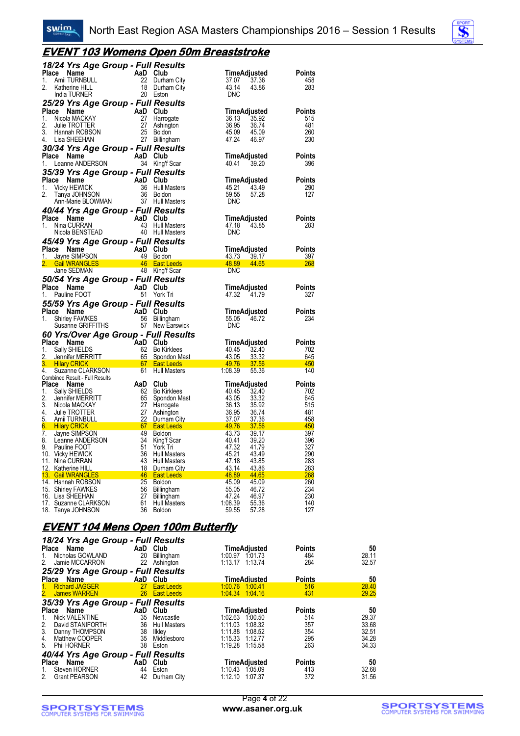## EVENT 103 Womens Open 50m Breaststroke

### 18/24 Yrs Age Group - Full Results

| Place | Name | AaD | Club | Time | Adjusted | Points |
|---|---|---|---|---|---|---|
| 1. | Amii TURNBULL | 22 | Durham City | 37.07 | 37.36 | 458 |
| 2. | Katherine HILL | 18 | Durham City | 43.14 | 43.86 | 283 |
| | India TURNER | 20 | Eston | DNC | | |

### 25/29 Yrs Age Group - Full Results

| Place | Name | AaD | Club | Time | Adjusted | Points |
|---|---|---|---|---|---|---|
| 1. | Nicola MACKAY | 27 | Harrogate | 36.13 | 35.92 | 515 |
| 2. | Julie TROTTER | 27 | Ashington | 36.95 | 36.74 | 481 |
| 3. | Hannah ROBSON | 25 | Boldon | 45.09 | 45.09 | 260 |
| 4. | Lisa SHEEHAN | 27 | Billingham | 47.24 | 46.97 | 230 |

### 30/34 Yrs Age Group - Full Results

| Place | Name | AaD | Club | Time | Adjusted | Points |
|---|---|---|---|---|---|---|
| 1. | Leanne ANDERSON | 34 | King'f Scar | 40.41 | 39.20 | 396 |

### 35/39 Yrs Age Group - Full Results

| Place | Name | AaD | Club | Time | Adjusted | Points |
|---|---|---|---|---|---|---|
| 1. | Vicky HEWICK | 36 | Hull Masters | 45.21 | 43.49 | 290 |
| 2. | Tanya JOHNSON | 36 | Boldon | 59.55 | 57.28 | 127 |
| | Ann-Marie BLOWMAN | 37 | Hull Masters | DNC | | |

### 40/44 Yrs Age Group - Full Results

| Place | Name | AaD | Club | Time | Adjusted | Points |
|---|---|---|---|---|---|---|
| 1. | Nina CURRAN | 43 | Hull Masters | 47.18 | 43.85 | 283 |
| | Nicola BENSTEAD | 40 | Hull Masters | DNC | | |

### 45/49 Yrs Age Group - Full Results

| Place | Name | AaD | Club | Time | Adjusted | Points |
|---|---|---|---|---|---|---|
| 1. | Jayne SIMPSON | 49 | Boldon | 43.73 | 39.17 | 397 |
| 2. | Gail WRANGLES | 46 | East Leeds | 48.89 | 44.65 | 268 |
| | Jane SEDMAN | 48 | King'f Scar | DNC | | |

### 50/54 Yrs Age Group - Full Results

| Place | Name | AaD | Club | Time | Adjusted | Points |
|---|---|---|---|---|---|---|
| 1. | Pauline FOOT | 51 | York Tri | 47.32 | 41.79 | 327 |

### 55/59 Yrs Age Group - Full Results

| Place | Name | AaD | Club | Time | Adjusted | Points |
|---|---|---|---|---|---|---|
| 1. | Shirley FAWKES | 56 | Billingham | 55.05 | 46.72 | 234 |
| | Susanne GRIFFITHS | 57 | New Earswick | DNC | | |

### 60 Yrs/Over Age Group - Full Results

| Place | Name | AaD | Club | Time | Adjusted | Points |
|---|---|---|---|---|---|---|
| 1. | Sally SHIELDS | 62 | Bo Kirklees | 40.45 | 32.40 | 702 |
| 2. | Jennifer MERRITT | 65 | Spondon Mast | 43.05 | 33.32 | 645 |
| 3. | Hilary CRICK | 67 | East Leeds | 49.76 | 37.56 | 450 |
| 4. | Suzanne CLARKSON | 61 | Hull Masters | 1:08.39 | 55.36 | 140 |

Combined Result - Full Results

| Place | Name | AaD | Club | Time | Adjusted | Points |
|---|---|---|---|---|---|---|
| 1. | Sally SHIELDS | 62 | Bo Kirklees | 40.45 | 32.40 | 702 |
| 2. | Jennifer MERRITT | 65 | Spondon Mast | 43.05 | 33.32 | 645 |
| 3. | Nicola MACKAY | 27 | Harrogate | 36.13 | 35.92 | 515 |
| 4. | Julie TROTTER | 27 | Ashington | 36.95 | 36.74 | 481 |
| 5. | Amii TURNBULL | 22 | Durham City | 37.07 | 37.36 | 458 |
| 6. | Hilary CRICK | 67 | East Leeds | 49.76 | 37.56 | 450 |
| 7. | Jayne SIMPSON | 49 | Boldon | 43.73 | 39.17 | 397 |
| 8. | Leanne ANDERSON | 34 | King'f Scar | 40.41 | 39.20 | 396 |
| 9. | Pauline FOOT | 51 | York Tri | 47.32 | 41.79 | 327 |
| 10. | Vicky HEWICK | 36 | Hull Masters | 45.21 | 43.49 | 290 |
| 11. | Nina CURRAN | 43 | Hull Masters | 47.18 | 43.85 | 283 |
| 12. | Katherine HILL | 18 | Durham City | 43.14 | 43.86 | 283 |
| 13. | Gail WRANGLES | 46 | East Leeds | 48.89 | 44.65 | 268 |
| 14. | Hannah ROBSON | 25 | Boldon | 45.09 | 45.09 | 260 |
| 15. | Shirley FAWKES | 56 | Billingham | 55.05 | 46.72 | 234 |
| 16. | Lisa SHEEHAN | 27 | Billingham | 47.24 | 46.97 | 230 |
| 17. | Suzanne CLARKSON | 61 | Hull Masters | 1:08.39 | 55.36 | 140 |
| 18. | Tanya JOHNSON | 36 | Boldon | 59.55 | 57.28 | 127 |

## EVENT 104 Mens Open 100m Butterfly

### 18/24 Yrs Age Group - Full Results

| Place | Name | AaD | Club | Time | Adjusted | Points | 50 |
|---|---|---|---|---|---|---|---|
| 1. | Nicholas GOWLAND | 20 | Billingham | 1:00.97 | 1:01.73 | 484 | 28.11 |
| 2. | Jamie MCCARRON | 22 | Ashington | 1:13.17 | 1:13.74 | 284 | 32.57 |

### 25/29 Yrs Age Group - Full Results

| Place | Name | AaD | Club | Time | Adjusted | Points | 50 |
|---|---|---|---|---|---|---|---|
| 1. | Richard JAGGER | 27 | East Leeds | 1:00.76 | 1:00.41 | 516 | 28.40 |
| 2. | James WARREN | 26 | East Leeds | 1:04.34 | 1:04.16 | 431 | 29.25 |

### 35/39 Yrs Age Group - Full Results

| Place | Name | AaD | Club | Time | Adjusted | Points | 50 |
|---|---|---|---|---|---|---|---|
| 1. | Nick VALENTINE | 35 | Newcastle | 1:02.63 | 1:00.50 | 514 | 29.37 |
| 2. | David STANIFORTH | 36 | Hull Masters | 1:11.03 | 1:08.32 | 357 | 33.68 |
| 3. | Danny THOMPSON | 38 | Ilkley | 1:11.88 | 1:08.52 | 354 | 32.51 |
| 4. | Matthew COOPER | 35 | Middlesboro | 1:15.33 | 1:12.77 | 295 | 34.28 |
| 5. | Phil HORNER | 38 | Eston | 1:19.28 | 1:15.58 | 263 | 34.33 |

### 40/44 Yrs Age Group - Full Results

| Place | Name | AaD | Club | Time | Adjusted | Points | 50 |
|---|---|---|---|---|---|---|---|
| 1. | Steven HORNER | 44 | Eston | 1:10.43 | 1:05.09 | 413 | 32.68 |
| 2. | Grant PEARSON | 42 | Durham City | 1:12.10 | 1:07.37 | 372 | 31.56 |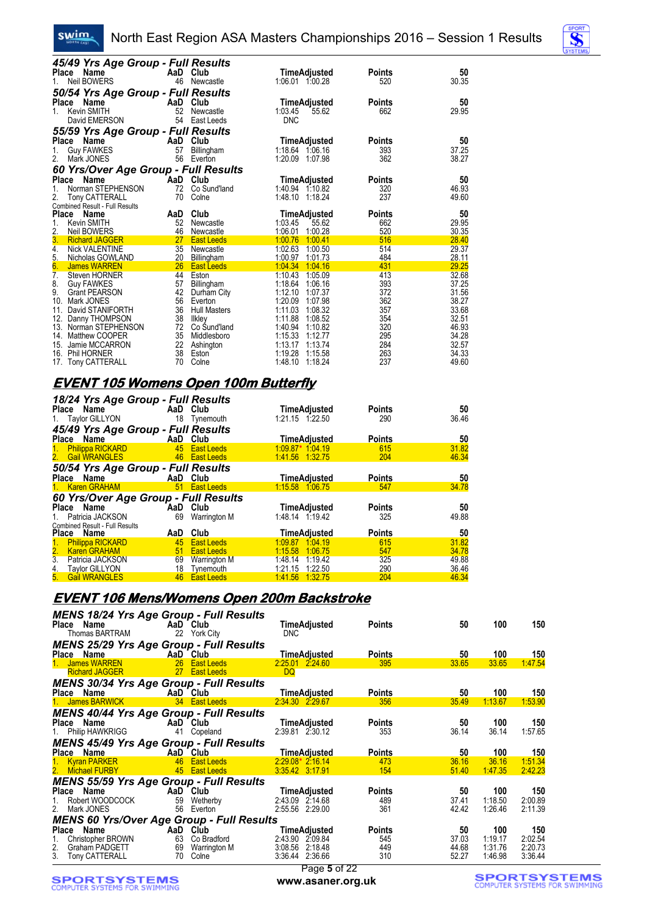### 45/49 Yrs Age Group - Full Results

| Place | Name | AaD | Club | Time | Adjusted | Points | 50 |
|---|---|---|---|---|---|---|---|
| 1. | Neil BOWERS | 46 | Newcastle | 1:06.01 | 1:00.28 | 520 | 30.35 |

### 50/54 Yrs Age Group - Full Results

| Place | Name | AaD | Club | Time | Adjusted | Points | 50 |
|---|---|---|---|---|---|---|---|
| 1. | Kevin SMITH | 52 | Newcastle | 1:03.45 | 55.62 | 662 | 29.95 |
| | David EMERSON | 54 | East Leeds | DNC | | | |

### 55/59 Yrs Age Group - Full Results

| Place | Name | AaD | Club | Time | Adjusted | Points | 50 |
|---|---|---|---|---|---|---|---|
| 1. | Guy FAWKES | 57 | Billingham | 1:18.64 | 1:06.16 | 393 | 37.25 |
| 2. | Mark JONES | 56 | Everton | 1:20.09 | 1:07.98 | 362 | 38.27 |

### 60 Yrs/Over Age Group - Full Results

| Place | Name | AaD | Club | Time | Adjusted | Points | 50 |
|---|---|---|---|---|---|---|---|
| 1. | Norman STEPHENSON | 72 | Co Sund'land | 1:40.94 | 1:10.82 | 320 | 46.93 |
| 2. | Tony CATTERALL | 70 | Colne | 1:48.10 | 1:18.24 | 237 | 49.60 |

Combined Result - Full Results

| Place | Name | AaD | Club | Time | Adjusted | Points | 50 |
|---|---|---|---|---|---|---|---|
| 1. | Kevin SMITH | 52 | Newcastle | 1:03.45 | 55.62 | 662 | 29.95 |
| 2. | Neil BOWERS | 46 | Newcastle | 1:06.01 | 1:00.28 | 520 | 30.35 |
| 3. | Richard JAGGER | 27 | East Leeds | 1:00.76 | 1:00.41 | 516 | 28.40 |
| 4. | Nick VALENTINE | 35 | Newcastle | 1:02.63 | 1:00.50 | 514 | 29.37 |
| 5. | Nicholas GOWLAND | 20 | Billingham | 1:00.97 | 1:01.73 | 484 | 28.11 |
| 6. | James WARREN | 26 | East Leeds | 1:04.34 | 1:04.16 | 431 | 29.25 |
| 7. | Steven HORNER | 44 | Eston | 1:10.43 | 1:05.09 | 413 | 32.68 |
| 8. | Guy FAWKES | 57 | Billingham | 1:18.64 | 1:06.16 | 393 | 37.25 |
| 9. | Grant PEARSON | 42 | Durham City | 1:12.10 | 1:07.37 | 372 | 31.56 |
| 10. | Mark JONES | 56 | Everton | 1:20.09 | 1:07.98 | 362 | 38.27 |
| 11. | David STANIFORTH | 36 | Hull Masters | 1:11.03 | 1:08.32 | 357 | 33.68 |
| 12. | Danny THOMPSON | 38 | Ilkley | 1:11.88 | 1:08.52 | 354 | 32.51 |
| 13. | Norman STEPHENSON | 72 | Co Sund'land | 1:40.94 | 1:10.82 | 320 | 46.93 |
| 14. | Matthew COOPER | 35 | Middlesboro | 1:15.33 | 1:12.77 | 295 | 34.28 |
| 15. | Jamie MCCARRON | 22 | Ashington | 1:13.17 | 1:13.74 | 284 | 32.57 |
| 16. | Phil HORNER | 38 | Eston | 1:19.28 | 1:15.58 | 263 | 34.33 |
| 17. | Tony CATTERALL | 70 | Colne | 1:48.10 | 1:18.24 | 237 | 49.60 |

## EVENT 105 Womens Open 100m Butterfly

### 18/24 Yrs Age Group - Full Results

| Place | Name | AaD | Club | Time | Adjusted | Points | 50 |
|---|---|---|---|---|---|---|---|
| 1. | Taylor GILLYON | 18 | Tynemouth | 1:21.15 | 1:22.50 | 290 | 36.46 |

### 45/49 Yrs Age Group - Full Results

| Place | Name | AaD | Club | Time | Adjusted | Points | 50 |
|---|---|---|---|---|---|---|---|
| 1. | Philippa RICKARD | 45 | East Leeds | 1:09.87* | 1:04.19 | 615 | 31.82 |
| 2. | Gail WRANGLES | 46 | East Leeds | 1:41.56 | 1:32.75 | 204 | 46.34 |

### 50/54 Yrs Age Group - Full Results

| Place | Name | AaD | Club | Time | Adjusted | Points | 50 |
|---|---|---|---|---|---|---|---|
| 1. | Karen GRAHAM | 51 | East Leeds | 1:15.58 | 1:06.75 | 547 | 34.78 |

### 60 Yrs/Over Age Group - Full Results

| Place | Name | AaD | Club | Time | Adjusted | Points | 50 |
|---|---|---|---|---|---|---|---|
| 1. | Patricia JACKSON | 69 | Warrington M | 1:48.14 | 1:19.42 | 325 | 49.88 |

Combined Result - Full Results

| Place | Name | AaD | Club | Time | Adjusted | Points | 50 |
|---|---|---|---|---|---|---|---|
| 1. | Philippa RICKARD | 45 | East Leeds | 1:09.87 | 1:04.19 | 615 | 31.82 |
| 2. | Karen GRAHAM | 51 | East Leeds | 1:15.58 | 1:06.75 | 547 | 34.78 |
| 3. | Patricia JACKSON | 69 | Warrington M | 1:48.14 | 1:19.42 | 325 | 49.88 |
| 4. | Taylor GILLYON | 18 | Tynemouth | 1:21.15 | 1:22.50 | 290 | 36.46 |
| 5. | Gail WRANGLES | 46 | East Leeds | 1:41.56 | 1:32.75 | 204 | 46.34 |

## EVENT 106 Mens/Womens Open 200m Backstroke

### MENS 18/24 Yrs Age Group - Full Results

| Place | Name | AaD | Club | Time | Adjusted | Points | 50 | 100 | 150 |
|---|---|---|---|---|---|---|---|---|---|
| | Thomas BARTRAM | 22 | York City | DNC | | | | | |

### MENS 25/29 Yrs Age Group - Full Results

| Place | Name | AaD | Club | Time | Adjusted | Points | 50 | 100 | 150 |
|---|---|---|---|---|---|---|---|---|---|
| 1. | James WARREN | 26 | East Leeds | 2:25.01 | 2:24.60 | 395 | 33.65 | 33.65 | 1:47.54 |
| | Richard JAGGER | 27 | East Leeds | DQ | | | | | |

### MENS 30/34 Yrs Age Group - Full Results

| Place | Name | AaD | Club | Time | Adjusted | Points | 50 | 100 | 150 |
|---|---|---|---|---|---|---|---|---|---|
| 1. | James BARWICK | 34 | East Leeds | 2:34.30 | 2:29.67 | 356 | 35.49 | 1:13.67 | 1:53.90 |

### MENS 40/44 Yrs Age Group - Full Results

| Place | Name | AaD | Club | Time | Adjusted | Points | 50 | 100 | 150 |
|---|---|---|---|---|---|---|---|---|---|
| 1. | Philip HAWKRIGG | 41 | Copeland | 2:39.81 | 2:30.12 | 353 | 36.14 | 36.14 | 1:57.65 |

### MENS 45/49 Yrs Age Group - Full Results

| Place | Name | AaD | Club | Time | Adjusted | Points | 50 | 100 | 150 |
|---|---|---|---|---|---|---|---|---|---|
| 1. | Kyran PARKER | 46 | East Leeds | 2:29.08* | 2:16.14 | 473 | 36.16 | 36.16 | 1:51.34 |
| 2. | Michael FURBY | 45 | East Leeds | 3:35.42 | 3:17.91 | 154 | 51.40 | 1:47.35 | 2:42.23 |

### MENS 55/59 Yrs Age Group - Full Results

| Place | Name | AaD | Club | Time | Adjusted | Points | 50 | 100 | 150 |
|---|---|---|---|---|---|---|---|---|---|
| 1. | Robert WOODCOCK | 59 | Wetherby | 2:43.09 | 2:14.68 | 489 | 37.41 | 1:18.50 | 2:00.89 |
| 2. | Mark JONES | 56 | Everton | 2:55.56 | 2:29.00 | 361 | 42.42 | 1:26.46 | 2:11.39 |

### MENS 60 Yrs/Over Age Group - Full Results

| Place | Name | AaD | Club | Time | Adjusted | Points | 50 | 100 | 150 |
|---|---|---|---|---|---|---|---|---|---|
| 1. | Christopher BROWN | 63 | Co Bradford | 2:43.90 | 2:09.84 | 545 | 37.03 | 1:19.17 | 2:02.54 |
| 2. | Graham PADGETT | 69 | Warrington M | 3:08.56 | 2:18.48 | 449 | 44.68 | 1:31.76 | 2:20.73 |
| 3. | Tony CATTERALL | 70 | Colne | 3:36.44 | 2:36.66 | 310 | 52.27 | 1:46.98 | 3:36.44 |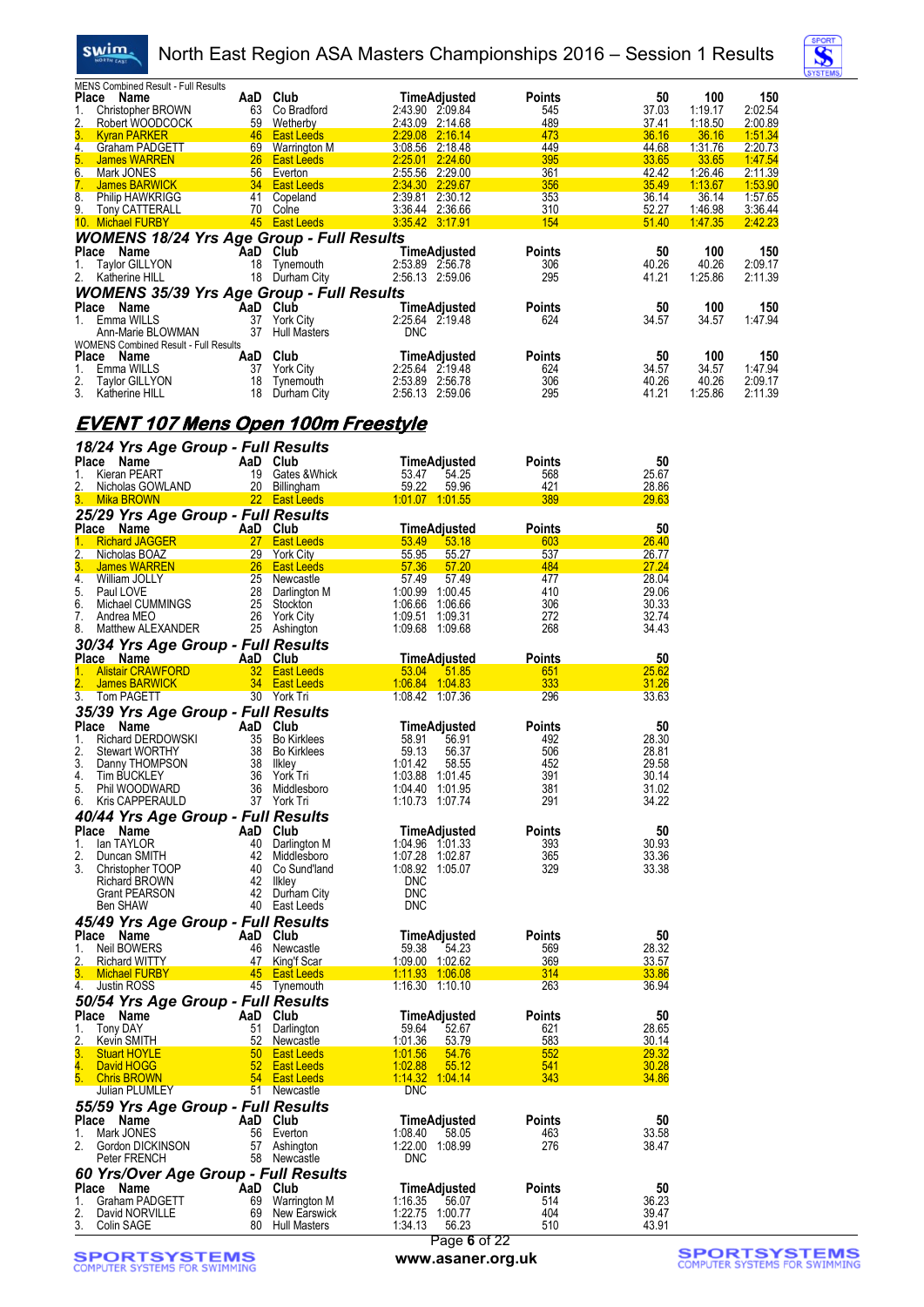MENS Combined Result - Full Results

| Place | Name | AaD | Club | Time | Adjusted | Points | 50 | 100 | 150 |
|---|---|---|---|---|---|---|---|---|---|
| 1. | Christopher BROWN | 63 | Co Bradford | 2:43.90 | 2:09.84 | 545 | 37.03 | 1:19.17 | 2:02.54 |
| 2. | Robert WOODCOCK | 59 | Wetherby | 2:43.09 | 2:14.68 | 489 | 37.41 | 1:18.50 | 2:00.89 |
| 3. | Kyran PARKER | 46 | East Leeds | 2:29.08 | 2:16.14 | 473 | 36.16 | 36.16 | 1:51.34 |
| 4. | Graham PADGETT | 69 | Warrington M | 3:08.56 | 2:18.48 | 449 | 44.68 | 1:31.76 | 2:20.73 |
| 5. | James WARREN | 26 | East Leeds | 2:25.01 | 2:24.60 | 395 | 33.65 | 33.65 | 1:47.54 |
| 6. | Mark JONES | 56 | Everton | 2:55.56 | 2:29.00 | 361 | 42.42 | 1:26.46 | 2:11.39 |
| 7. | James BARWICK | 34 | East Leeds | 2:34.30 | 2:29.67 | 356 | 35.49 | 1:13.67 | 1:53.90 |
| 8. | Philip HAWKRIGG | 41 | Copeland | 2:39.81 | 2:30.12 | 353 | 36.14 | 36.14 | 1:57.65 |
| 9. | Tony CATTERALL | 70 | Colne | 3:36.44 | 2:36.66 | 310 | 52.27 | 1:46.98 | 3:36.44 |
| 10. | Michael FURBY | 45 | East Leeds | 3:35.42 | 3:17.91 | 154 | 51.40 | 1:47.35 | 2:42.23 |

## WOMENS 18/24 Yrs Age Group - Full Results

| Place | Name | AaD | Club | Time | Adjusted | Points | 50 | 100 | 150 |
|---|---|---|---|---|---|---|---|---|---|
| 1. | Taylor GILLYON | 18 | Tynemouth | 2:53.89 | 2:56.78 | 306 | 40.26 | 40.26 | 2:09.17 |
| 2. | Katherine HILL | 18 | Durham City | 2:56.13 | 2:59.06 | 295 | 41.21 | 1:25.86 | 2:11.39 |

## WOMENS 35/39 Yrs Age Group - Full Results

| Place | Name | AaD | Club | Time | Adjusted | Points | 50 | 100 | 150 |
|---|---|---|---|---|---|---|---|---|---|
| 1. | Emma WILLS | 37 | York City | 2:25.64 | 2:19.48 | 624 | 34.57 | 34.57 | 1:47.94 |
| | Ann-Marie BLOWMAN | 37 | Hull Masters | DNC | | | | | |

WOMENS Combined Result - Full Results

| Place | Name | AaD | Club | Time | Adjusted | Points | 50 | 100 | 150 |
|---|---|---|---|---|---|---|---|---|---|
| 1. | Emma WILLS | 37 | York City | 2:25.64 | 2:19.48 | 624 | 34.57 | 34.57 | 1:47.94 |
| 2. | Taylor GILLYON | 18 | Tynemouth | 2:53.89 | 2:56.78 | 306 | 40.26 | 40.26 | 2:09.17 |
| 3. | Katherine HILL | 18 | Durham City | 2:56.13 | 2:59.06 | 295 | 41.21 | 1:25.86 | 2:11.39 |

# EVENT 107 Mens Open 100m Freestyle

## 18/24 Yrs Age Group - Full Results

| Place | Name | AaD | Club | Time | Adjusted | Points | 50 |
|---|---|---|---|---|---|---|---|
| 1. | Kieran PEART | 19 | Gates &Whick | 53.47 | 54.25 | 568 | 25.67 |
| 2. | Nicholas GOWLAND | 20 | Billingham | 59.22 | 59.96 | 421 | 28.86 |
| 3. | Mika BROWN | 22 | East Leeds | 1:01.07 | 1:01.55 | 389 | 29.63 |

## 25/29 Yrs Age Group - Full Results

| Place | Name | AaD | Club | Time | Adjusted | Points | 50 |
|---|---|---|---|---|---|---|---|
| 1. | Richard JAGGER | 27 | East Leeds | 53.49 | 53.18 | 603 | 26.40 |
| 2. | Nicholas BOAZ | 29 | York City | 55.95 | 55.27 | 537 | 26.77 |
| 3. | James WARREN | 26 | East Leeds | 57.36 | 57.20 | 484 | 27.24 |
| 4. | William JOLLY | 25 | Newcastle | 57.49 | 57.49 | 477 | 28.04 |
| 5. | Paul LOVE | 28 | Darlington M | 1:00.99 | 1:00.45 | 410 | 29.06 |
| 6. | Michael CUMMINGS | 25 | Stockton | 1:06.66 | 1:06.66 | 306 | 30.33 |
| 7. | Andrea MEO | 26 | York City | 1:09.51 | 1:09.31 | 272 | 32.74 |
| 8. | Matthew ALEXANDER | 25 | Ashington | 1:09.68 | 1:09.68 | 268 | 34.43 |

## 30/34 Yrs Age Group - Full Results

| Place | Name | AaD | Club | Time | Adjusted | Points | 50 |
|---|---|---|---|---|---|---|---|
| 1. | Alistair CRAWFORD | 32 | East Leeds | 53.04 | 51.85 | 651 | 25.62 |
| 2. | James BARWICK | 34 | East Leeds | 1:06.84 | 1:04.83 | 333 | 31.26 |
| 3. | Tom PAGETT | 30 | York Tri | 1:08.42 | 1:07.36 | 296 | 33.63 |

## 35/39 Yrs Age Group - Full Results

| Place | Name | AaD | Club | Time | Adjusted | Points | 50 |
|---|---|---|---|---|---|---|---|
| 1. | Richard DERDOWSKI | 35 | Bo Kirklees | 58.91 | 56.91 | 492 | 28.30 |
| 2. | Stewart WORTHY | 38 | Bo Kirklees | 59.13 | 56.37 | 506 | 28.81 |
| 3. | Danny THOMPSON | 38 | Ilkley | 1:01.42 | 58.55 | 452 | 29.58 |
| 4. | Tim BUCKLEY | 36 | York Tri | 1:03.88 | 1:01.45 | 391 | 30.14 |
| 5. | Phil WOODWARD | 36 | Middlesboro | 1:04.40 | 1:01.95 | 381 | 31.02 |
| 6. | Kris CAPPERAULD | 37 | York Tri | 1:10.73 | 1:07.74 | 291 | 34.22 |

## 40/44 Yrs Age Group - Full Results

| Place | Name | AaD | Club | Time | Adjusted | Points | 50 |
|---|---|---|---|---|---|---|---|
| 1. | Ian TAYLOR | 40 | Darlington M | 1:04.96 | 1:01.33 | 393 | 30.93 |
| 2. | Duncan SMITH | 42 | Middlesboro | 1:07.28 | 1:02.87 | 365 | 33.36 |
| 3. | Christopher TOOP | 40 | Co Sund'land | 1:08.92 | 1:05.07 | 329 | 33.38 |
| | Richard BROWN | 42 | Ilkley | DNC | | | |
| | Grant PEARSON | 42 | Durham City | DNC | | | |
| | Ben SHAW | 40 | East Leeds | DNC | | | |

## 45/49 Yrs Age Group - Full Results

| Place | Name | AaD | Club | Time | Adjusted | Points | 50 |
|---|---|---|---|---|---|---|---|
| 1. | Neil BOWERS | 46 | Newcastle | 59.38 | 54.23 | 569 | 28.32 |
| 2. | Richard WITTY | 47 | King'f Scar | 1:09.00 | 1:02.62 | 369 | 33.57 |
| 3. | Michael FURBY | 45 | East Leeds | 1:11.93 | 1:06.08 | 314 | 33.86 |
| 4. | Justin ROSS | 45 | Tynemouth | 1:16.30 | 1:10.10 | 263 | 36.94 |

## 50/54 Yrs Age Group - Full Results

| Place | Name | AaD | Club | Time | Adjusted | Points | 50 |
|---|---|---|---|---|---|---|---|
| 1. | Tony DAY | 51 | Darlington | 59.64 | 52.67 | 621 | 28.65 |
| 2. | Kevin SMITH | 52 | Newcastle | 1:01.36 | 53.79 | 583 | 30.14 |
| 3. | Stuart HOYLE | 50 | East Leeds | 1:01.56 | 54.76 | 552 | 29.32 |
| 4. | David HOGG | 52 | East Leeds | 1:02.88 | 55.12 | 541 | 30.28 |
| 5. | Chris BROWN | 54 | East Leeds | 1:14.32 | 1:04.14 | 343 | 34.86 |
| | Julian PLUMLEY | 51 | Newcastle | DNC | | | |

## 55/59 Yrs Age Group - Full Results

| Place | Name | AaD | Club | Time | Adjusted | Points | 50 |
|---|---|---|---|---|---|---|---|
| 1. | Mark JONES | 56 | Everton | 1:08.40 | 58.05 | 463 | 33.58 |
| 2. | Gordon DICKINSON | 57 | Ashington | 1:22.00 | 1:08.99 | 276 | 38.47 |
| | Peter FRENCH | 58 | Newcastle | DNC | | | |

## 60 Yrs/Over Age Group - Full Results

| Place | Name | AaD | Club | Time | Adjusted | Points | 50 |
|---|---|---|---|---|---|---|---|
| 1. | Graham PADGETT | 69 | Warrington M | 1:16.35 | 56.07 | 514 | 36.23 |
| 2. | David NORVILLE | 69 | New Earswick | 1:22.75 | 1:00.77 | 404 | 39.47 |
| 3. | Colin SAGE | 80 | Hull Masters | 1:34.13 | 56.23 | 510 | 43.91 |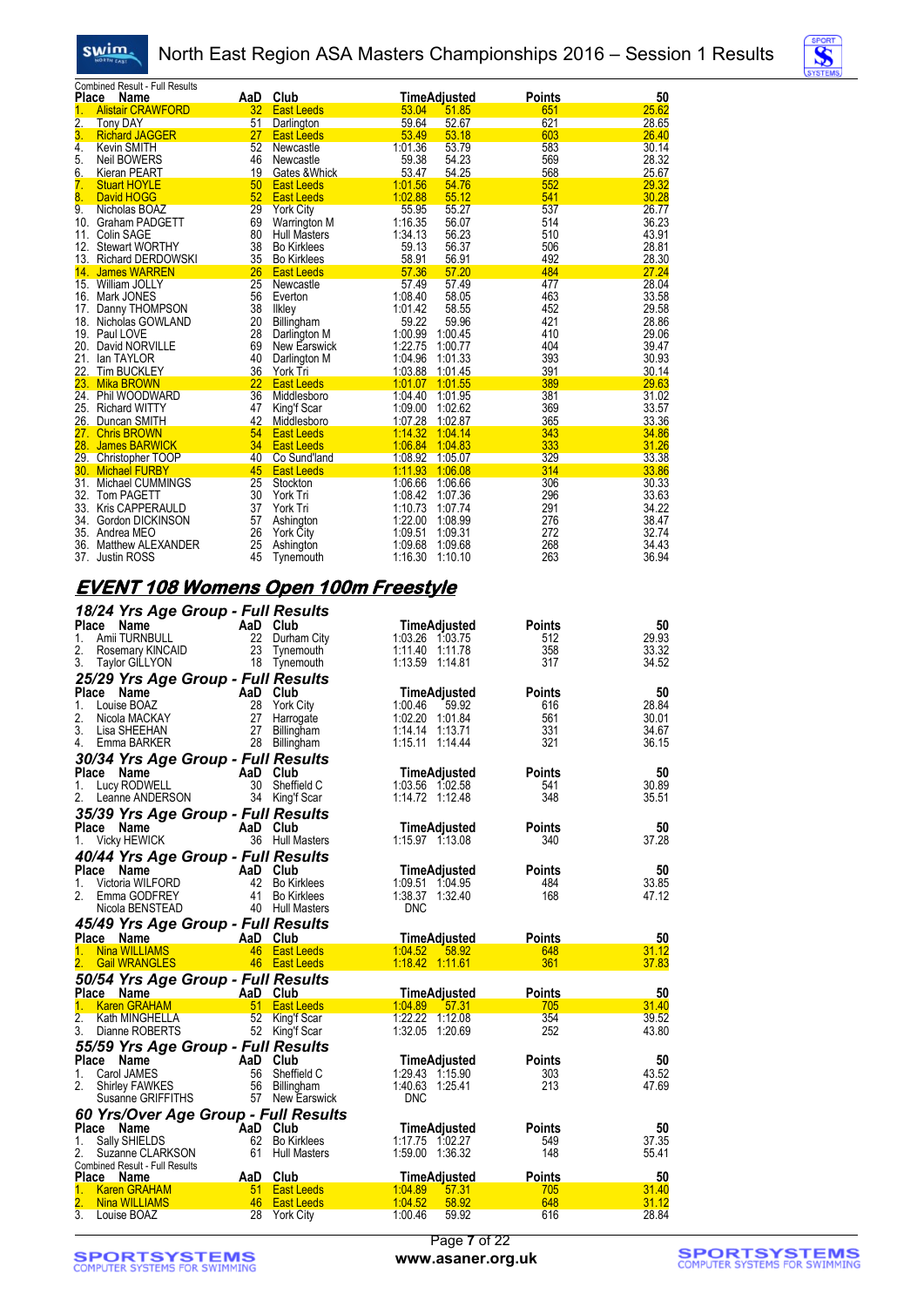Combined Result - Full Results

| Place | Name | AaD | Club | Time | Adjusted | Points | 50 |
|---|---|---|---|---|---|---|---|
| 1. | Alistair CRAWFORD | 32 | East Leeds | 53.04 | 51.85 | 651 | 25.62 |
| 2. | Tony DAY | 51 | Darlington | 59.64 | 52.67 | 621 | 28.65 |
| 3. | Richard JAGGER | 27 | East Leeds | 53.49 | 53.18 | 603 | 26.40 |
| 4. | Kevin SMITH | 52 | Newcastle | 1:01.36 | 53.79 | 583 | 30.14 |
| 5. | Neil BOWERS | 46 | Newcastle | 59.38 | 54.23 | 569 | 28.32 |
| 6. | Kieran PEART | 19 | Gates &Whick | 53.47 | 54.25 | 568 | 25.67 |
| 7. | Stuart HOYLE | 50 | East Leeds | 1:01.56 | 54.76 | 552 | 29.32 |
| 8. | David HOGG | 52 | East Leeds | 1:02.88 | 55.12 | 541 | 30.28 |
| 9. | Nicholas BOAZ | 29 | York City | 55.95 | 55.27 | 537 | 26.77 |
| 10. | Graham PADGETT | 69 | Warrington M | 1:16.35 | 56.07 | 514 | 36.23 |
| 11. | Colin SAGE | 80 | Hull Masters | 1:34.13 | 56.23 | 510 | 43.91 |
| 12. | Stewart WORTHY | 38 | Bo Kirklees | 59.13 | 56.37 | 506 | 28.81 |
| 13. | Richard DERDOWSKI | 35 | Bo Kirklees | 58.91 | 56.91 | 492 | 28.30 |
| 14. | James WARREN | 26 | East Leeds | 57.36 | 57.20 | 484 | 27.24 |
| 15. | William JOLLY | 25 | Newcastle | 57.49 | 57.49 | 477 | 28.04 |
| 16. | Mark JONES | 56 | Everton | 1:08.40 | 58.05 | 463 | 33.58 |
| 17. | Danny THOMPSON | 38 | Ilkley | 1:01.42 | 58.55 | 452 | 29.58 |
| 18. | Nicholas GOWLAND | 20 | Billingham | 59.22 | 59.96 | 421 | 28.86 |
| 19. | Paul LOVE | 28 | Darlington M | 1:00.99 | 1:00.45 | 410 | 29.06 |
| 20. | David NORVILLE | 69 | New Earswick | 1:22.75 | 1:00.77 | 404 | 39.47 |
| 21. | Ian TAYLOR | 40 | Darlington M | 1:04.96 | 1:01.33 | 393 | 30.93 |
| 22. | Tim BUCKLEY | 36 | York Tri | 1:03.88 | 1:01.45 | 391 | 30.14 |
| 23. | Mika BROWN | 22 | East Leeds | 1:01.07 | 1:01.55 | 389 | 29.63 |
| 24. | Phil WOODWARD | 36 | Middlesboro | 1:04.40 | 1:01.95 | 381 | 31.02 |
| 25. | Richard WITTY | 47 | King'f Scar | 1:09.00 | 1:02.62 | 369 | 33.57 |
| 26. | Duncan SMITH | 42 | Middlesboro | 1:07.28 | 1:02.87 | 365 | 33.36 |
| 27. | Chris BROWN | 54 | East Leeds | 1:14.32 | 1:04.14 | 343 | 34.86 |
| 28. | James BARWICK | 34 | East Leeds | 1:06.84 | 1:04.83 | 333 | 31.26 |
| 29. | Christopher TOOP | 40 | Co Sund'land | 1:08.92 | 1:05.07 | 329 | 33.38 |
| 30. | Michael FURBY | 45 | East Leeds | 1:11.93 | 1:06.08 | 314 | 33.86 |
| 31. | Michael CUMMINGS | 25 | Stockton | 1:06.66 | 1:06.66 | 306 | 30.33 |
| 32. | Tom PAGETT | 30 | York Tri | 1:08.42 | 1:07.36 | 296 | 33.63 |
| 33. | Kris CAPPERAULD | 37 | York Tri | 1:10.73 | 1:07.74 | 291 | 34.22 |
| 34. | Gordon DICKINSON | 57 | Ashington | 1:22.00 | 1:08.99 | 276 | 38.47 |
| 35. | Andrea MEO | 26 | York City | 1:09.51 | 1:09.31 | 272 | 32.74 |
| 36. | Matthew ALEXANDER | 25 | Ashington | 1:09.68 | 1:09.68 | 268 | 34.43 |
| 37. | Justin ROSS | 45 | Tynemouth | 1:16.30 | 1:10.10 | 263 | 36.94 |

## EVENT 108 Womens Open 100m Freestyle

### 18/24 Yrs Age Group - Full Results

| Place | Name | AaD | Club | Time | Adjusted | Points | 50 |
|---|---|---|---|---|---|---|---|
| 1. | Amii TURNBULL | 22 | Durham City | 1:03.26 | 1:03.75 | 512 | 29.93 |
| 2. | Rosemary KINCAID | 23 | Tynemouth | 1:11.40 | 1:11.78 | 358 | 33.32 |
| 3. | Taylor GILLYON | 18 | Tynemouth | 1:13.59 | 1:14.81 | 317 | 34.52 |

### 25/29 Yrs Age Group - Full Results

| Place | Name | AaD | Club | Time | Adjusted | Points | 50 |
|---|---|---|---|---|---|---|---|
| 1. | Louise BOAZ | 28 | York City | 1:00.46 | 59.92 | 616 | 28.84 |
| 2. | Nicola MACKAY | 27 | Harrogate | 1:02.20 | 1:01.84 | 561 | 30.01 |
| 3. | Lisa SHEEHAN | 27 | Billingham | 1:14.14 | 1:13.71 | 331 | 34.67 |
| 4. | Emma BARKER | 28 | Billingham | 1:15.11 | 1:14.44 | 321 | 36.15 |

### 30/34 Yrs Age Group - Full Results

| Place | Name | AaD | Club | Time | Adjusted | Points | 50 |
|---|---|---|---|---|---|---|---|
| 1. | Lucy RODWELL | 30 | Sheffield C | 1:03.56 | 1:02.58 | 541 | 30.89 |
| 2. | Leanne ANDERSON | 34 | King'f Scar | 1:14.72 | 1:12.48 | 348 | 35.51 |

### 35/39 Yrs Age Group - Full Results

| Place | Name | AaD | Club | Time | Adjusted | Points | 50 |
|---|---|---|---|---|---|---|---|
| 1. | Vicky HEWICK | 36 | Hull Masters | 1:15.97 | 1:13.08 | 340 | 37.28 |

### 40/44 Yrs Age Group - Full Results

| Place | Name | AaD | Club | Time | Adjusted | Points | 50 |
|---|---|---|---|---|---|---|---|
| 1. | Victoria WILFORD | 42 | Bo Kirklees | 1:09.51 | 1:04.95 | 484 | 33.85 |
| 2. | Emma GODFREY | 41 | Bo Kirklees | 1:38.37 | 1:32.40 | 168 | 47.12 |
| | Nicola BENSTEAD | 40 | Hull Masters | DNC | | | |

### 45/49 Yrs Age Group - Full Results

| Place | Name | AaD | Club | Time | Adjusted | Points | 50 |
|---|---|---|---|---|---|---|---|
| 1. | Nina WILLIAMS | 46 | East Leeds | 1:04.52 | 58.92 | 648 | 31.12 |
| 2. | Gail WRANGLES | 46 | East Leeds | 1:18.42 | 1:11.61 | 361 | 37.83 |

### 50/54 Yrs Age Group - Full Results

| Place | Name | AaD | Club | Time | Adjusted | Points | 50 |
|---|---|---|---|---|---|---|---|
| 1. | Karen GRAHAM | 51 | East Leeds | 1:04.89 | 57.31 | 705 | 31.40 |
| 2. | Kath MINGHELLA | 52 | King'f Scar | 1:22.22 | 1:12.08 | 354 | 39.52 |
| 3. | Dianne ROBERTS | 52 | King'f Scar | 1:32.05 | 1:20.69 | 252 | 43.80 |

### 55/59 Yrs Age Group - Full Results

| Place | Name | AaD | Club | Time | Adjusted | Points | 50 |
|---|---|---|---|---|---|---|---|
| 1. | Carol JAMES | 56 | Sheffield C | 1:29.43 | 1:15.90 | 303 | 43.52 |
| 2. | Shirley FAWKES | 56 | Billingham | 1:40.63 | 1:25.41 | 213 | 47.69 |
| | Susanne GRIFFITHS | 57 | New Earswick | DNC | | | |

### 60 Yrs/Over Age Group - Full Results

| Place | Name | AaD | Club | Time | Adjusted | Points | 50 |
|---|---|---|---|---|---|---|---|
| 1. | Sally SHIELDS | 62 | Bo Kirklees | 1:17.75 | 1:02.27 | 549 | 37.35 |
| 2. | Suzanne CLARKSON | 61 | Hull Masters | 1:59.00 | 1:36.32 | 148 | 55.41 |

Combined Result - Full Results

| Place | Name | AaD | Club | Time | Adjusted | Points | 50 |
|---|---|---|---|---|---|---|---|
| 1. | Karen GRAHAM | 51 | East Leeds | 1:04.89 | 57.31 | 705 | 31.40 |
| 2. | Nina WILLIAMS | 46 | East Leeds | 1:04.52 | 58.92 | 648 | 31.12 |
| 3. | Louise BOAZ | 28 | York City | 1:00.46 | 59.92 | 616 | 28.84 |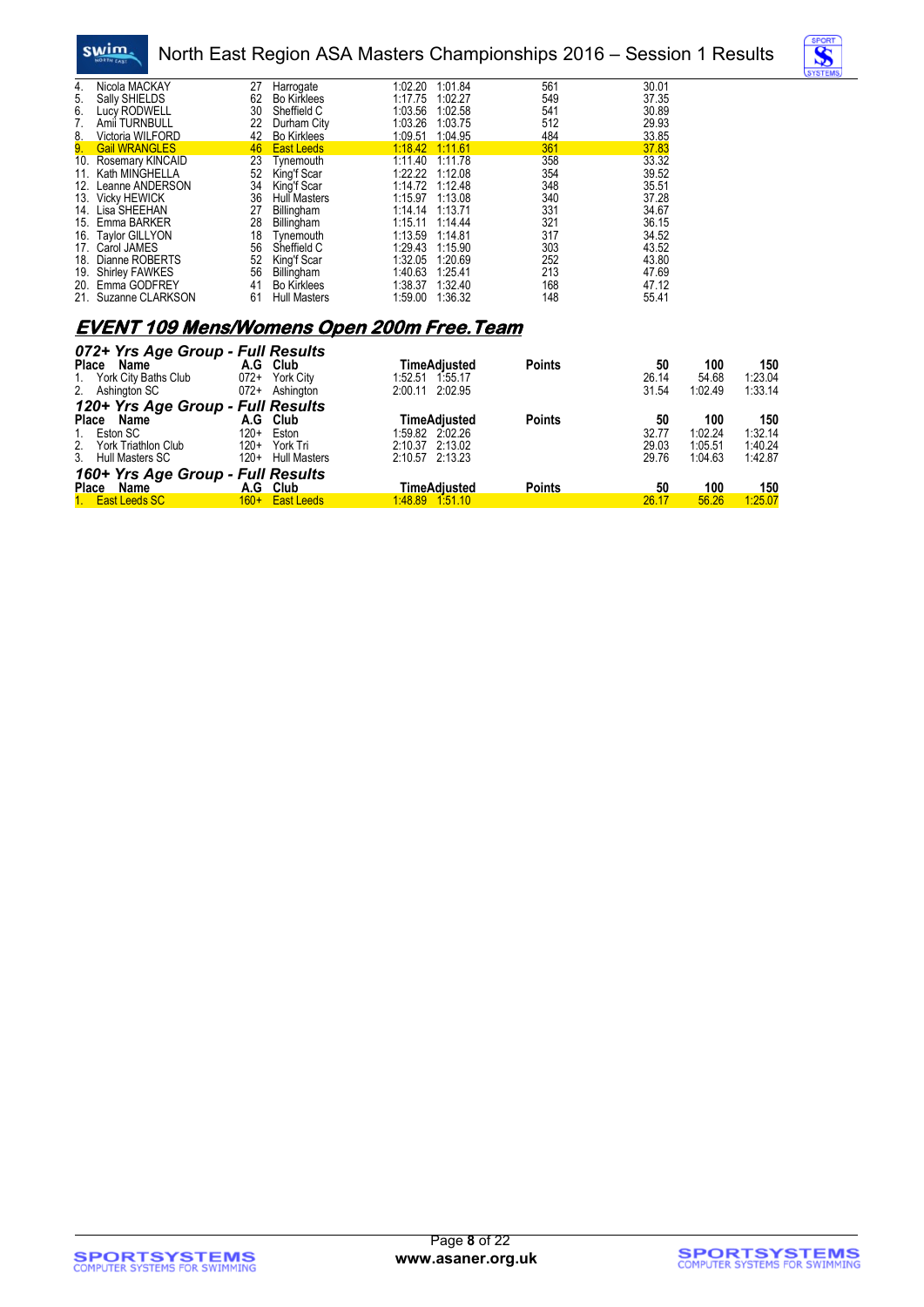| Place | Name | A.G | Club | Time | Adjusted | Points | 50 |
|---|---|---|---|---|---|---|---|
| 4. | Nicola MACKAY | 27 | Harrogate | 1:02.20 | 1:01.84 | 561 | 30.01 |
| 5. | Sally SHIELDS | 62 | Bo Kirklees | 1:17.75 | 1:02.27 | 549 | 37.35 |
| 6. | Lucy RODWELL | 30 | Sheffield C | 1:03.56 | 1:02.58 | 541 | 30.89 |
| 7. | Amii TURNBULL | 22 | Durham City | 1:03.26 | 1:03.75 | 512 | 29.93 |
| 8. | Victoria WILFORD | 42 | Bo Kirklees | 1:09.51 | 1:04.95 | 484 | 33.85 |
| 9. | Gail WRANGLES | 46 | East Leeds | 1:18.42 | 1:11.61 | 361 | 37.83 |
| 10. | Rosemary KINCAID | 23 | Tynemouth | 1:11.40 | 1:11.78 | 358 | 33.32 |
| 11. | Kath MINGHELLA | 52 | King'f Scar | 1:22.22 | 1:12.08 | 354 | 39.52 |
| 12. | Leanne ANDERSON | 34 | King'f Scar | 1:14.72 | 1:12.48 | 348 | 35.51 |
| 13. | Vicky HEWICK | 36 | Hull Masters | 1:15.97 | 1:13.08 | 340 | 37.28 |
| 14. | Lisa SHEEHAN | 27 | Billingham | 1:14.14 | 1:13.71 | 331 | 34.67 |
| 15. | Emma BARKER | 28 | Billingham | 1:15.11 | 1:14.44 | 321 | 36.15 |
| 16. | Taylor GILLYON | 18 | Tynemouth | 1:13.59 | 1:14.81 | 317 | 34.52 |
| 17. | Carol JAMES | 56 | Sheffield C | 1:29.43 | 1:15.90 | 303 | 43.52 |
| 18. | Dianne ROBERTS | 52 | King'f Scar | 1:32.05 | 1:20.69 | 252 | 43.80 |
| 19. | Shirley FAWKES | 56 | Billingham | 1:40.63 | 1:25.41 | 213 | 47.69 |
| 20. | Emma GODFREY | 41 | Bo Kirklees | 1:38.37 | 1:32.40 | 168 | 47.12 |
| 21. | Suzanne CLARKSON | 61 | Hull Masters | 1:59.00 | 1:36.32 | 148 | 55.41 |

## *EVENT 109 Mens/Womens Open 200m Free.Team*

### *072+ Yrs Age Group - Full Results*

| Place | Name | A.G | Club | Time | Adjusted | Points | 50 | 100 | 150 |
|---|---|---|---|---|---|---|---|---|---|
| 1. | York City Baths Club | 072+ | York City | 1:52.51 | 1:55.17 | | 26.14 | 54.68 | 1:23.04 |
| 2. | Ashington SC | 072+ | Ashington | 2:00.11 | 2:02.95 | | 31.54 | 1:02.49 | 1:33.14 |

### *120+ Yrs Age Group - Full Results*

| Place | Name | A.G | Club | Time | Adjusted | Points | 50 | 100 | 150 |
|---|---|---|---|---|---|---|---|---|---|
| 1. | Eston SC | 120+ | Eston | 1:59.82 | 2:02.26 | | 32.77 | 1:02.24 | 1:32.14 |
| 2. | York Triathlon Club | 120+ | York Tri | 2:10.37 | 2:13.02 | | 29.03 | 1:05.51 | 1:40.24 |
| 3. | Hull Masters SC | 120+ | Hull Masters | 2:10.57 | 2:13.23 | | 29.76 | 1:04.63 | 1:42.87 |

### *160+ Yrs Age Group - Full Results*

| Place | Name | A.G | Club | Time | Adjusted | Points | 50 | 100 | 150 |
|---|---|---|---|---|---|---|---|---|---|
| 1. | East Leeds SC | 160+ | East Leeds | 1:48.89 | 1:51.10 | | 26.17 | 56.26 | 1:25.07 |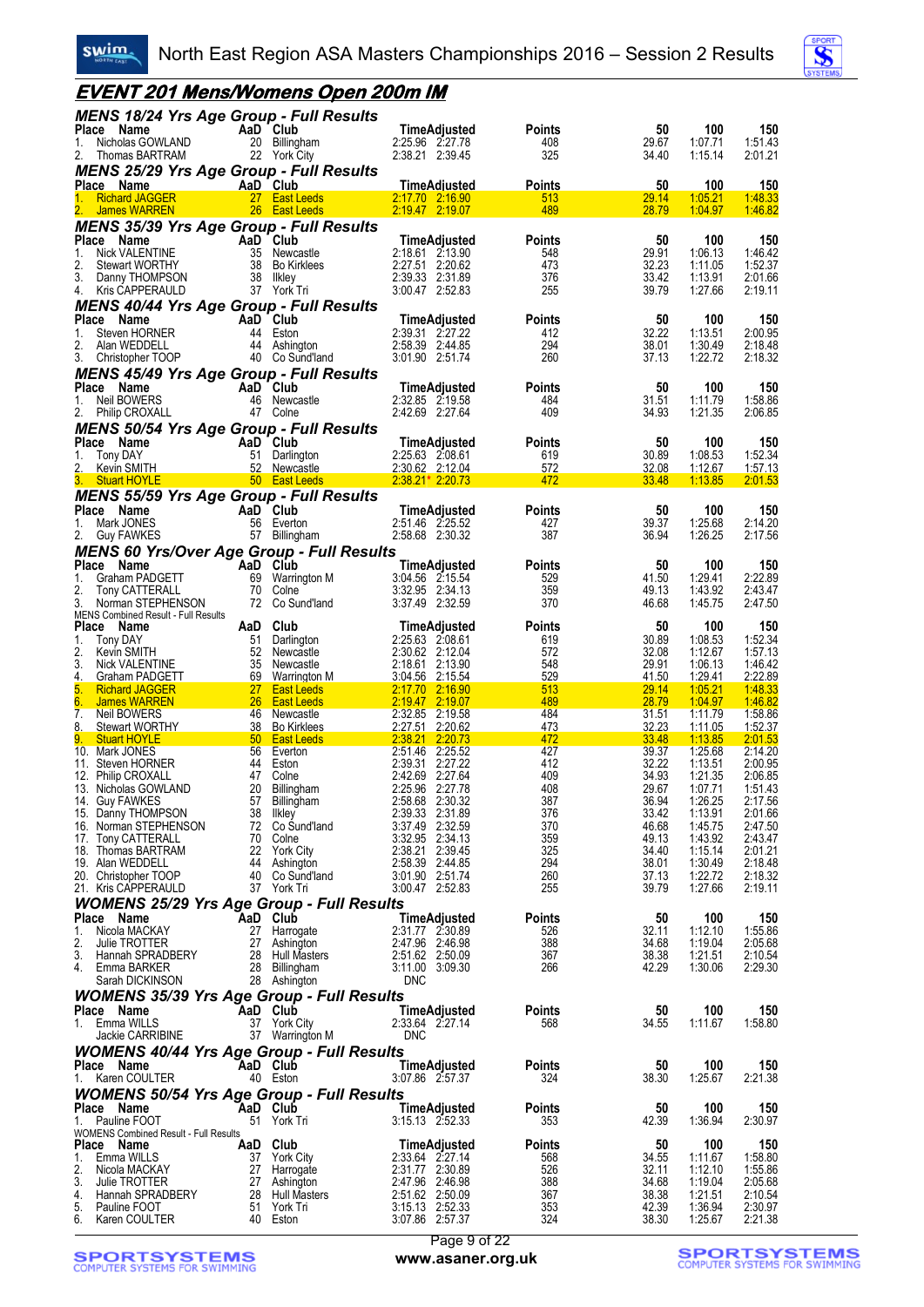## EVENT 201 Mens/Womens Open 200m IM

### MENS 18/24 Yrs Age Group - Full Results

| Place | Name | AaD | Club | Time | Adjusted | Points | 50 | 100 | 150 |
|---|---|---|---|---|---|---|---|---|---|
| 1. | Nicholas GOWLAND | 20 | Billingham | 2:25.96 | 2:27.78 | 408 | 29.67 | 1:07.71 | 1:51.43 |
| 2. | Thomas BARTRAM | 22 | York City | 2:38.21 | 2:39.45 | 325 | 34.40 | 1:15.14 | 2:01.21 |

### MENS 25/29 Yrs Age Group - Full Results

| Place | Name | AaD | Club | Time | Adjusted | Points | 50 | 100 | 150 |
|---|---|---|---|---|---|---|---|---|---|
| 1. | Richard JAGGER | 27 | East Leeds | 2:17.70 | 2:16.90 | 513 | 29.14 | 1:05.21 | 1:48.33 |
| 2. | James WARREN | 26 | East Leeds | 2:19.47 | 2:19.07 | 489 | 28.79 | 1:04.97 | 1:46.82 |

### MENS 35/39 Yrs Age Group - Full Results

| Place | Name | AaD | Club | Time | Adjusted | Points | 50 | 100 | 150 |
|---|---|---|---|---|---|---|---|---|---|
| 1. | Nick VALENTINE | 35 | Newcastle | 2:18.61 | 2:13.90 | 548 | 29.91 | 1:06.13 | 1:46.42 |
| 2. | Stewart WORTHY | 38 | Bo Kirklees | 2:27.51 | 2:20.62 | 473 | 32.23 | 1:11.05 | 1:52.37 |
| 3. | Danny THOMPSON | 38 | Ilkley | 2:39.33 | 2:31.89 | 376 | 33.42 | 1:13.91 | 2:01.66 |
| 4. | Kris CAPPERAULD | 37 | York Tri | 3:00.47 | 2:52.83 | 255 | 39.79 | 1:27.66 | 2:19.11 |

### MENS 40/44 Yrs Age Group - Full Results

| Place | Name | AaD | Club | Time | Adjusted | Points | 50 | 100 | 150 |
|---|---|---|---|---|---|---|---|---|---|
| 1. | Steven HORNER | 44 | Eston | 2:39.31 | 2:27.22 | 412 | 32.22 | 1:13.51 | 2:00.95 |
| 2. | Alan WEDDELL | 44 | Ashington | 2:58.39 | 2:44.85 | 294 | 38.01 | 1:30.49 | 2:18.48 |
| 3. | Christopher TOOP | 40 | Co Sund'land | 3:01.90 | 2:51.74 | 260 | 37.13 | 1:22.72 | 2:18.32 |

### MENS 45/49 Yrs Age Group - Full Results

| Place | Name | AaD | Club | Time | Adjusted | Points | 50 | 100 | 150 |
|---|---|---|---|---|---|---|---|---|---|
| 1. | Neil BOWERS | 46 | Newcastle | 2:32.85 | 2:19.58 | 484 | 31.51 | 1:11.79 | 1:58.86 |
| 2. | Philip CROXALL | 47 | Colne | 2:42.69 | 2:27.64 | 409 | 34.93 | 1:21.35 | 2:06.85 |

### MENS 50/54 Yrs Age Group - Full Results

| Place | Name | AaD | Club | Time | Adjusted | Points | 50 | 100 | 150 |
|---|---|---|---|---|---|---|---|---|---|
| 1. | Tony DAY | 51 | Darlington | 2:25.63 | 2:08.61 | 619 | 30.89 | 1:08.53 | 1:52.34 |
| 2. | Kevin SMITH | 52 | Newcastle | 2:30.62 | 2:12.04 | 572 | 32.08 | 1:12.67 | 1:57.13 |
| 3. | Stuart HOYLE | 50 | East Leeds | 2:38.21* | 2:20.73 | 472 | 33.48 | 1:13.85 | 2:01.53 |

### MENS 55/59 Yrs Age Group - Full Results

| Place | Name | AaD | Club | Time | Adjusted | Points | 50 | 100 | 150 |
|---|---|---|---|---|---|---|---|---|---|
| 1. | Mark JONES | 56 | Everton | 2:51.46 | 2:25.52 | 427 | 39.37 | 1:25.68 | 2:14.20 |
| 2. | Guy FAWKES | 57 | Billingham | 2:58.68 | 2:30.32 | 387 | 36.94 | 1:26.25 | 2:17.56 |

### MENS 60 Yrs/Over Age Group - Full Results

| Place | Name | AaD | Club | Time | Adjusted | Points | 50 | 100 | 150 |
|---|---|---|---|---|---|---|---|---|---|
| 1. | Graham PADGETT | 69 | Warrington M | 3:04.56 | 2:15.54 | 529 | 41.50 | 1:29.41 | 2:22.89 |
| 2. | Tony CATTERALL | 70 | Colne | 3:32.95 | 2:34.13 | 359 | 49.13 | 1:43.92 | 2:43.47 |
| 3. | Norman STEPHENSON | 72 | Co Sund'land | 3:37.49 | 2:32.59 | 370 | 46.68 | 1:45.75 | 2:47.50 |

MENS Combined Result - Full Results

| Place | Name | AaD | Club | Time | Adjusted | Points | 50 | 100 | 150 |
|---|---|---|---|---|---|---|---|---|---|
| 1. | Tony DAY | 51 | Darlington | 2:25.63 | 2:08.61 | 619 | 30.89 | 1:08.53 | 1:52.34 |
| 2. | Kevin SMITH | 52 | Newcastle | 2:30.62 | 2:12.04 | 572 | 32.08 | 1:12.67 | 1:57.13 |
| 3. | Nick VALENTINE | 35 | Newcastle | 2:18.61 | 2:13.90 | 548 | 29.91 | 1:06.13 | 1:46.42 |
| 4. | Graham PADGETT | 69 | Warrington M | 3:04.56 | 2:15.54 | 529 | 41.50 | 1:29.41 | 2:22.89 |
| 5. | Richard JAGGER | 27 | East Leeds | 2:17.70 | 2:16.90 | 513 | 29.14 | 1:05.21 | 1:48.33 |
| 6. | James WARREN | 26 | East Leeds | 2:19.47 | 2:19.07 | 489 | 28.79 | 1:04.97 | 1:46.82 |
| 7. | Neil BOWERS | 46 | Newcastle | 2:32.85 | 2:19.58 | 484 | 31.51 | 1:11.79 | 1:58.86 |
| 8. | Stewart WORTHY | 38 | Bo Kirklees | 2:27.51 | 2:20.62 | 473 | 32.23 | 1:11.05 | 1:52.37 |
| 9. | Stuart HOYLE | 50 | East Leeds | 2:38.21 | 2:20.73 | 472 | 33.48 | 1:13.85 | 2:01.53 |
| 10. | Mark JONES | 56 | Everton | 2:51.46 | 2:25.52 | 427 | 39.37 | 1:25.68 | 2:14.20 |
| 11. | Steven HORNER | 44 | Eston | 2:39.31 | 2:27.22 | 412 | 32.22 | 1:13.51 | 2:00.95 |
| 12. | Philip CROXALL | 47 | Colne | 2:42.69 | 2:27.64 | 409 | 34.93 | 1:21.35 | 2:06.85 |
| 13. | Nicholas GOWLAND | 20 | Billingham | 2:25.96 | 2:27.78 | 408 | 29.67 | 1:07.71 | 1:51.43 |
| 14. | Guy FAWKES | 57 | Billingham | 2:58.68 | 2:30.32 | 387 | 36.94 | 1:26.25 | 2:17.56 |
| 15. | Danny THOMPSON | 38 | Ilkley | 2:39.33 | 2:31.89 | 376 | 33.42 | 1:13.91 | 2:01.66 |
| 16. | Norman STEPHENSON | 72 | Co Sund'land | 3:37.49 | 2:32.59 | 370 | 46.68 | 1:45.75 | 2:47.50 |
| 17. | Tony CATTERALL | 70 | Colne | 3:32.95 | 2:34.13 | 359 | 49.13 | 1:43.92 | 2:43.47 |
| 18. | Thomas BARTRAM | 22 | York City | 2:38.21 | 2:39.45 | 325 | 34.40 | 1:15.14 | 2:01.21 |
| 19. | Alan WEDDELL | 44 | Ashington | 2:58.39 | 2:44.85 | 294 | 38.01 | 1:30.49 | 2:18.48 |
| 20. | Christopher TOOP | 40 | Co Sund'land | 3:01.90 | 2:51.74 | 260 | 37.13 | 1:22.72 | 2:18.32 |
| 21. | Kris CAPPERAULD | 37 | York Tri | 3:00.47 | 2:52.83 | 255 | 39.79 | 1:27.66 | 2:19.11 |

### WOMENS 25/29 Yrs Age Group - Full Results

| Place | Name | AaD | Club | Time | Adjusted | Points | 50 | 100 | 150 |
|---|---|---|---|---|---|---|---|---|---|
| 1. | Nicola MACKAY | 27 | Harrogate | 2:31.77 | 2:30.89 | 526 | 32.11 | 1:12.10 | 1:55.86 |
| 2. | Julie TROTTER | 27 | Ashington | 2:47.96 | 2:46.98 | 388 | 34.68 | 1:19.04 | 2:05.68 |
| 3. | Hannah SPRADBERY | 28 | Hull Masters | 2:51.62 | 2:50.09 | 367 | 38.38 | 1:21.51 | 2:10.54 |
| 4. | Emma BARKER | 28 | Billingham | 3:11.00 | 3:09.30 | 266 | 42.29 | 1:30.06 | 2:29.30 |
| | Sarah DICKINSON | 28 | Ashington | DNC | | | | | |

### WOMENS 35/39 Yrs Age Group - Full Results

| Place | Name | AaD | Club | Time | Adjusted | Points | 50 | 100 | 150 |
|---|---|---|---|---|---|---|---|---|---|
| 1. | Emma WILLS | 37 | York City | 2:33.64 | 2:27.14 | 568 | 34.55 | 1:11.67 | 1:58.80 |
| | Jackie CARRIBINE | 37 | Warrington M | DNC | | | | | |

### WOMENS 40/44 Yrs Age Group - Full Results

| Place | Name | AaD | Club | Time | Adjusted | Points | 50 | 100 | 150 |
|---|---|---|---|---|---|---|---|---|---|
| 1. | Karen COULTER | 40 | Eston | 3:07.86 | 2:57.37 | 324 | 38.30 | 1:25.67 | 2:21.38 |

### WOMENS 50/54 Yrs Age Group - Full Results

| Place | Name | AaD | Club | Time | Adjusted | Points | 50 | 100 | 150 |
|---|---|---|---|---|---|---|---|---|---|
| 1. | Pauline FOOT | 51 | York Tri | 3:15.13 | 2:52.33 | 353 | 42.39 | 1:36.94 | 2:30.97 |

WOMENS Combined Result - Full Results

| Place | Name | AaD | Club | Time | Adjusted | Points | 50 | 100 | 150 |
|---|---|---|---|---|---|---|---|---|---|
| 1. | Emma WILLS | 37 | York City | 2:33.64 | 2:27.14 | 568 | 34.55 | 1:11.67 | 1:58.80 |
| 2. | Nicola MACKAY | 27 | Harrogate | 2:31.77 | 2:30.89 | 526 | 32.11 | 1:12.10 | 1:55.86 |
| 3. | Julie TROTTER | 27 | Ashington | 2:47.96 | 2:46.98 | 388 | 34.68 | 1:19.04 | 2:05.68 |
| 4. | Hannah SPRADBERY | 28 | Hull Masters | 2:51.62 | 2:50.09 | 367 | 38.38 | 1:21.51 | 2:10.54 |
| 5. | Pauline FOOT | 51 | York Tri | 3:15.13 | 2:52.33 | 353 | 42.39 | 1:36.94 | 2:30.97 |
| 6. | Karen COULTER | 40 | Eston | 3:07.86 | 2:57.37 | 324 | 38.30 | 1:25.67 | 2:21.38 |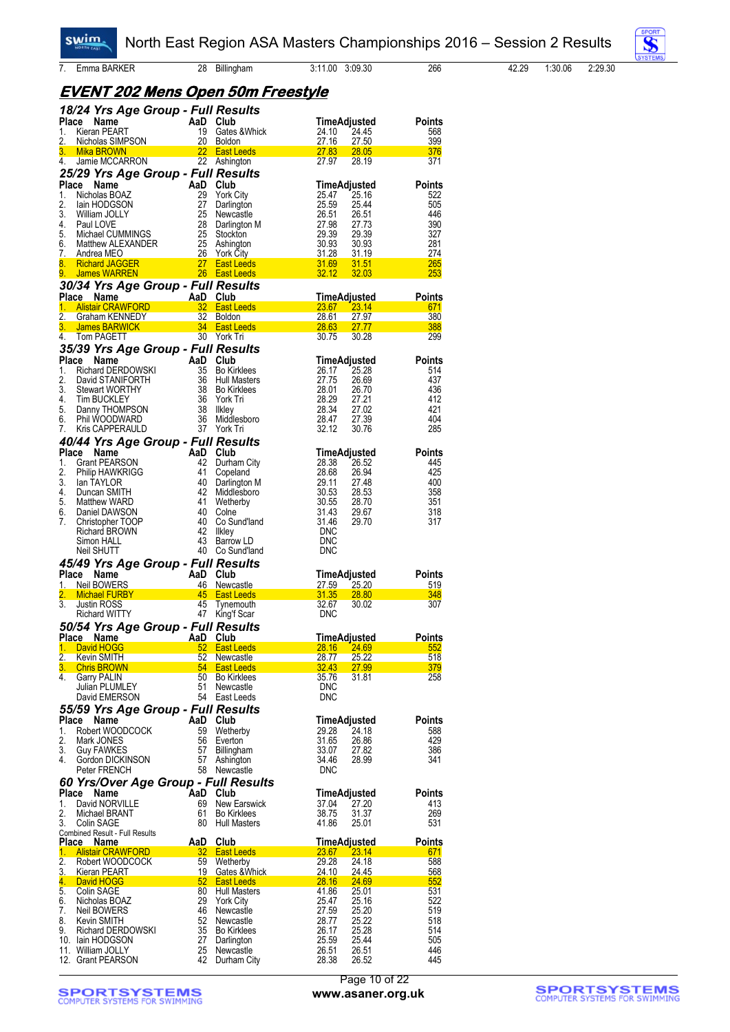| 7. | Emma BARKER | 28 | Billingham | 3:11.00 | 3:09.30 | 266 | 42.29 | 1:30.06 | 2:29.30 |
|---|---|---|---|---|---|---|---|---|---|

## EVENT 202 Mens Open 50m Freestyle

### 18/24 Yrs Age Group - Full Results

| Place | Name | AaD | Club | Time | Adjusted | Points |
|---|---|---|---|---|---|---|
| 1. | Kieran PEART | 19 | Gates &Whick | 24.10 | 24.45 | 568 |
| 2. | Nicholas SIMPSON | 20 | Boldon | 27.16 | 27.50 | 399 |
| 3. | Mika BROWN | 22 | East Leeds | 27.83 | 28.05 | 376 |
| 4. | Jamie MCCARRON | 22 | Ashington | 27.97 | 28.19 | 371 |

### 25/29 Yrs Age Group - Full Results

| Place | Name | AaD | Club | Time | Adjusted | Points |
|---|---|---|---|---|---|---|
| 1. | Nicholas BOAZ | 29 | York City | 25.47 | 25.16 | 522 |
| 2. | Iain HODGSON | 27 | Darlington | 25.59 | 25.44 | 505 |
| 3. | William JOLLY | 25 | Newcastle | 26.51 | 26.51 | 446 |
| 4. | Paul LOVE | 28 | Darlington M | 27.98 | 27.73 | 390 |
| 5. | Michael CUMMINGS | 25 | Stockton | 29.39 | 29.39 | 327 |
| 6. | Matthew ALEXANDER | 25 | Ashington | 30.93 | 30.93 | 281 |
| 7. | Andrea MEO | 26 | York City | 31.28 | 31.19 | 274 |
| 8. | Richard JAGGER | 27 | East Leeds | 31.69 | 31.51 | 265 |
| 9. | James WARREN | 26 | East Leeds | 32.12 | 32.03 | 253 |

### 30/34 Yrs Age Group - Full Results

| Place | Name | AaD | Club | Time | Adjusted | Points |
|---|---|---|---|---|---|---|
| 1. | Alistair CRAWFORD | 32 | East Leeds | 23.67 | 23.14 | 671 |
| 2. | Graham KENNEDY | 32 | Boldon | 28.61 | 27.97 | 380 |
| 3. | James BARWICK | 34 | East Leeds | 28.63 | 27.77 | 388 |
| 4. | Tom PAGETT | 30 | York Tri | 30.75 | 30.28 | 299 |

### 35/39 Yrs Age Group - Full Results

| Place | Name | AaD | Club | Time | Adjusted | Points |
|---|---|---|---|---|---|---|
| 1. | Richard DERDOWSKI | 35 | Bo Kirklees | 26.17 | 25.28 | 514 |
| 2. | David STANIFORTH | 36 | Hull Masters | 27.75 | 26.69 | 437 |
| 3. | Stewart WORTHY | 38 | Bo Kirklees | 28.01 | 26.70 | 436 |
| 4. | Tim BUCKLEY | 36 | York Tri | 28.29 | 27.21 | 412 |
| 5. | Danny THOMPSON | 38 | Ilkley | 28.34 | 27.02 | 421 |
| 6. | Phil WOODWARD | 36 | Middlesboro | 28.47 | 27.39 | 404 |
| 7. | Kris CAPPERAULD | 37 | York Tri | 32.12 | 30.76 | 285 |

### 40/44 Yrs Age Group - Full Results

| Place | Name | AaD | Club | Time | Adjusted | Points |
|---|---|---|---|---|---|---|
| 1. | Grant PEARSON | 42 | Durham City | 28.38 | 26.52 | 445 |
| 2. | Philip HAWKRIGG | 41 | Copeland | 28.68 | 26.94 | 425 |
| 3. | Ian TAYLOR | 40 | Darlington M | 29.11 | 27.48 | 400 |
| 4. | Duncan SMITH | 42 | Middlesboro | 30.53 | 28.53 | 358 |
| 5. | Matthew WARD | 41 | Wetherby | 30.55 | 28.70 | 351 |
| 6. | Daniel DAWSON | 40 | Colne | 31.43 | 29.67 | 318 |
| 7. | Christopher TOOP | 40 | Co Sund'land | 31.46 | 29.70 | 317 |
| | Richard BROWN | 42 | Ilkley | DNC | | |
| | Simon HALL | 43 | Barrow LD | DNC | | |
| | Neil SHUTT | 40 | Co Sund'land | DNC | | |

### 45/49 Yrs Age Group - Full Results

| Place | Name | AaD | Club | Time | Adjusted | Points |
|---|---|---|---|---|---|---|
| 1. | Neil BOWERS | 46 | Newcastle | 27.59 | 25.20 | 519 |
| 2. | Michael FURBY | 45 | East Leeds | 31.35 | 28.80 | 348 |
| 3. | Justin ROSS | 45 | Tynemouth | 32.67 | 30.02 | 307 |
| | Richard WITTY | 47 | King'f Scar | DNC | | |

### 50/54 Yrs Age Group - Full Results

| Place | Name | AaD | Club | Time | Adjusted | Points |
|---|---|---|---|---|---|---|
| 1. | David HOGG | 52 | East Leeds | 28.16 | 24.69 | 552 |
| 2. | Kevin SMITH | 52 | Newcastle | 28.77 | 25.22 | 518 |
| 3. | Chris BROWN | 54 | East Leeds | 32.43 | 27.99 | 379 |
| 4. | Garry PALIN | 50 | Bo Kirklees | 35.76 | 31.81 | 258 |
| | Julian PLUMLEY | 51 | Newcastle | DNC | | |
| | David EMERSON | 54 | East Leeds | DNC | | |

### 55/59 Yrs Age Group - Full Results

| Place | Name | AaD | Club | Time | Adjusted | Points |
|---|---|---|---|---|---|---|
| 1. | Robert WOODCOCK | 59 | Wetherby | 29.28 | 24.18 | 588 |
| 2. | Mark JONES | 56 | Everton | 31.65 | 26.86 | 429 |
| 3. | Guy FAWKES | 57 | Billingham | 33.07 | 27.82 | 386 |
| 4. | Gordon DICKINSON | 57 | Ashington | 34.46 | 28.99 | 341 |
| | Peter FRENCH | 58 | Newcastle | DNC | | |

### 60 Yrs/Over Age Group - Full Results

| Place | Name | AaD | Club | Time | Adjusted | Points |
|---|---|---|---|---|---|---|
| 1. | David NORVILLE | 69 | New Earswick | 37.04 | 27.20 | 413 |
| 2. | Michael BRANT | 61 | Bo Kirklees | 38.75 | 31.37 | 269 |
| 3. | Colin SAGE | 80 | Hull Masters | 41.86 | 25.01 | 531 |

Combined Result - Full Results

| Place | Name | AaD | Club | Time | Adjusted | Points |
|---|---|---|---|---|---|---|
| 1. | Alistair CRAWFORD | 32 | East Leeds | 23.67 | 23.14 | 671 |
| 2. | Robert WOODCOCK | 59 | Wetherby | 29.28 | 24.18 | 588 |
| 3. | Kieran PEART | 19 | Gates &Whick | 24.10 | 24.45 | 568 |
| 4. | David HOGG | 52 | East Leeds | 28.16 | 24.69 | 552 |
| 5. | Colin SAGE | 80 | Hull Masters | 41.86 | 25.01 | 531 |
| 6. | Nicholas BOAZ | 29 | York City | 25.47 | 25.16 | 522 |
| 7. | Neil BOWERS | 46 | Newcastle | 27.59 | 25.20 | 519 |
| 8. | Kevin SMITH | 52 | Newcastle | 28.77 | 25.22 | 518 |
| 9. | Richard DERDOWSKI | 35 | Bo Kirklees | 26.17 | 25.28 | 514 |
| 10. | Iain HODGSON | 27 | Darlington | 25.59 | 25.44 | 505 |
| 11. | William JOLLY | 25 | Newcastle | 26.51 | 26.51 | 446 |
| 12. | Grant PEARSON | 42 | Durham City | 28.38 | 26.52 | 445 |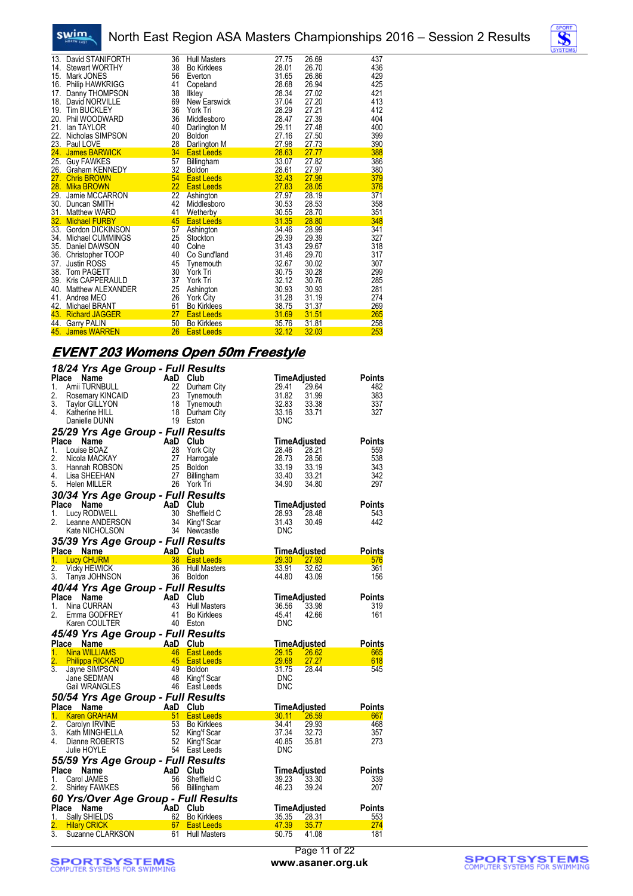| Place | Name | AaD | Club | Time | Adjusted | Points |
|---|---|---|---|---|---|---|
| 13. | David STANIFORTH | 36 | Hull Masters | 27.75 | 26.69 | 437 |
| 14. | Stewart WORTHY | 38 | Bo Kirklees | 28.01 | 26.70 | 436 |
| 15. | Mark JONES | 56 | Everton | 31.65 | 26.86 | 429 |
| 16. | Philip HAWKRIGG | 41 | Copeland | 28.68 | 26.94 | 425 |
| 17. | Danny THOMPSON | 38 | Ilkley | 28.34 | 27.02 | 421 |
| 18. | David NORVILLE | 69 | New Earswick | 37.04 | 27.20 | 413 |
| 19. | Tim BUCKLEY | 36 | York Tri | 28.29 | 27.21 | 412 |
| 20. | Phil WOODWARD | 36 | Middlesboro | 28.47 | 27.39 | 404 |
| 21. | Ian TAYLOR | 40 | Darlington M | 29.11 | 27.48 | 400 |
| 22. | Nicholas SIMPSON | 20 | Boldon | 27.16 | 27.50 | 399 |
| 23. | Paul LOVE | 28 | Darlington M | 27.98 | 27.73 | 390 |
| 24. | James BARWICK | 34 | East Leeds | 28.63 | 27.77 | 388 |
| 25. | Guy FAWKES | 57 | Billingham | 33.07 | 27.82 | 386 |
| 26. | Graham KENNEDY | 32 | Boldon | 28.61 | 27.97 | 380 |
| 27. | Chris BROWN | 54 | East Leeds | 32.43 | 27.99 | 379 |
| 28. | Mika BROWN | 22 | East Leeds | 27.83 | 28.05 | 376 |
| 29. | Jamie MCCARRON | 22 | Ashington | 27.97 | 28.19 | 371 |
| 30. | Duncan SMITH | 42 | Middlesboro | 30.53 | 28.53 | 358 |
| 31. | Matthew WARD | 41 | Wetherby | 30.55 | 28.70 | 351 |
| 32. | Michael FURBY | 45 | East Leeds | 31.35 | 28.80 | 348 |
| 33. | Gordon DICKINSON | 57 | Ashington | 34.46 | 28.99 | 341 |
| 34. | Michael CUMMINGS | 25 | Stockton | 29.39 | 29.39 | 327 |
| 35. | Daniel DAWSON | 40 | Colne | 31.43 | 29.67 | 318 |
| 36. | Christopher TOOP | 40 | Co Sund'land | 31.46 | 29.70 | 317 |
| 37. | Justin ROSS | 45 | Tynemouth | 32.67 | 30.02 | 307 |
| 38. | Tom PAGETT | 30 | York Tri | 30.75 | 30.28 | 299 |
| 39. | Kris CAPPERAULD | 37 | York Tri | 32.12 | 30.76 | 285 |
| 40. | Matthew ALEXANDER | 25 | Ashington | 30.93 | 30.93 | 281 |
| 41. | Andrea MEO | 26 | York City | 31.28 | 31.19 | 274 |
| 42. | Michael BRANT | 61 | Bo Kirklees | 38.75 | 31.37 | 269 |
| 43. | Richard JAGGER | 27 | East Leeds | 31.69 | 31.51 | 265 |
| 44. | Garry PALIN | 50 | Bo Kirklees | 35.76 | 31.81 | 258 |
| 45. | James WARREN | 26 | East Leeds | 32.12 | 32.03 | 253 |

## EVENT 203 Womens Open 50m Freestyle

### 18/24 Yrs Age Group - Full Results

| Place | Name | AaD | Club | Time | Adjusted | Points |
|---|---|---|---|---|---|---|
| 1. | Amii TURNBULL | 22 | Durham City | 29.41 | 29.64 | 482 |
| 2. | Rosemary KINCAID | 23 | Tynemouth | 31.82 | 31.99 | 383 |
| 3. | Taylor GILLYON | 18 | Tynemouth | 32.83 | 33.38 | 337 |
| 4. | Katherine HILL | 18 | Durham City | 33.16 | 33.71 | 327 |
| | Danielle DUNN | 19 | Eston | DNC | | |

### 25/29 Yrs Age Group - Full Results

| Place | Name | AaD | Club | Time | Adjusted | Points |
|---|---|---|---|---|---|---|
| 1. | Louise BOAZ | 28 | York City | 28.46 | 28.21 | 559 |
| 2. | Nicola MACKAY | 27 | Harrogate | 28.73 | 28.56 | 538 |
| 3. | Hannah ROBSON | 25 | Boldon | 33.19 | 33.19 | 343 |
| 4. | Lisa SHEEHAN | 27 | Billingham | 33.40 | 33.21 | 342 |
| 5. | Helen MILLER | 26 | York Tri | 34.90 | 34.80 | 297 |

### 30/34 Yrs Age Group - Full Results

| Place | Name | AaD | Club | Time | Adjusted | Points |
|---|---|---|---|---|---|---|
| 1. | Lucy RODWELL | 30 | Sheffield C | 28.93 | 28.48 | 543 |
| 2. | Leanne ANDERSON | 34 | King'f Scar | 31.43 | 30.49 | 442 |
| | Kate NICHOLSON | 34 | Newcastle | DNC | | |

### 35/39 Yrs Age Group - Full Results

| Place | Name | AaD | Club | Time | Adjusted | Points |
|---|---|---|---|---|---|---|
| 1. | Lucy CHURM | 38 | East Leeds | 29.30 | 27.93 | 576 |
| 2. | Vicky HEWICK | 36 | Hull Masters | 33.91 | 32.62 | 361 |
| 3. | Tanya JOHNSON | 36 | Boldon | 44.80 | 43.09 | 156 |

### 40/44 Yrs Age Group - Full Results

| Place | Name | AaD | Club | Time | Adjusted | Points |
|---|---|---|---|---|---|---|
| 1. | Nina CURRAN | 43 | Hull Masters | 36.56 | 33.98 | 319 |
| 2. | Emma GODFREY | 41 | Bo Kirklees | 45.41 | 42.66 | 161 |
| | Karen COULTER | 40 | Eston | DNC | | |

### 45/49 Yrs Age Group - Full Results

| Place | Name | AaD | Club | Time | Adjusted | Points |
|---|---|---|---|---|---|---|
| 1. | Nina WILLIAMS | 46 | East Leeds | 29.15 | 26.62 | 665 |
| 2. | Philippa RICKARD | 45 | East Leeds | 29.68 | 27.27 | 618 |
| 3. | Jayne SIMPSON | 49 | Boldon | 31.75 | 28.44 | 545 |
| | Jane SEDMAN | 48 | King'f Scar | DNC | | |
| | Gail WRANGLES | 46 | East Leeds | DNC | | |

### 50/54 Yrs Age Group - Full Results

| Place | Name | AaD | Club | Time | Adjusted | Points |
|---|---|---|---|---|---|---|
| 1. | Karen GRAHAM | 51 | East Leeds | 30.11 | 26.59 | 667 |
| 2. | Carolyn IRVINE | 53 | Bo Kirklees | 34.41 | 29.93 | 468 |
| 3. | Kath MINGHELLA | 52 | King'f Scar | 37.34 | 32.73 | 357 |
| 4. | Dianne ROBERTS | 52 | King'f Scar | 40.85 | 35.81 | 273 |
| | Julie HOYLE | 54 | East Leeds | DNC | | |

### 55/59 Yrs Age Group - Full Results

| Place | Name | AaD | Club | Time | Adjusted | Points |
|---|---|---|---|---|---|---|
| 1. | Carol JAMES | 56 | Sheffield C | 39.23 | 33.30 | 339 |
| 2. | Shirley FAWKES | 56 | Billingham | 46.23 | 39.24 | 207 |

### 60 Yrs/Over Age Group - Full Results

| Place | Name | AaD | Club | Time | Adjusted | Points |
|---|---|---|---|---|---|---|
| 1. | Sally SHIELDS | 62 | Bo Kirklees | 35.35 | 28.31 | 553 |
| 2. | Hilary CRICK | 67 | East Leeds | 47.39 | 35.77 | 274 |
| 3. | Suzanne CLARKSON | 61 | Hull Masters | 50.75 | 41.08 | 181 |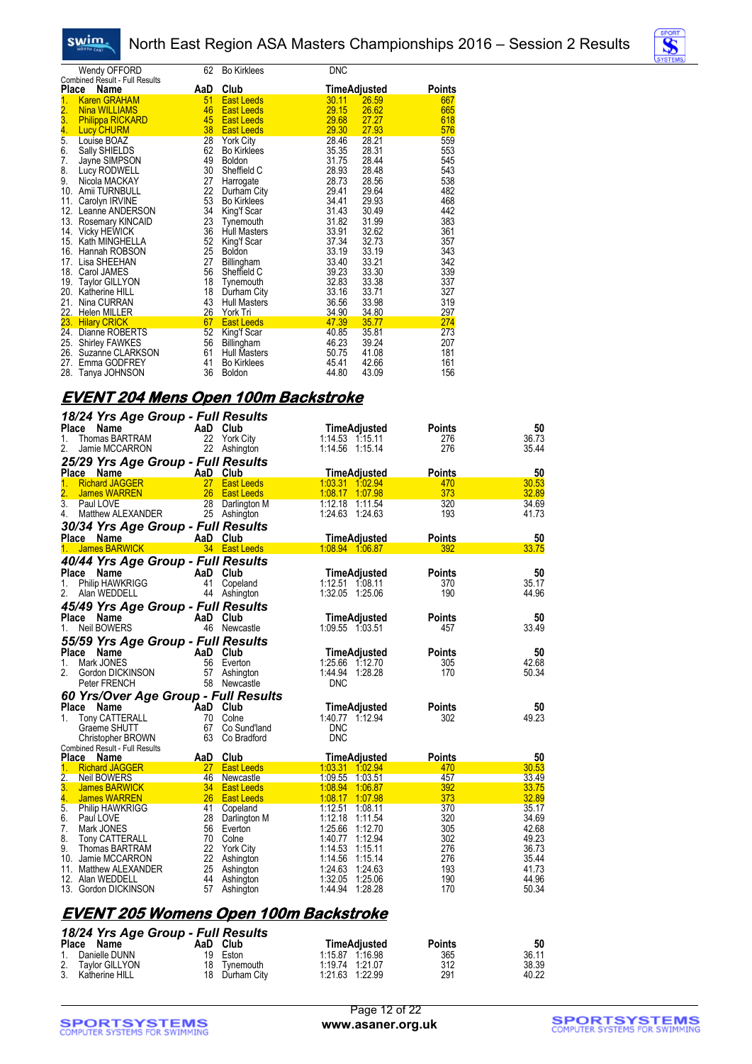| Place | Name | AaD | Club | Time | Adjusted | Points |
|---|---|---|---|---|---|---|
| | Wendy OFFORD | 62 | Bo Kirklees | DNC | | |

Combined Result - Full Results

| Place | Name | AaD | Club | Time | Adjusted | Points |
|---|---|---|---|---|---|---|
| 1. | Karen GRAHAM | 51 | East Leeds | 30.11 | 26.59 | 667 |
| 2. | Nina WILLIAMS | 46 | East Leeds | 29.15 | 26.62 | 665 |
| 3. | Philippa RICKARD | 45 | East Leeds | 29.68 | 27.27 | 618 |
| 4. | Lucy CHURM | 38 | East Leeds | 29.30 | 27.93 | 576 |
| 5. | Louise BOAZ | 28 | York City | 28.46 | 28.21 | 559 |
| 6. | Sally SHIELDS | 62 | Bo Kirklees | 35.35 | 28.31 | 553 |
| 7. | Jayne SIMPSON | 49 | Boldon | 31.75 | 28.44 | 545 |
| 8. | Lucy RODWELL | 30 | Sheffield C | 28.93 | 28.48 | 543 |
| 9. | Nicola MACKAY | 27 | Harrogate | 28.73 | 28.56 | 538 |
| 10. | Amii TURNBULL | 22 | Durham City | 29.41 | 29.64 | 482 |
| 11. | Carolyn IRVINE | 53 | Bo Kirklees | 34.41 | 29.93 | 468 |
| 12. | Leanne ANDERSON | 34 | King'f Scar | 31.43 | 30.49 | 442 |
| 13. | Rosemary KINCAID | 23 | Tynemouth | 31.82 | 31.99 | 383 |
| 14. | Vicky HEWICK | 36 | Hull Masters | 33.91 | 32.62 | 361 |
| 15. | Kath MINGHELLA | 52 | King'f Scar | 37.34 | 32.73 | 357 |
| 16. | Hannah ROBSON | 25 | Boldon | 33.19 | 33.19 | 343 |
| 17. | Lisa SHEEHAN | 27 | Billingham | 33.40 | 33.21 | 342 |
| 18. | Carol JAMES | 56 | Sheffield C | 39.23 | 33.30 | 339 |
| 19. | Taylor GILLYON | 18 | Tynemouth | 32.83 | 33.38 | 337 |
| 20. | Katherine HILL | 18 | Durham City | 33.16 | 33.71 | 327 |
| 21. | Nina CURRAN | 43 | Hull Masters | 36.56 | 33.98 | 319 |
| 22. | Helen MILLER | 26 | York Tri | 34.90 | 34.80 | 297 |
| 23. | Hilary CRICK | 67 | East Leeds | 47.39 | 35.77 | 274 |
| 24. | Dianne ROBERTS | 52 | King'f Scar | 40.85 | 35.81 | 273 |
| 25. | Shirley FAWKES | 56 | Billingham | 46.23 | 39.24 | 207 |
| 26. | Suzanne CLARKSON | 61 | Hull Masters | 50.75 | 41.08 | 181 |
| 27. | Emma GODFREY | 41 | Bo Kirklees | 45.41 | 42.66 | 161 |
| 28. | Tanya JOHNSON | 36 | Boldon | 44.80 | 43.09 | 156 |

## EVENT 204 Mens Open 100m Backstroke

### 18/24 Yrs Age Group - Full Results

| Place | Name | AaD | Club | Time | Adjusted | Points | 50 |
|---|---|---|---|---|---|---|---|
| 1. | Thomas BARTRAM | 22 | York City | 1:14.53 | 1:15.11 | 276 | 36.73 |
| 2. | Jamie MCCARRON | 22 | Ashington | 1:14.56 | 1:15.14 | 276 | 35.44 |

### 25/29 Yrs Age Group - Full Results

| Place | Name | AaD | Club | Time | Adjusted | Points | 50 |
|---|---|---|---|---|---|---|---|
| 1. | Richard JAGGER | 27 | East Leeds | 1:03.31 | 1:02.94 | 470 | 30.53 |
| 2. | James WARREN | 26 | East Leeds | 1:08.17 | 1:07.98 | 373 | 32.89 |
| 3. | Paul LOVE | 28 | Darlington M | 1:12.18 | 1:11.54 | 320 | 34.69 |
| 4. | Matthew ALEXANDER | 25 | Ashington | 1:24.63 | 1:24.63 | 193 | 41.73 |

### 30/34 Yrs Age Group - Full Results

| Place | Name | AaD | Club | Time | Adjusted | Points | 50 |
|---|---|---|---|---|---|---|---|
| 1. | James BARWICK | 34 | East Leeds | 1:08.94 | 1:06.87 | 392 | 33.75 |

### 40/44 Yrs Age Group - Full Results

| Place | Name | AaD | Club | Time | Adjusted | Points | 50 |
|---|---|---|---|---|---|---|---|
| 1. | Philip HAWKRIGG | 41 | Copeland | 1:12.51 | 1:08.11 | 370 | 35.17 |
| 2. | Alan WEDDELL | 44 | Ashington | 1:32.05 | 1:25.06 | 190 | 44.96 |

### 45/49 Yrs Age Group - Full Results

| Place | Name | AaD | Club | Time | Adjusted | Points | 50 |
|---|---|---|---|---|---|---|---|
| 1. | Neil BOWERS | 46 | Newcastle | 1:09.55 | 1:03.51 | 457 | 33.49 |

### 55/59 Yrs Age Group - Full Results

| Place | Name | AaD | Club | Time | Adjusted | Points | 50 |
|---|---|---|---|---|---|---|---|
| 1. | Mark JONES | 56 | Everton | 1:25.66 | 1:12.70 | 305 | 42.68 |
| 2. | Gordon DICKINSON | 57 | Ashington | 1:44.94 | 1:28.28 | 170 | 50.34 |
| | Peter FRENCH | 58 | Newcastle | DNC | | | |

### 60 Yrs/Over Age Group - Full Results

| Place | Name | AaD | Club | Time | Adjusted | Points | 50 |
|---|---|---|---|---|---|---|---|
| 1. | Tony CATTERALL | 70 | Colne | 1:40.77 | 1:12.94 | 302 | 49.23 |
| | Graeme SHUTT | 67 | Co Sund'land | DNC | | | |
| | Christopher BROWN | 63 | Co Bradford | DNC | | | |

Combined Result - Full Results

| Place | Name | AaD | Club | Time | Adjusted | Points | 50 |
|---|---|---|---|---|---|---|---|
| 1. | Richard JAGGER | 27 | East Leeds | 1:03.31 | 1:02.94 | 470 | 30.53 |
| 2. | Neil BOWERS | 46 | Newcastle | 1:09.55 | 1:03.51 | 457 | 33.49 |
| 3. | James BARWICK | 34 | East Leeds | 1:08.94 | 1:06.87 | 392 | 33.75 |
| 4. | James WARREN | 26 | East Leeds | 1:08.17 | 1:07.98 | 373 | 32.89 |
| 5. | Philip HAWKRIGG | 41 | Copeland | 1:12.51 | 1:08.11 | 370 | 35.17 |
| 6. | Paul LOVE | 28 | Darlington M | 1:12.18 | 1:11.54 | 320 | 34.69 |
| 7. | Mark JONES | 56 | Everton | 1:25.66 | 1:12.70 | 305 | 42.68 |
| 8. | Tony CATTERALL | 70 | Colne | 1:40.77 | 1:12.94 | 302 | 49.23 |
| 9. | Thomas BARTRAM | 22 | York City | 1:14.53 | 1:15.11 | 276 | 36.73 |
| 10. | Jamie MCCARRON | 22 | Ashington | 1:14.56 | 1:15.14 | 276 | 35.44 |
| 11. | Matthew ALEXANDER | 25 | Ashington | 1:24.63 | 1:24.63 | 193 | 41.73 |
| 12. | Alan WEDDELL | 44 | Ashington | 1:32.05 | 1:25.06 | 190 | 44.96 |
| 13. | Gordon DICKINSON | 57 | Ashington | 1:44.94 | 1:28.28 | 170 | 50.34 |

## EVENT 205 Womens Open 100m Backstroke

### 18/24 Yrs Age Group - Full Results

| Place | Name | AaD | Club | Time | Adjusted | Points | 50 |
|---|---|---|---|---|---|---|---|
| 1. | Danielle DUNN | 19 | Eston | 1:15.87 | 1:16.98 | 365 | 36.11 |
| 2. | Taylor GILLYON | 18 | Tynemouth | 1:19.74 | 1:21.07 | 312 | 38.39 |
| 3. | Katherine HILL | 18 | Durham City | 1:21.63 | 1:22.99 | 291 | 40.22 |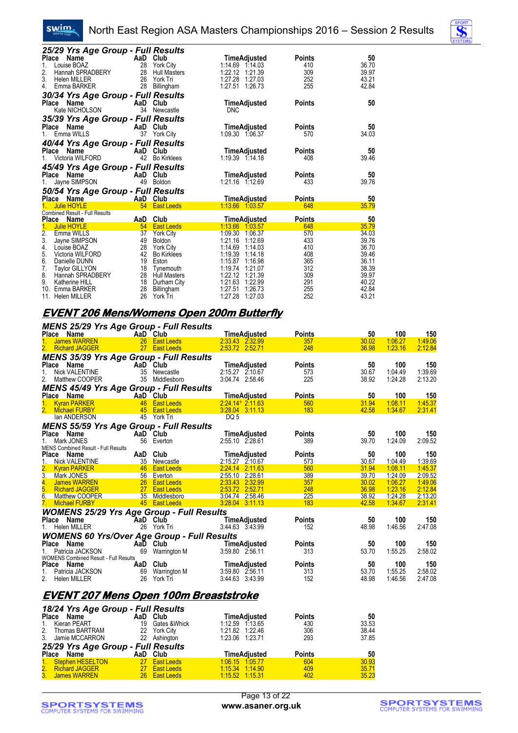### 25/29 Yrs Age Group - Full Results

| Place | Name | AaD | Club | Time | Adjusted | Points | 50 |
|---|---|---|---|---|---|---|---|
| 1. | Louise BOAZ | 28 | York City | 1:14.69 | 1:14.03 | 410 | 36.70 |
| 2. | Hannah SPRADBERY | 28 | Hull Masters | 1:22.12 | 1:21.39 | 309 | 39.97 |
| 3. | Helen MILLER | 26 | York Tri | 1:27.28 | 1:27.03 | 252 | 43.21 |
| 4. | Emma BARKER | 28 | Billingham | 1:27.51 | 1:26.73 | 255 | 42.84 |

### 30/34 Yrs Age Group - Full Results

| Place | Name | AaD | Club | Time | Adjusted | Points | 50 |
|---|---|---|---|---|---|---|---|
| | Kate NICHOLSON | 34 | Newcastle | DNC | | | |

### 35/39 Yrs Age Group - Full Results

| Place | Name | AaD | Club | Time | Adjusted | Points | 50 |
|---|---|---|---|---|---|---|---|
| 1. | Emma WILLS | 37 | York City | 1:09.30 | 1:06.37 | 570 | 34.03 |

### 40/44 Yrs Age Group - Full Results

| Place | Name | AaD | Club | Time | Adjusted | Points | 50 |
|---|---|---|---|---|---|---|---|
| 1. | Victoria WILFORD | 42 | Bo Kirklees | 1:19.39 | 1:14.18 | 408 | 39.46 |

### 45/49 Yrs Age Group - Full Results

| Place | Name | AaD | Club | Time | Adjusted | Points | 50 |
|---|---|---|---|---|---|---|---|
| 1. | Jayne SIMPSON | 49 | Boldon | 1:21.16 | 1:12.69 | 433 | 39.76 |

### 50/54 Yrs Age Group - Full Results

| Place | Name | AaD | Club | Time | Adjusted | Points | 50 |
|---|---|---|---|---|---|---|---|
| 1. | Julie HOYLE | 54 | East Leeds | 1:13.66 | 1:03.57 | 648 | 35.79 |

Combined Result - Full Results

| Place | Name | AaD | Club | Time | Adjusted | Points | 50 |
|---|---|---|---|---|---|---|---|
| 1. | Julie HOYLE | 54 | East Leeds | 1:13.66 | 1:03.57 | 648 | 35.79 |
| 2. | Emma WILLS | 37 | York City | 1:09.30 | 1:06.37 | 570 | 34.03 |
| 3. | Jayne SIMPSON | 49 | Boldon | 1:21.16 | 1:12.69 | 433 | 39.76 |
| 4. | Louise BOAZ | 28 | York City | 1:14.69 | 1:14.03 | 410 | 36.70 |
| 5. | Victoria WILFORD | 42 | Bo Kirklees | 1:19.39 | 1:14.18 | 408 | 39.46 |
| 6. | Danielle DUNN | 19 | Eston | 1:15.87 | 1:16.98 | 365 | 36.11 |
| 7. | Taylor GILLYON | 18 | Tynemouth | 1:19.74 | 1:21.07 | 312 | 38.39 |
| 8. | Hannah SPRADBERY | 28 | Hull Masters | 1:22.12 | 1:21.39 | 309 | 39.97 |
| 9. | Katherine HILL | 18 | Durham City | 1:21.63 | 1:22.99 | 291 | 40.22 |
| 10. | Emma BARKER | 28 | Billingham | 1:27.51 | 1:26.73 | 255 | 42.84 |
| 11. | Helen MILLER | 26 | York Tri | 1:27.28 | 1:27.03 | 252 | 43.21 |

## EVENT 206 Mens/Womens Open 200m Butterfly

### MENS 25/29 Yrs Age Group - Full Results

| Place | Name | AaD | Club | Time | Adjusted | Points | 50 | 100 | 150 |
|---|---|---|---|---|---|---|---|---|---|
| 1. | James WARREN | 26 | East Leeds | 2:33.43 | 2:32.99 | 357 | 30.02 | 1:06.27 | 1:49.06 |
| 2. | Richard JAGGER | 27 | East Leeds | 2:53.72 | 2:52.71 | 248 | 36.98 | 1:23.16 | 2:12.84 |

### MENS 35/39 Yrs Age Group - Full Results

| Place | Name | AaD | Club | Time | Adjusted | Points | 50 | 100 | 150 |
|---|---|---|---|---|---|---|---|---|---|
| 1. | Nick VALENTINE | 35 | Newcastle | 2:15.27 | 2:10.67 | 573 | 30.67 | 1:04.49 | 1:39.69 |
| 2. | Matthew COOPER | 35 | Middlesboro | 3:04.74 | 2:58.46 | 225 | 38.92 | 1:24.28 | 2:13.20 |

### MENS 45/49 Yrs Age Group - Full Results

| Place | Name | AaD | Club | Time | Adjusted | Points | 50 | 100 | 150 |
|---|---|---|---|---|---|---|---|---|---|
| 1. | Kyran PARKER | 46 | East Leeds | 2:24.14* | 2:11.63 | 560 | 31.94 | 1:08.11 | 1:45.37 |
| 2. | Michael FURBY | 45 | East Leeds | 3:28.04 | 3:11.13 | 183 | 42.58 | 1:34.67 | 2:31.41 |
| | Ian ANDERSON | 45 | York Tri | DQ 5 | | | | | |

### MENS 55/59 Yrs Age Group - Full Results

| Place | Name | AaD | Club | Time | Adjusted | Points | 50 | 100 | 150 |
|---|---|---|---|---|---|---|---|---|---|
| 1. | Mark JONES | 56 | Everton | 2:55.10 | 2:28.61 | 389 | 39.70 | 1:24.09 | 2:09.52 |

MENS Combined Result - Full Results

| Place | Name | AaD | Club | Time | Adjusted | Points | 50 | 100 | 150 |
|---|---|---|---|---|---|---|---|---|---|
| 1. | Nick VALENTINE | 35 | Newcastle | 2:15.27 | 2:10.67 | 573 | 30.67 | 1:04.49 | 1:39.69 |
| 2. | Kyran PARKER | 46 | East Leeds | 2:24.14 | 2:11.63 | 560 | 31.94 | 1:08.11 | 1:45.37 |
| 3. | Mark JONES | 56 | Everton | 2:55.10 | 2:28.61 | 389 | 39.70 | 1:24.09 | 2:09.52 |
| 4. | James WARREN | 26 | East Leeds | 2:33.43 | 2:32.99 | 357 | 30.02 | 1:06.27 | 1:49.06 |
| 5. | Richard JAGGER | 27 | East Leeds | 2:53.72 | 2:52.71 | 248 | 36.98 | 1:23.16 | 2:12.84 |
| 6. | Matthew COOPER | 35 | Middlesboro | 3:04.74 | 2:58.46 | 225 | 38.92 | 1:24.28 | 2:13.20 |
| 7. | Michael FURBY | 45 | East Leeds | 3:28.04 | 3:11.13 | 183 | 42.58 | 1:34.67 | 2:31.41 |

### WOMENS 25/29 Yrs Age Group - Full Results

| Place | Name | AaD | Club | Time | Adjusted | Points | 50 | 100 | 150 |
|---|---|---|---|---|---|---|---|---|---|
| 1. | Helen MILLER | 26 | York Tri | 3:44.63 | 3:43.99 | 152 | 48.98 | 1:46.56 | 2:47.08 |

### WOMENS 60 Yrs/Over Age Group - Full Results

| Place | Name | AaD | Club | Time | Adjusted | Points | 50 | 100 | 150 |
|---|---|---|---|---|---|---|---|---|---|
| 1. | Patricia JACKSON | 69 | Warrington M | 3:59.80 | 2:56.11 | 313 | 53.70 | 1:55.25 | 2:58.02 |

WOMENS Combined Result - Full Results

| Place | Name | AaD | Club | Time | Adjusted | Points | 50 | 100 | 150 |
|---|---|---|---|---|---|---|---|---|---|
| 1. | Patricia JACKSON | 69 | Warrington M | 3:59.80 | 2:56.11 | 313 | 53.70 | 1:55.25 | 2:58.02 |
| 2. | Helen MILLER | 26 | York Tri | 3:44.63 | 3:43.99 | 152 | 48.98 | 1:46.56 | 2:47.08 |

## EVENT 207 Mens Open 100m Breaststroke

### 18/24 Yrs Age Group - Full Results

| Place | Name | AaD | Club | Time | Adjusted | Points | 50 |
|---|---|---|---|---|---|---|---|
| 1. | Kieran PEART | 19 | Gates &Whick | 1:12.59 | 1:13.65 | 430 | 33.53 |
| 2. | Thomas BARTRAM | 22 | York City | 1:21.82 | 1:22.46 | 306 | 38.44 |
| 3. | Jamie MCCARRON | 22 | Ashington | 1:23.06 | 1:23.71 | 293 | 37.85 |

### 25/29 Yrs Age Group - Full Results

| Place | Name | AaD | Club | Time | Adjusted | Points | 50 |
|---|---|---|---|---|---|---|---|
| 1. | Stephen HESELTON | 27 | East Leeds | 1:06.15 | 1:05.77 | 604 | 30.93 |
| 2. | Richard JAGGER | 27 | East Leeds | 1:15.34 | 1:14.90 | 409 | 35.71 |
| 3. | James WARREN | 26 | East Leeds | 1:15.52 | 1:15.31 | 402 | 35.23 |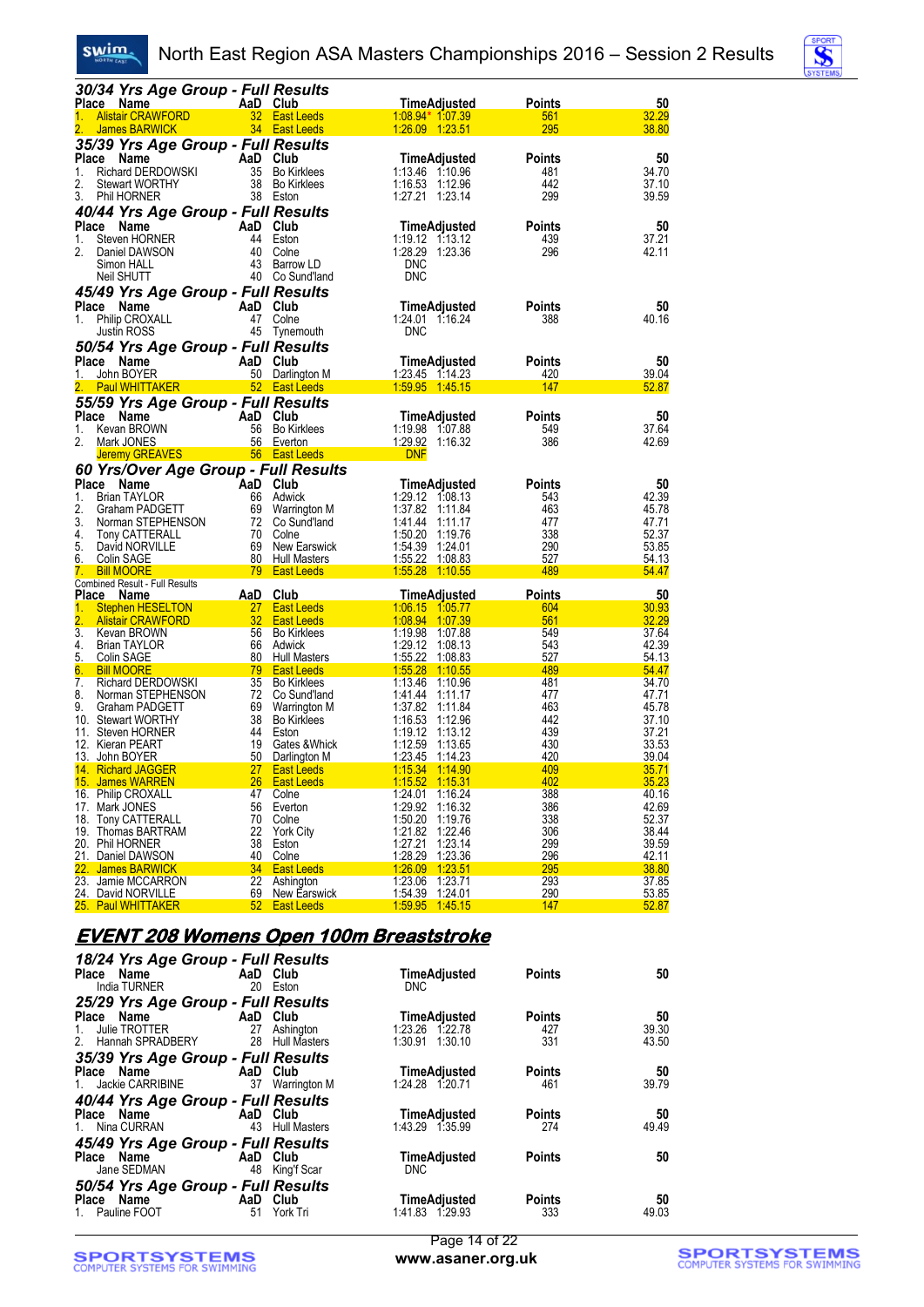### 30/34 Yrs Age Group - Full Results

| Place | Name | AaD | Club | Time | Adjusted | Points | 50 |
|---|---|---|---|---|---|---|---|
| 1. | Alistair CRAWFORD | 32 | East Leeds | 1:08.94* | 1:07.39 | 561 | 32.29 |
| 2. | James BARWICK | 34 | East Leeds | 1:26.09 | 1:23.51 | 295 | 38.80 |

### 35/39 Yrs Age Group - Full Results

| Place | Name | AaD | Club | Time | Adjusted | Points | 50 |
|---|---|---|---|---|---|---|---|
| 1. | Richard DERDOWSKI | 35 | Bo Kirklees | 1:13.46 | 1:10.96 | 481 | 34.70 |
| 2. | Stewart WORTHY | 38 | Bo Kirklees | 1:16.53 | 1:12.96 | 442 | 37.10 |
| 3. | Phil HORNER | 38 | Eston | 1:27.21 | 1:23.14 | 299 | 39.59 |

### 40/44 Yrs Age Group - Full Results

| Place | Name | AaD | Club | Time | Adjusted | Points | 50 |
|---|---|---|---|---|---|---|---|
| 1. | Steven HORNER | 44 | Eston | 1:19.12 | 1:13.12 | 439 | 37.21 |
| 2. | Daniel DAWSON | 40 | Colne | 1:28.29 | 1:23.36 | 296 | 42.11 |
| | Simon HALL | 43 | Barrow LD | DNC | | | |
| | Neil SHUTT | 40 | Co Sund'land | DNC | | | |

### 45/49 Yrs Age Group - Full Results

| Place | Name | AaD | Club | Time | Adjusted | Points | 50 |
|---|---|---|---|---|---|---|---|
| 1. | Philip CROXALL | 47 | Colne | 1:24.01 | 1:16.24 | 388 | 40.16 |
| | Justin ROSS | 45 | Tynemouth | DNC | | | |

### 50/54 Yrs Age Group - Full Results

| Place | Name | AaD | Club | Time | Adjusted | Points | 50 |
|---|---|---|---|---|---|---|---|
| 1. | John BOYER | 50 | Darlington M | 1:23.45 | 1:14.23 | 420 | 39.04 |
| 2. | Paul WHITTAKER | 52 | East Leeds | 1:59.95 | 1:45.15 | 147 | 52.87 |

### 55/59 Yrs Age Group - Full Results

| Place | Name | AaD | Club | Time | Adjusted | Points | 50 |
|---|---|---|---|---|---|---|---|
| 1. | Kevan BROWN | 56 | Bo Kirklees | 1:19.98 | 1:07.88 | 549 | 37.64 |
| 2. | Mark JONES | 56 | Everton | 1:29.92 | 1:16.32 | 386 | 42.69 |
| | Jeremy GREAVES | 56 | East Leeds | DNF | | | |

### 60 Yrs/Over Age Group - Full Results

| Place | Name | AaD | Club | Time | Adjusted | Points | 50 |
|---|---|---|---|---|---|---|---|
| 1. | Brian TAYLOR | 66 | Adwick | 1:29.12 | 1:08.13 | 543 | 42.39 |
| 2. | Graham PADGETT | 69 | Warrington M | 1:37.82 | 1:11.84 | 463 | 45.78 |
| 3. | Norman STEPHENSON | 72 | Co Sund'land | 1:41.44 | 1:11.17 | 477 | 47.71 |
| 4. | Tony CATTERALL | 70 | Colne | 1:50.20 | 1:19.76 | 338 | 52.37 |
| 5. | David NORVILLE | 69 | New Earswick | 1:54.39 | 1:24.01 | 290 | 53.85 |
| 6. | Colin SAGE | 80 | Hull Masters | 1:55.22 | 1:08.83 | 527 | 54.13 |
| 7. | Bill MOORE | 79 | East Leeds | 1:55.28 | 1:10.55 | 489 | 54.47 |

Combined Result - Full Results

| Place | Name | AaD | Club | Time | Adjusted | Points | 50 |
|---|---|---|---|---|---|---|---|
| 1. | Stephen HESELTON | 27 | East Leeds | 1:06.15 | 1:05.77 | 604 | 30.93 |
| 2. | Alistair CRAWFORD | 32 | East Leeds | 1:08.94 | 1:07.39 | 561 | 32.29 |
| 3. | Kevan BROWN | 56 | Bo Kirklees | 1:19.98 | 1:07.88 | 549 | 37.64 |
| 4. | Brian TAYLOR | 66 | Adwick | 1:29.12 | 1:08.13 | 543 | 42.39 |
| 5. | Colin SAGE | 80 | Hull Masters | 1:55.22 | 1:08.83 | 527 | 54.13 |
| 6. | Bill MOORE | 79 | East Leeds | 1:55.28 | 1:10.55 | 489 | 54.47 |
| 7. | Richard DERDOWSKI | 35 | Bo Kirklees | 1:13.46 | 1:10.96 | 481 | 34.70 |
| 8. | Norman STEPHENSON | 72 | Co Sund'land | 1:41.44 | 1:11.17 | 477 | 47.71 |
| 9. | Graham PADGETT | 69 | Warrington M | 1:37.82 | 1:11.84 | 463 | 45.78 |
| 10. | Stewart WORTHY | 38 | Bo Kirklees | 1:16.53 | 1:12.96 | 442 | 37.10 |
| 11. | Steven HORNER | 44 | Eston | 1:19.12 | 1:13.12 | 439 | 37.21 |
| 12. | Kieran PEART | 19 | Gates &Whick | 1:12.59 | 1:13.65 | 430 | 33.53 |
| 13. | John BOYER | 50 | Darlington M | 1:23.45 | 1:14.23 | 420 | 39.04 |
| 14. | Richard JAGGER | 27 | East Leeds | 1:15.34 | 1:14.90 | 409 | 35.71 |
| 15. | James WARREN | 26 | East Leeds | 1:15.52 | 1:15.31 | 402 | 35.23 |
| 16. | Philip CROXALL | 47 | Colne | 1:24.01 | 1:16.24 | 388 | 40.16 |
| 17. | Mark JONES | 56 | Everton | 1:29.92 | 1:16.32 | 386 | 42.69 |
| 18. | Tony CATTERALL | 70 | Colne | 1:50.20 | 1:19.76 | 338 | 52.37 |
| 19. | Thomas BARTRAM | 22 | York City | 1:21.82 | 1:22.46 | 306 | 38.44 |
| 20. | Phil HORNER | 38 | Eston | 1:27.21 | 1:23.14 | 299 | 39.59 |
| 21. | Daniel DAWSON | 40 | Colne | 1:28.29 | 1:23.36 | 296 | 42.11 |
| 22. | James BARWICK | 34 | East Leeds | 1:26.09 | 1:23.51 | 295 | 38.80 |
| 23. | Jamie MCCARRON | 22 | Ashington | 1:23.06 | 1:23.71 | 293 | 37.85 |
| 24. | David NORVILLE | 69 | New Earswick | 1:54.39 | 1:24.01 | 290 | 53.85 |
| 25. | Paul WHITTAKER | 52 | East Leeds | 1:59.95 | 1:45.15 | 147 | 52.87 |

## EVENT 208 Womens Open 100m Breaststroke

### 18/24 Yrs Age Group - Full Results

| Place | Name | AaD | Club | Time | Adjusted | Points | 50 |
|---|---|---|---|---|---|---|---|
| | India TURNER | 20 | Eston | DNC | | | |

### 25/29 Yrs Age Group - Full Results

| Place | Name | AaD | Club | Time | Adjusted | Points | 50 |
|---|---|---|---|---|---|---|---|
| 1. | Julie TROTTER | 27 | Ashington | 1:23.26 | 1:22.78 | 427 | 39.30 |
| 2. | Hannah SPRADBERY | 28 | Hull Masters | 1:30.91 | 1:30.10 | 331 | 43.50 |

### 35/39 Yrs Age Group - Full Results

| Place | Name | AaD | Club | Time | Adjusted | Points | 50 |
|---|---|---|---|---|---|---|---|
| 1. | Jackie CARRIBINE | 37 | Warrington M | 1:24.28 | 1:20.71 | 461 | 39.79 |

### 40/44 Yrs Age Group - Full Results

| Place | Name | AaD | Club | Time | Adjusted | Points | 50 |
|---|---|---|---|---|---|---|---|
| 1. | Nina CURRAN | 43 | Hull Masters | 1:43.29 | 1:35.99 | 274 | 49.49 |

### 45/49 Yrs Age Group - Full Results

| Place | Name | AaD | Club | Time | Adjusted | Points | 50 |
|---|---|---|---|---|---|---|---|
| | Jane SEDMAN | 48 | King'f Scar | DNC | | | |

### 50/54 Yrs Age Group - Full Results

| Place | Name | AaD | Club | Time | Adjusted | Points | 50 |
|---|---|---|---|---|---|---|---|
| 1. | Pauline FOOT | 51 | York Tri | 1:41.83 | 1:29.93 | 333 | 49.03 |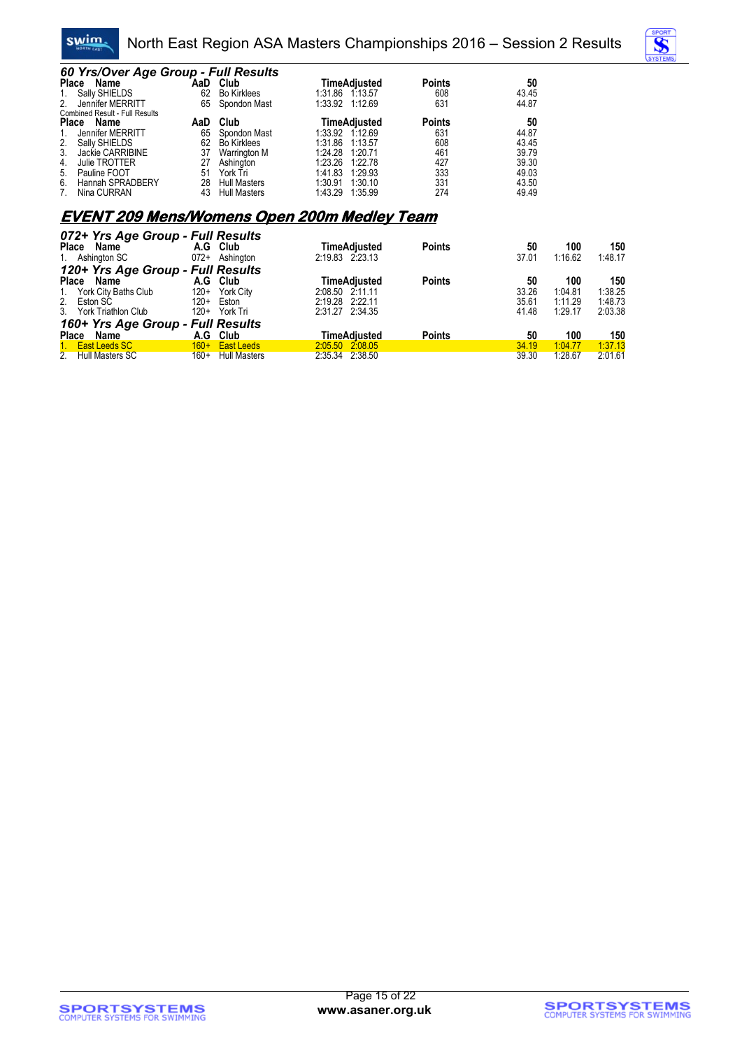### 60 Yrs/Over Age Group - Full Results

| Place | Name | AaD | Club | Time | Adjusted | Points | 50 |
|---|---|---|---|---|---|---|---|
| 1. | Sally SHIELDS | 62 | Bo Kirklees | 1:31.86 | 1:13.57 | 608 | 43.45 |
| 2. | Jennifer MERRITT | 65 | Spondon Mast | 1:33.92 | 1:12.69 | 631 | 44.87 |

Combined Result - Full Results

| Place | Name | AaD | Club | Time | Adjusted | Points | 50 |
|---|---|---|---|---|---|---|---|
| 1. | Jennifer MERRITT | 65 | Spondon Mast | 1:33.92 | 1:12.69 | 631 | 44.87 |
| 2. | Sally SHIELDS | 62 | Bo Kirklees | 1:31.86 | 1:13.57 | 608 | 43.45 |
| 3. | Jackie CARRIBINE | 37 | Warrington M | 1:24.28 | 1:20.71 | 461 | 39.79 |
| 4. | Julie TROTTER | 27 | Ashington | 1:23.26 | 1:22.78 | 427 | 39.30 |
| 5. | Pauline FOOT | 51 | York Tri | 1:41.83 | 1:29.93 | 333 | 49.03 |
| 6. | Hannah SPRADBERY | 28 | Hull Masters | 1:30.91 | 1:30.10 | 331 | 43.50 |
| 7. | Nina CURRAN | 43 | Hull Masters | 1:43.29 | 1:35.99 | 274 | 49.49 |

## EVENT 209 Mens/Womens Open 200m Medley Team

### 072+ Yrs Age Group - Full Results

| Place | Name | A.G | Club | Time | Adjusted | Points | 50 | 100 | 150 |
|---|---|---|---|---|---|---|---|---|---|
| 1. | Ashington SC | 072+ | Ashington | 2:19.83 | 2:23.13 | | 37.01 | 1:16.62 | 1:48.17 |

### 120+ Yrs Age Group - Full Results

| Place | Name | A.G | Club | Time | Adjusted | Points | 50 | 100 | 150 |
|---|---|---|---|---|---|---|---|---|---|
| 1. | York City Baths Club | 120+ | York City | 2:08.50 | 2:11.11 | | 33.26 | 1:04.81 | 1:38.25 |
| 2. | Eston SC | 120+ | Eston | 2:19.28 | 2:22.11 | | 35.61 | 1:11.29 | 1:48.73 |
| 3. | York Triathlon Club | 120+ | York Tri | 2:31.27 | 2:34.35 | | 41.48 | 1:29.17 | 2:03.38 |

### 160+ Yrs Age Group - Full Results

| Place | Name | A.G | Club | Time | Adjusted | Points | 50 | 100 | 150 |
|---|---|---|---|---|---|---|---|---|---|
| 1. | East Leeds SC | 160+ | East Leeds | 2:05.50 | 2:08.05 | | 34.19 | 1:04.77 | 1:37.13 |
| 2. | Hull Masters SC | 160+ | Hull Masters | 2:35.34 | 2:38.50 | | 39.30 | 1:28.67 | 2:01.61 |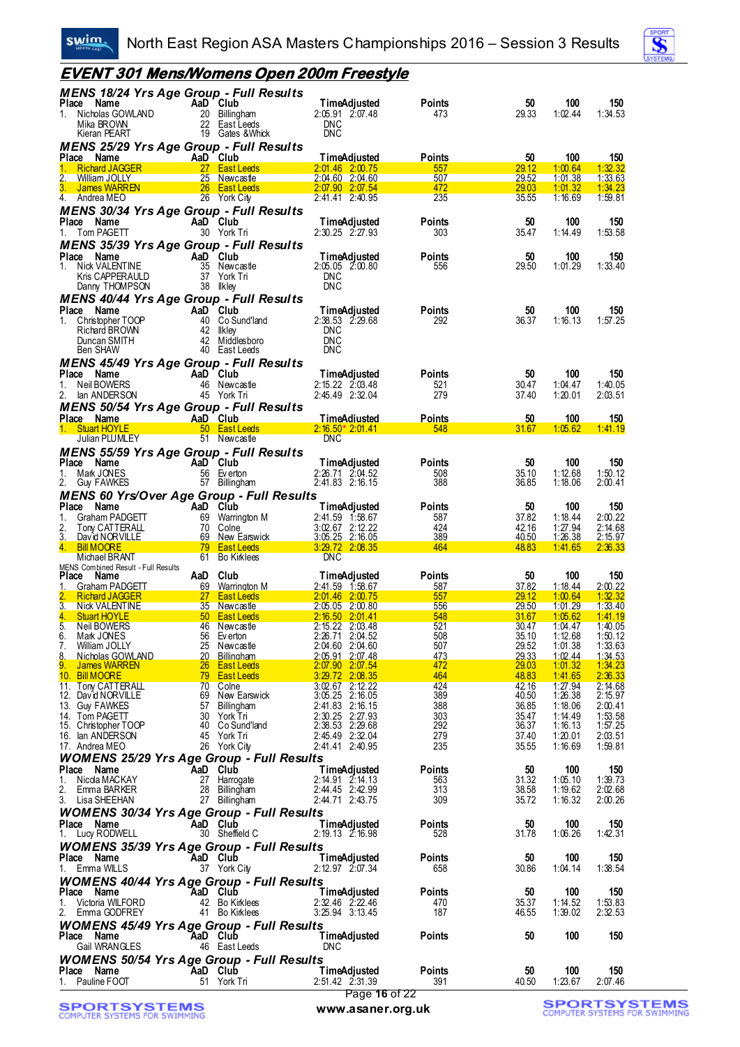# North East Region ASA Masters Championships 2016 – Session 3 Results

## EVENT 301 Mens/Womens Open 200m Freestyle

### MENS 18/24 Yrs Age Group - Full Results

| Place | Name | AaD | Club | Time | Adjusted | Points | 50 | 100 | 150 |
|---|---|---|---|---|---|---|---|---|---|
| 1. | Nicholas GOWLAND | 20 | Billingham | 2:05.91 | 2:07.48 | 473 | 29.33 | 1:02.44 | 1:34.53 |
| | Mika BROWN | 22 | East Leeds | DNC | | | | | |
| | Kieran PEART | 19 | Gates &Whick | DNC | | | | | |

### MENS 25/29 Yrs Age Group - Full Results

| Place | Name | AaD | Club | Time | Adjusted | Points | 50 | 100 | 150 |
|---|---|---|---|---|---|---|---|---|---|
| 1. | Richard JAGGER | 27 | East Leeds | 2:01.46 | 2:00.75 | 557 | 29.12 | 1:00.64 | 1:32.32 |
| 2. | William JOLLY | 25 | Newcastle | 2:04.60 | 2:04.60 | 507 | 29.52 | 1:01.38 | 1:33.63 |
| 3. | James WARREN | 26 | East Leeds | 2:07.90 | 2:07.54 | 472 | 29.03 | 1:01.32 | 1:34.23 |
| 4. | Andrea MEO | 26 | York City | 2:41.41 | 2:40.95 | 235 | 35.55 | 1:16.69 | 1:59.81 |

### MENS 30/34 Yrs Age Group - Full Results

| Place | Name | AaD | Club | Time | Adjusted | Points | 50 | 100 | 150 |
|---|---|---|---|---|---|---|---|---|---|
| 1. | Tom PAGETT | 30 | York Tri | 2:30.25 | 2:27.93 | 303 | 35.47 | 1:14.49 | 1:53.58 |

### MENS 35/39 Yrs Age Group - Full Results

| Place | Name | AaD | Club | Time | Adjusted | Points | 50 | 100 | 150 |
|---|---|---|---|---|---|---|---|---|---|
| 1. | Nick VALENTINE | 35 | Newcastle | 2:05.05 | 2:00.80 | 556 | 29.50 | 1:01.29 | 1:33.40 |
| | Kris CAPPERAULD | 37 | York Tri | DNC | | | | | |
| | Danny THOMPSON | 38 | Ilkley | DNC | | | | | |

### MENS 40/44 Yrs Age Group - Full Results

| Place | Name | AaD | Club | Time | Adjusted | Points | 50 | 100 | 150 |
|---|---|---|---|---|---|---|---|---|---|
| 1. | Christopher TOOP | 40 | Co Sund'land | 2:38.53 | 2:29.68 | 292 | 36.37 | 1:16.13 | 1:57.25 |
| | Richard BROWN | 42 | Ilkley | DNC | | | | | |
| | Duncan SMITH | 42 | Middlesboro | DNC | | | | | |
| | Ben SHAW | 40 | East Leeds | DNC | | | | | |

### MENS 45/49 Yrs Age Group - Full Results

| Place | Name | AaD | Club | Time | Adjusted | Points | 50 | 100 | 150 |
|---|---|---|---|---|---|---|---|---|---|
| 1. | Neil BOWERS | 46 | Newcastle | 2:15.22 | 2:03.48 | 521 | 30.47 | 1:04.47 | 1:40.05 |
| 2. | Ian ANDERSON | 45 | York Tri | 2:45.49 | 2:32.04 | 279 | 37.40 | 1:20.01 | 2:03.51 |

### MENS 50/54 Yrs Age Group - Full Results

| Place | Name | AaD | Club | Time | Adjusted | Points | 50 | 100 | 150 |
|---|---|---|---|---|---|---|---|---|---|
| 1. | Stuart HOYLE | 50 | East Leeds | 2:16.50* | 2:01.41 | 548 | 31.67 | 1:05.62 | 1:41.19 |
| | Julian PLUMLEY | 51 | Newcastle | DNC | | | | | |

### MENS 55/59 Yrs Age Group - Full Results

| Place | Name | AaD | Club | Time | Adjusted | Points | 50 | 100 | 150 |
|---|---|---|---|---|---|---|---|---|---|
| 1. | Mark JONES | 56 | Everton | 2:26.71 | 2:04.52 | 508 | 35.10 | 1:12.68 | 1:50.12 |
| 2. | Guy FAWKES | 57 | Billingham | 2:41.83 | 2:16.15 | 388 | 36.85 | 1:18.06 | 2:00.41 |

### MENS 60 Yrs/Over Age Group - Full Results

| Place | Name | AaD | Club | Time | Adjusted | Points | 50 | 100 | 150 |
|---|---|---|---|---|---|---|---|---|---|
| 1. | Graham PADGETT | 69 | Warrington M | 2:41.59 | 1:58.67 | 587 | 37.82 | 1:18.44 | 2:00.22 |
| 2. | Tony CATTERALL | 70 | Colne | 3:02.67 | 2:12.22 | 424 | 42.16 | 1:27.94 | 2:14.68 |
| 3. | David NORVILLE | 69 | New Earswick | 3:05.25 | 2:16.05 | 389 | 40.50 | 1:26.38 | 2:15.97 |
| 4. | Bill MOORE | 79 | East Leeds | 3:29.72 | 2:08.35 | 464 | 48.83 | 1:41.65 | 2:36.33 |
| | Michael BRANT | 61 | Bo Kirklees | DNC | | | | | |

### MENS Combined Result - Full Results

| Place | Name | AaD | Club | Time | Adjusted | Points | 50 | 100 | 150 |
|---|---|---|---|---|---|---|---|---|---|
| 1. | Graham PADGETT | 69 | Warrington M | 2:41.59 | 1:58.67 | 587 | 37.82 | 1:18.44 | 2:00.22 |
| 2. | Richard JAGGER | 27 | East Leeds | 2:01.46 | 2:00.75 | 557 | 29.12 | 1:00.64 | 1:32.32 |
| 3. | Nick VALENTINE | 35 | Newcastle | 2:05.05 | 2:00.80 | 556 | 29.50 | 1:01.29 | 1:33.40 |
| 4. | Stuart HOYLE | 50 | East Leeds | 2:16.50 | 2:01.41 | 548 | 31.67 | 1:05.62 | 1:41.19 |
| 5. | Neil BOWERS | 46 | Newcastle | 2:15.22 | 2:03.48 | 521 | 30.47 | 1:04.47 | 1:40.05 |
| 6. | Mark JONES | 56 | Everton | 2:26.71 | 2:04.52 | 508 | 35.10 | 1:12.68 | 1:50.12 |
| 7. | William JOLLY | 25 | Newcastle | 2:04.60 | 2:04.60 | 507 | 29.52 | 1:01.38 | 1:33.63 |
| 8. | Nicholas GOWLAND | 20 | Billingham | 2:05.91 | 2:07.48 | 473 | 29.33 | 1:02.44 | 1:34.53 |
| 9. | James WARREN | 26 | East Leeds | 2:07.90 | 2:07.54 | 472 | 29.03 | 1:01.32 | 1:34.23 |
| 10. | Bill MOORE | 79 | East Leeds | 3:29.72 | 2:08.35 | 464 | 48.83 | 1:41.65 | 2:36.33 |
| 11. | Tony CATTERALL | 70 | Colne | 3:02.67 | 2:12.22 | 424 | 42.16 | 1:27.94 | 2:14.68 |
| 12. | David NORVILLE | 69 | New Earswick | 3:05.25 | 2:16.05 | 389 | 40.50 | 1:26.38 | 2:15.97 |
| 13. | Guy FAWKES | 57 | Billingham | 2:41.83 | 2:16.15 | 388 | 36.85 | 1:18.06 | 2:00.41 |
| 14. | Tom PAGETT | 30 | York Tri | 2:30.25 | 2:27.93 | 303 | 35.47 | 1:14.49 | 1:53.58 |
| 15. | Christopher TOOP | 40 | Co Sund'land | 2:38.53 | 2:29.68 | 292 | 36.37 | 1:16.13 | 1:57.25 |
| 16. | Ian ANDERSON | 45 | York Tri | 2:45.49 | 2:32.04 | 279 | 37.40 | 1:20.01 | 2:03.51 |
| 17. | Andrea MEO | 26 | York City | 2:41.41 | 2:40.95 | 235 | 35.55 | 1:16.69 | 1:59.81 |

### WOMENS 25/29 Yrs Age Group - Full Results

| Place | Name | AaD | Club | Time | Adjusted | Points | 50 | 100 | 150 |
|---|---|---|---|---|---|---|---|---|---|
| 1. | Nicola MACKAY | 27 | Harrogate | 2:14.91 | 2:14.13 | 563 | 31.32 | 1:05.10 | 1:39.73 |
| 2. | Emma BARKER | 28 | Billingham | 2:44.45 | 2:42.99 | 313 | 38.58 | 1:19.62 | 2:02.68 |
| 3. | Lisa SHEEHAN | 27 | Billingham | 2:44.71 | 2:43.75 | 309 | 35.72 | 1:16.32 | 2:00.26 |

### WOMENS 30/34 Yrs Age Group - Full Results

| Place | Name | AaD | Club | Time | Adjusted | Points | 50 | 100 | 150 |
|---|---|---|---|---|---|---|---|---|---|
| 1. | Lucy RODWELL | 30 | Sheffield C | 2:19.13 | 2:16.98 | 528 | 31.78 | 1:06.26 | 1:42.31 |

### WOMENS 35/39 Yrs Age Group - Full Results

| Place | Name | AaD | Club | Time | Adjusted | Points | 50 | 100 | 150 |
|---|---|---|---|---|---|---|---|---|---|
| 1. | Emma WILLS | 37 | York City | 2:12.97 | 2:07.34 | 658 | 30.86 | 1:04.14 | 1:38.54 |

### WOMENS 40/44 Yrs Age Group - Full Results

| Place | Name | AaD | Club | Time | Adjusted | Points | 50 | 100 | 150 |
|---|---|---|---|---|---|---|---|---|---|
| 1. | Victoria WILFORD | 42 | Bo Kirklees | 2:32.46 | 2:22.46 | 470 | 35.37 | 1:14.52 | 1:53.83 |
| 2. | Emma GODFREY | 41 | Bo Kirklees | 3:25.94 | 3:13.45 | 187 | 46.55 | 1:39.02 | 2:32.53 |

### WOMENS 45/49 Yrs Age Group - Full Results

| Place | Name | AaD | Club | Time | Adjusted | Points | 50 | 100 | 150 |
|---|---|---|---|---|---|---|---|---|---|
| | Gail WRANGLES | 46 | East Leeds | DNC | | | | | |

### WOMENS 50/54 Yrs Age Group - Full Results

| Place | Name | AaD | Club | Time | Adjusted | Points | 50 | 100 | 150 |
|---|---|---|---|---|---|---|---|---|---|
| 1. | Pauline FOOT | 51 | York Tri | 2:51.42 | 2:31.39 | 391 | 40.50 | 1:23.67 | 2:07.46 |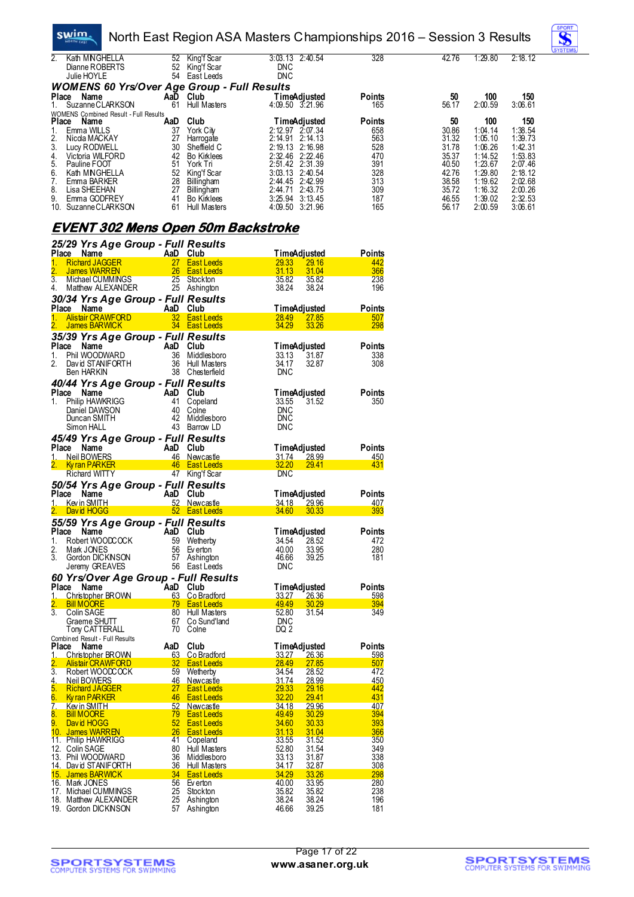| Place | Name | AaD | Club | Time | Adjusted | Points | 50 | 100 | 150 |
|---|---|---|---|---|---|---|---|---|---|
| 2. | Kath MINGHELLA | 52 | King'f Scar | 3:03.13 | 2:40.54 | 328 | 42.76 | 1:29.80 | 2:18.12 |
| | Dianne ROBERTS | 52 | King'f Scar | DNC | | | | | |
| | Julie HOYLE | 54 | East Leeds | DNC | | | | | |

### WOMENS 60 Yrs/Over Age Group - Full Results

| Place | Name | AaD | Club | Time | Adjusted | Points | 50 | 100 | 150 |
|---|---|---|---|---|---|---|---|---|---|
| 1. | Suzanne CLARKSON | 61 | Hull Masters | 4:09.50 | 3:21.96 | 165 | 56.17 | 2:00.59 | 3:06.61 |

WOMENS Combined Result - Full Results

| Place | Name | AaD | Club | Time | Adjusted | Points | 50 | 100 | 150 |
|---|---|---|---|---|---|---|---|---|---|
| 1. | Emma WILLS | 37 | York City | 2:12.97 | 2:07.34 | 658 | 30.86 | 1:04.14 | 1:38.54 |
| 2. | Nicola MACKAY | 27 | Harrogate | 2:14.91 | 2:14.13 | 563 | 31.32 | 1:05.10 | 1:39.73 |
| 3. | Lucy RODWELL | 30 | Sheffield C | 2:19.13 | 2:16.98 | 528 | 31.78 | 1:06.26 | 1:42.31 |
| 4. | Victoria WILFORD | 42 | Bo Kirklees | 2:32.46 | 2:22.46 | 470 | 35.37 | 1:14.52 | 1:53.83 |
| 5. | Pauline FOOT | 51 | York Tri | 2:51.42 | 2:31.39 | 391 | 40.50 | 1:23.67 | 2:07.46 |
| 6. | Kath MINGHELLA | 52 | King'f Scar | 3:03.13 | 2:40.54 | 328 | 42.76 | 1:29.80 | 2:18.12 |
| 7. | Emma BARKER | 28 | Billingham | 2:44.45 | 2:42.99 | 313 | 38.58 | 1:19.62 | 2:02.68 |
| 8. | Lisa SHEEHAN | 27 | Billingham | 2:44.71 | 2:43.75 | 309 | 35.72 | 1:16.32 | 2:00.26 |
| 9. | Emma GODFREY | 41 | Bo Kirklees | 3:25.94 | 3:13.45 | 187 | 46.55 | 1:39.02 | 2:32.53 |
| 10. | Suzanne CLARKSON | 61 | Hull Masters | 4:09.50 | 3:21.96 | 165 | 56.17 | 2:00.59 | 3:06.61 |

## EVENT 302 Mens Open 50m Backstroke

### 25/29 Yrs Age Group - Full Results

| Place | Name | AaD | Club | Time | Adjusted | Points |
|---|---|---|---|---|---|---|
| 1. | Richard JAGGER | 27 | East Leeds | 29.33 | 29.16 | 442 |
| 2. | James WARREN | 26 | East Leeds | 31.13 | 31.04 | 366 |
| 3. | Michael CUMMINGS | 25 | Stockton | 35.82 | 35.82 | 238 |
| 4. | Matthew ALEXANDER | 25 | Ashington | 38.24 | 38.24 | 196 |

### 30/34 Yrs Age Group - Full Results

| Place | Name | AaD | Club | Time | Adjusted | Points |
|---|---|---|---|---|---|---|
| 1. | Alistair CRAWFORD | 32 | East Leeds | 28.49 | 27.85 | 507 |
| 2. | James BARWICK | 34 | East Leeds | 34.29 | 33.26 | 298 |

### 35/39 Yrs Age Group - Full Results

| Place | Name | AaD | Club | Time | Adjusted | Points |
|---|---|---|---|---|---|---|
| 1. | Phil WOODWARD | 36 | Middlesboro | 33.13 | 31.87 | 338 |
| 2. | David STANIFORTH | 36 | Hull Masters | 34.17 | 32.87 | 308 |
| | Ben HARKIN | 38 | Chesterfield | DNC | | |

### 40/44 Yrs Age Group - Full Results

| Place | Name | AaD | Club | Time | Adjusted | Points |
|---|---|---|---|---|---|---|
| 1. | Philip HAWKRIGG | 41 | Copeland | 33.55 | 31.52 | 350 |
| | Daniel DAWSON | 40 | Colne | DNC | | |
| | Duncan SMITH | 42 | Middlesboro | DNC | | |
| | Simon HALL | 43 | Barrow LD | DNC | | |

### 45/49 Yrs Age Group - Full Results

| Place | Name | AaD | Club | Time | Adjusted | Points |
|---|---|---|---|---|---|---|
| 1. | Neil BOWERS | 46 | Newcastle | 31.74 | 28.99 | 450 |
| 2. | Kyran PARKER | 46 | East Leeds | 32.20 | 29.41 | 431 |
| | Richard WITTY | 47 | King'f Scar | DNC | | |

### 50/54 Yrs Age Group - Full Results

| Place | Name | AaD | Club | Time | Adjusted | Points |
|---|---|---|---|---|---|---|
| 1. | Kevin SMITH | 52 | Newcastle | 34.18 | 29.96 | 407 |
| 2. | David HOGG | 52 | East Leeds | 34.60 | 30.33 | 393 |

### 55/59 Yrs Age Group - Full Results

| Place | Name | AaD | Club | Time | Adjusted | Points |
|---|---|---|---|---|---|---|
| 1. | Robert WOODCOCK | 59 | Wetherby | 34.54 | 28.52 | 472 |
| 2. | Mark JONES | 56 | Everton | 40.00 | 33.95 | 280 |
| 3. | Gordon DICKINSON | 57 | Ashington | 46.66 | 39.25 | 181 |
| | Jeremy GREAVES | 56 | East Leeds | DNC | | |

### 60 Yrs/Over Age Group - Full Results

| Place | Name | AaD | Club | Time | Adjusted | Points |
|---|---|---|---|---|---|---|
| 1. | Christopher BROWN | 63 | Co Bradford | 33.27 | 26.36 | 598 |
| 2. | Bill MOORE | 79 | East Leeds | 49.49 | 30.29 | 394 |
| 3. | Colin SAGE | 80 | Hull Masters | 52.80 | 31.54 | 349 |
| | Graeme SHUTT | 67 | Co Sund'land | DNC | | |
| | Tony CATTERALL | 70 | Colne | DQ 2 | | |

Combined Result - Full Results

| Place | Name | AaD | Club | Time | Adjusted | Points |
|---|---|---|---|---|---|---|
| 1. | Christopher BROWN | 63 | Co Bradford | 33.27 | 26.36 | 598 |
| 2. | Alistair CRAWFORD | 32 | East Leeds | 28.49 | 27.85 | 507 |
| 3. | Robert WOODCOCK | 59 | Wetherby | 34.54 | 28.52 | 472 |
| 4. | Neil BOWERS | 46 | Newcastle | 31.74 | 28.99 | 450 |
| 5. | Richard JAGGER | 27 | East Leeds | 29.33 | 29.16 | 442 |
| 6. | Kyran PARKER | 46 | East Leeds | 32.20 | 29.41 | 431 |
| 7. | Kevin SMITH | 52 | Newcastle | 34.18 | 29.96 | 407 |
| 8. | Bill MOORE | 79 | East Leeds | 49.49 | 30.29 | 394 |
| 9. | David HOGG | 52 | East Leeds | 34.60 | 30.33 | 393 |
| 10. | James WARREN | 26 | East Leeds | 31.13 | 31.04 | 366 |
| 11. | Philip HAWKRIGG | 41 | Copeland | 33.55 | 31.52 | 350 |
| 12. | Colin SAGE | 80 | Hull Masters | 52.80 | 31.54 | 349 |
| 13. | Phil WOODWARD | 36 | Middlesboro | 33.13 | 31.87 | 338 |
| 14. | David STANIFORTH | 36 | Hull Masters | 34.17 | 32.87 | 308 |
| 15. | James BARWICK | 34 | East Leeds | 34.29 | 33.26 | 298 |
| 16. | Mark JONES | 56 | Everton | 40.00 | 33.95 | 280 |
| 17. | Michael CUMMINGS | 25 | Stockton | 35.82 | 35.82 | 238 |
| 18. | Matthew ALEXANDER | 25 | Ashington | 38.24 | 38.24 | 196 |
| 19. | Gordon DICKINSON | 57 | Ashington | 46.66 | 39.25 | 181 |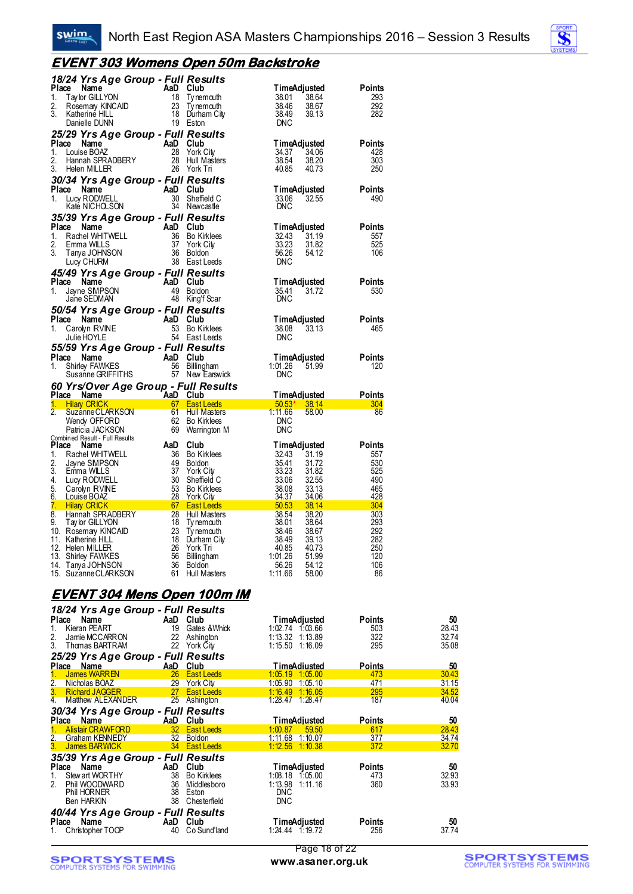## EVENT 303 Womens Open 50m Backstroke

### 18/24 Yrs Age Group - Full Results

| Place | Name | AaD | Club | Time | Adjusted | Points |
|---|---|---|---|---|---|---|
| 1. | Taylor GILLYON | 18 | Tynemouth | 38.01 | 38.64 | 293 |
| 2. | Rosemary KINCAID | 23 | Tynemouth | 38.46 | 38.67 | 292 |
| 3. | Katherine HILL | 18 | Durham City | 38.49 | 39.13 | 282 |
| | Danielle DUNN | 19 | Eston | DNC | | |

### 25/29 Yrs Age Group - Full Results

| Place | Name | AaD | Club | Time | Adjusted | Points |
|---|---|---|---|---|---|---|
| 1. | Louise BOAZ | 28 | York City | 34.37 | 34.06 | 428 |
| 2. | Hannah SPRADBERY | 28 | Hull Masters | 38.54 | 38.20 | 303 |
| 3. | Helen MILLER | 26 | York Tri | 40.85 | 40.73 | 250 |

### 30/34 Yrs Age Group - Full Results

| Place | Name | AaD | Club | Time | Adjusted | Points |
|---|---|---|---|---|---|---|
| 1. | Lucy RODWELL | 30 | Sheffield C | 33.06 | 32.55 | 490 |
| | Kate NICHOLSON | 34 | Newcastle | DNC | | |

### 35/39 Yrs Age Group - Full Results

| Place | Name | AaD | Club | Time | Adjusted | Points |
|---|---|---|---|---|---|---|
| 1. | Rachel WHITWELL | 36 | Bo Kirklees | 32.43 | 31.19 | 557 |
| 2. | Emma WILLS | 37 | York City | 33.23 | 31.82 | 525 |
| 3. | Tanya JOHNSON | 36 | Boldon | 56.26 | 54.12 | 106 |
| | Lucy CHURM | 38 | East Leeds | DNC | | |

### 45/49 Yrs Age Group - Full Results

| Place | Name | AaD | Club | Time | Adjusted | Points |
|---|---|---|---|---|---|---|
| 1. | Jayne SIMPSON | 49 | Boldon | 35.41 | 31.72 | 530 |
| | Jane SEDMAN | 48 | King'f Scar | DNC | | |

### 50/54 Yrs Age Group - Full Results

| Place | Name | AaD | Club | Time | Adjusted | Points |
|---|---|---|---|---|---|---|
| 1. | Carolyn IRVINE | 53 | Bo Kirklees | 38.08 | 33.13 | 465 |
| | Julie HOYLE | 54 | East Leeds | DNC | | |

### 55/59 Yrs Age Group - Full Results

| Place | Name | AaD | Club | Time | Adjusted | Points |
|---|---|---|---|---|---|---|
| 1. | Shirley FAWKES | 56 | Billingham | 1:01.26 | 51.99 | 120 |
| | Susanne GRIFFITHS | 57 | New Earswick | DNC | | |

### 60 Yrs/Over Age Group - Full Results

| Place | Name | AaD | Club | Time | Adjusted | Points |
|---|---|---|---|---|---|---|
| 1. | Hilary CRICK | 67 | East Leeds | 50.53* | 38.14 | 304 |
| 2. | Suzanne CLARKSON | 61 | Hull Masters | 1:11.66 | 58.00 | 86 |
| | Wendy OFFORD | 62 | Bo Kirklees | DNC | | |
| | Patricia JACKSON | 69 | Warrington M | DNC | | |

Combined Result - Full Results

| Place | Name | AaD | Club | Time | Adjusted | Points |
|---|---|---|---|---|---|---|
| 1. | Rachel WHITWELL | 36 | Bo Kirklees | 32.43 | 31.19 | 557 |
| 2. | Jayne SIMPSON | 49 | Boldon | 35.41 | 31.72 | 530 |
| 3. | Emma WILLS | 37 | York City | 33.23 | 31.82 | 525 |
| 4. | Lucy RODWELL | 30 | Sheffield C | 33.06 | 32.55 | 490 |
| 5. | Carolyn IRVINE | 53 | Bo Kirklees | 38.08 | 33.13 | 465 |
| 6. | Louise BOAZ | 28 | York City | 34.37 | 34.06 | 428 |
| 7. | Hilary CRICK | 67 | East Leeds | 50.53 | 38.14 | 304 |
| 8. | Hannah SPRADBERY | 28 | Hull Masters | 38.54 | 38.20 | 303 |
| 9. | Taylor GILLYON | 18 | Tynemouth | 38.01 | 38.64 | 293 |
| 10. | Rosemary KINCAID | 23 | Tynemouth | 38.46 | 38.67 | 292 |
| 11. | Katherine HILL | 18 | Durham City | 38.49 | 39.13 | 282 |
| 12. | Helen MILLER | 26 | York Tri | 40.85 | 40.73 | 250 |
| 13. | Shirley FAWKES | 56 | Billingham | 1:01.26 | 51.99 | 120 |
| 14. | Tanya JOHNSON | 36 | Boldon | 56.26 | 54.12 | 106 |
| 15. | Suzanne CLARKSON | 61 | Hull Masters | 1:11.66 | 58.00 | 86 |

## EVENT 304 Mens Open 100m IM

### 18/24 Yrs Age Group - Full Results

| Place | Name | AaD | Club | Time | Adjusted | Points | 50 |
|---|---|---|---|---|---|---|---|
| 1. | Kieran PEART | 19 | Gates &Whick | 1:02.74 | 1:03.66 | 503 | 28.43 |
| 2. | Jamie MCCARRON | 22 | Ashington | 1:13.32 | 1:13.89 | 322 | 32.74 |
| 3. | Thomas BARTRAM | 22 | York City | 1:15.50 | 1:16.09 | 295 | 35.08 |

### 25/29 Yrs Age Group - Full Results

| Place | Name | AaD | Club | Time | Adjusted | Points | 50 |
|---|---|---|---|---|---|---|---|
| 1. | James WARREN | 26 | East Leeds | 1:05.19 | 1:05.00 | 473 | 30.43 |
| 2. | Nicholas BOAZ | 29 | York City | 1:05.90 | 1:05.10 | 471 | 31.15 |
| 3. | Richard JAGGER | 27 | East Leeds | 1:16.49 | 1:16.05 | 295 | 34.52 |
| 4. | Matthew ALEXANDER | 25 | Ashington | 1:28.47 | 1:28.47 | 187 | 40.04 |

### 30/34 Yrs Age Group - Full Results

| Place | Name | AaD | Club | Time | Adjusted | Points | 50 |
|---|---|---|---|---|---|---|---|
| 1. | Alistair CRAWFORD | 32 | East Leeds | 1:00.87 | 59.50 | 617 | 28.43 |
| 2. | Graham KENNEDY | 32 | Boldon | 1:11.68 | 1:10.07 | 377 | 34.74 |
| 3. | James BARWICK | 34 | East Leeds | 1:12.56 | 1:10.38 | 372 | 32.70 |

### 35/39 Yrs Age Group - Full Results

| Place | Name | AaD | Club | Time | Adjusted | Points | 50 |
|---|---|---|---|---|---|---|---|
| 1. | Stewart WORTHY | 38 | Bo Kirklees | 1:08.18 | 1:05.00 | 473 | 32.93 |
| 2. | Phil WOODWARD | 36 | Middlesboro | 1:13.98 | 1:11.16 | 360 | 33.93 |
| | Phil HORNER | 38 | Eston | DNC | | | |
| | Ben HARKIN | 38 | Chesterfield | DNC | | | |

### 40/44 Yrs Age Group - Full Results

| Place | Name | AaD | Club | Time | Adjusted | Points | 50 |
|---|---|---|---|---|---|---|---|
| 1. | Christopher TOOP | 40 | Co Sund'land | 1:24.44 | 1:19.72 | 256 | 37.74 |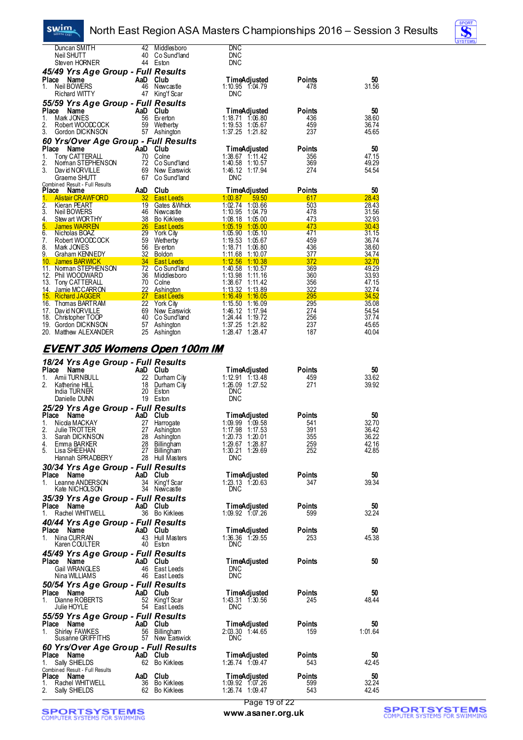| Place | Name | AaD | Club | Time | Adjusted | Points | 50 |
|---|---|---|---|---|---|---|---|
| | Duncan SMITH | 42 | Middlesboro | DNC | | | |
| | Neil SHUTT | 40 | Co Sund'land | DNC | | | |
| | Steven HORNER | 44 | Eston | DNC | | | |

### 45/49 Yrs Age Group - Full Results

| Place | Name | AaD | Club | Time | Adjusted | Points | 50 |
|---|---|---|---|---|---|---|---|
| 1. | Neil BOWERS | 46 | Newcastle | 1:10.95 | 1:04.79 | 478 | 31.56 |
| | Richard WITTY | 47 | King'f Scar | DNC | | | |

### 55/59 Yrs Age Group - Full Results

| Place | Name | AaD | Club | Time | Adjusted | Points | 50 |
|---|---|---|---|---|---|---|---|
| 1. | Mark JONES | 56 | Everton | 1:18.71 | 1:06.80 | 436 | 38.60 |
| 2. | Robert WOODCOCK | 59 | Wetherby | 1:19.53 | 1:05.67 | 459 | 36.74 |
| 3. | Gordon DICKINSON | 57 | Ashington | 1:37.25 | 1:21.82 | 237 | 45.65 |

### 60 Yrs/Over Age Group - Full Results

| Place | Name | AaD | Club | Time | Adjusted | Points | 50 |
|---|---|---|---|---|---|---|---|
| 1. | Tony CATTERALL | 70 | Colne | 1:38.67 | 1:11.42 | 356 | 47.15 |
| 2. | Norman STEPHENSON | 72 | Co Sund'land | 1:40.58 | 1:10.57 | 369 | 49.29 |
| 3. | David NORVILLE | 69 | New Earswick | 1:46.12 | 1:17.94 | 274 | 54.54 |
| | Graeme SHUTT | 67 | Co Sund'land | DNC | | | |

Combined Result - Full Results

| Place | Name | AaD | Club | Time | Adjusted | Points | 50 |
|---|---|---|---|---|---|---|---|
| 1. | Alistair CRAWFORD | 32 | East Leeds | 1:00.87 | 59.50 | 617 | 28.43 |
| 2. | Kieran PEART | 19 | Gates &Whick | 1:02.74 | 1:03.66 | 503 | 28.43 |
| 3. | Neil BOWERS | 46 | Newcastle | 1:10.95 | 1:04.79 | 478 | 31.56 |
| 4. | Stewart WORTHY | 38 | Bo Kirklees | 1:08.18 | 1:05.00 | 473 | 32.93 |
| 5. | James WARREN | 26 | East Leeds | 1:05.19 | 1:05.00 | 473 | 30.43 |
| 6. | Nicholas BOAZ | 29 | York City | 1:05.90 | 1:05.10 | 471 | 31.15 |
| 7. | Robert WOODCOCK | 59 | Wetherby | 1:19.53 | 1:05.67 | 459 | 36.74 |
| 8. | Mark JONES | 56 | Everton | 1:18.71 | 1:06.80 | 436 | 38.60 |
| 9. | Graham KENNEDY | 32 | Boldon | 1:11.68 | 1:10.07 | 377 | 34.74 |
| 10. | James BARWICK | 34 | East Leeds | 1:12.56 | 1:10.38 | 372 | 32.70 |
| 11. | Norman STEPHENSON | 72 | Co Sund'land | 1:40.58 | 1:10.57 | 369 | 49.29 |
| 12. | Phil WOODWARD | 36 | Middlesboro | 1:13.98 | 1:11.16 | 360 | 33.93 |
| 13. | Tony CATTERALL | 70 | Colne | 1:38.67 | 1:11.42 | 356 | 47.15 |
| 14. | Jamie McCARRON | 22 | Ashington | 1:13.32 | 1:13.89 | 322 | 32.74 |
| 15. | Richard JAGGER | 27 | East Leeds | 1:16.49 | 1:16.05 | 295 | 34.52 |
| 16. | Thomas BARTRAM | 22 | York City | 1:15.50 | 1:16.09 | 295 | 35.08 |
| 17. | David NORVILLE | 69 | New Earswick | 1:46.12 | 1:17.94 | 274 | 54.54 |
| 18. | Christopher TOOP | 40 | Co Sund'land | 1:24.44 | 1:19.72 | 256 | 37.74 |
| 19. | Gordon DICKINSON | 57 | Ashington | 1:37.25 | 1:21.82 | 237 | 45.65 |
| 20. | Matthew ALEXANDER | 25 | Ashington | 1:28.47 | 1:28.47 | 187 | 40.04 |

## EVENT 305 Womens Open 100m IM

### 18/24 Yrs Age Group - Full Results

| Place | Name | AaD | Club | Time | Adjusted | Points | 50 |
|---|---|---|---|---|---|---|---|
| 1. | Amii TURNBULL | 22 | Durham City | 1:12.91 | 1:13.48 | 459 | 33.62 |
| 2. | Katherine HILL | 18 | Durham City | 1:26.09 | 1:27.52 | 271 | 39.92 |
| | India TURNER | 20 | Eston | DNC | | | |
| | Danielle DUNN | 19 | Eston | DNC | | | |

### 25/29 Yrs Age Group - Full Results

| Place | Name | AaD | Club | Time | Adjusted | Points | 50 |
|---|---|---|---|---|---|---|---|
| 1. | Nicola MACKAY | 27 | Harrogate | 1:09.99 | 1:09.58 | 541 | 32.70 |
| 2. | Julie TROTTER | 27 | Ashington | 1:17.98 | 1:17.53 | 391 | 36.42 |
| 3. | Sarah DICKINSON | 28 | Ashington | 1:20.73 | 1:20.01 | 355 | 36.22 |
| 4. | Emma BARKER | 28 | Billingham | 1:29.67 | 1:28.87 | 259 | 42.16 |
| 5. | Lisa SHEEHAN | 27 | Billingham | 1:30.21 | 1:29.69 | 252 | 42.85 |
| | Hannah SPRADBERY | 28 | Hull Masters | DNC | | | |

### 30/34 Yrs Age Group - Full Results

| Place | Name | AaD | Club | Time | Adjusted | Points | 50 |
|---|---|---|---|---|---|---|---|
| 1. | Leanne ANDERSON | 34 | King'f Scar | 1:23.13 | 1:20.63 | 347 | 39.34 |
| | Kate NICHOLSON | 34 | Newcastle | DNC | | | |

### 35/39 Yrs Age Group - Full Results

| Place | Name | AaD | Club | Time | Adjusted | Points | 50 |
|---|---|---|---|---|---|---|---|
| 1. | Rachel WHITWELL | 36 | Bo Kirklees | 1:09.92 | 1:07.26 | 599 | 32.24 |

### 40/44 Yrs Age Group - Full Results

| Place | Name | AaD | Club | Time | Adjusted | Points | 50 |
|---|---|---|---|---|---|---|---|
| 1. | Nina CURRAN | 43 | Hull Masters | 1:36.36 | 1:29.55 | 253 | 45.38 |
| | Karen COULTER | 40 | Eston | DNC | | | |

### 45/49 Yrs Age Group - Full Results

| Place | Name | AaD | Club | Time | Adjusted | Points | 50 |
|---|---|---|---|---|---|---|---|
| | Gail WRANGLES | 46 | East Leeds | DNC | | | |
| | Nina WILLIAMS | 46 | East Leeds | DNC | | | |

### 50/54 Yrs Age Group - Full Results

| Place | Name | AaD | Club | Time | Adjusted | Points | 50 |
|---|---|---|---|---|---|---|---|
| 1. | Dianne ROBERTS | 52 | King'f Scar | 1:43.31 | 1:30.56 | 245 | 48.44 |
| | Julie HOYLE | 54 | East Leeds | DNC | | | |

### 55/59 Yrs Age Group - Full Results

| Place | Name | AaD | Club | Time | Adjusted | Points | 50 |
|---|---|---|---|---|---|---|---|
| 1. | Shirley FAWKES | 56 | Billingham | 2:03.30 | 1:44.65 | 159 | 1:01.64 |
| | Susanne GRIFFITHS | 57 | New Earswick | DNC | | | |

### 60 Yrs/Over Age Group - Full Results

| Place | Name | AaD | Club | Time | Adjusted | Points | 50 |
|---|---|---|---|---|---|---|---|
| 1. | Sally SHIELDS | 62 | Bo Kirklees | 1:26.74 | 1:09.47 | 543 | 42.45 |

Combined Result - Full Results

| Place | Name | AaD | Club | Time | Adjusted | Points | 50 |
|---|---|---|---|---|---|---|---|
| 1. | Rachel WHITWELL | 36 | Bo Kirklees | 1:09.92 | 1:07.26 | 599 | 32.24 |
| 2. | Sally SHIELDS | 62 | Bo Kirklees | 1:26.74 | 1:09.47 | 543 | 42.45 |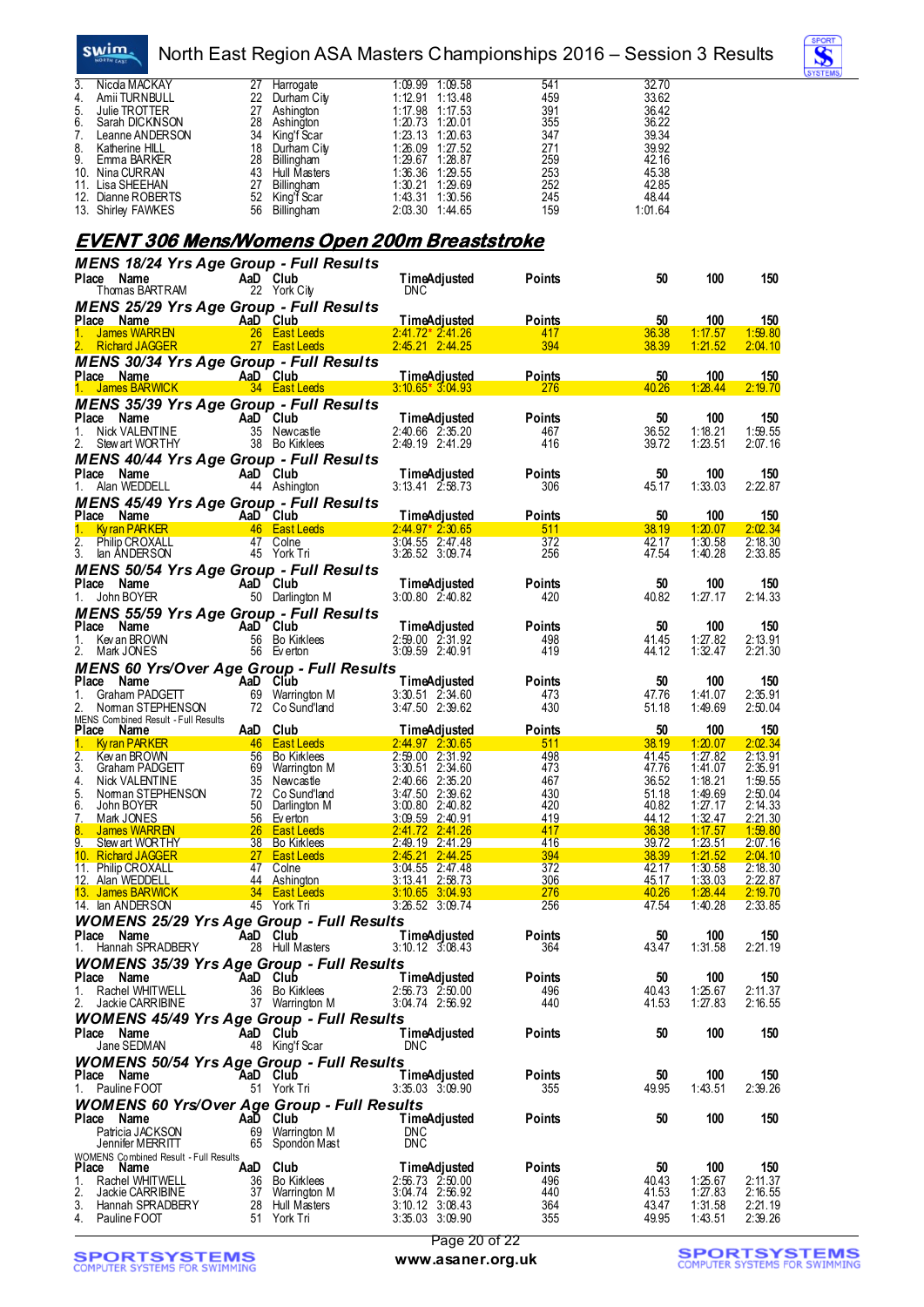| Place | Name | AaD | Club | Time | Adjusted | Points | 50 | 100 | 150 |
|---|---|---|---|---|---|---|---|---|---|
| 3. | Nicola MACKAY | 27 | Harrogate | 1:09.99 | 1:09.58 | 541 | 32.70 | | |
| 4. | Amii TURNBULL | 22 | Durham City | 1:12.91 | 1:13.48 | 459 | 33.62 | | |
| 5. | Julie TROTTER | 27 | Ashington | 1:17.98 | 1:17.53 | 391 | 36.42 | | |
| 6. | Sarah DICKINSON | 28 | Ashington | 1:20.73 | 1:20.01 | 355 | 36.22 | | |
| 7. | Leanne ANDERSON | 34 | King'f Scar | 1:23.13 | 1:20.63 | 347 | 39.34 | | |
| 8. | Katherine HILL | 18 | Durham City | 1:26.09 | 1:27.52 | 271 | 39.92 | | |
| 9. | Emma BARKER | 28 | Billingham | 1:29.67 | 1:28.87 | 259 | 42.16 | | |
| 10. | Nina CURRAN | 43 | Hull Masters | 1:36.36 | 1:29.55 | 253 | 45.38 | | |
| 11. | Lisa SHEEHAN | 27 | Billingham | 1:30.21 | 1:29.69 | 252 | 42.85 | | |
| 12. | Dianne ROBERTS | 52 | King'f Scar | 1:43.31 | 1:30.56 | 245 | 48.44 | | |
| 13. | Shirley FAWKES | 56 | Billingham | 2:03.30 | 1:44.65 | 159 | 1:01.64 | | |

## EVENT 306 Mens/Womens Open 200m Breaststroke

### MENS 18/24 Yrs Age Group - Full Results

| Place | Name | AaD | Club | Time | Adjusted | Points | 50 | 100 | 150 |
|---|---|---|---|---|---|---|---|---|---|
| | Thomas BARTRAM | 22 | York City | DNC | | | | | |

### MENS 25/29 Yrs Age Group - Full Results

| Place | Name | AaD | Club | Time | Adjusted | Points | 50 | 100 | 150 |
|---|---|---|---|---|---|---|---|---|---|
| 1. | James WARREN | 26 | East Leeds | 2:41.72* | 2:41.26 | 417 | 36.38 | 1:17.57 | 1:59.80 |
| 2. | Richard JAGGER | 27 | East Leeds | 2:45.21 | 2:44.25 | 394 | 38.39 | 1:21.52 | 2:04.10 |

### MENS 30/34 Yrs Age Group - Full Results

| Place | Name | AaD | Club | Time | Adjusted | Points | 50 | 100 | 150 |
|---|---|---|---|---|---|---|---|---|---|
| 1. | James BARWICK | 34 | East Leeds | 3:10.65* | 3:04.93 | 276 | 40.26 | 1:28.44 | 2:19.70 |

### MENS 35/39 Yrs Age Group - Full Results

| Place | Name | AaD | Club | Time | Adjusted | Points | 50 | 100 | 150 |
|---|---|---|---|---|---|---|---|---|---|
| 1. | Nick VALENTINE | 35 | Newcastle | 2:40.66 | 2:35.20 | 467 | 36.52 | 1:18.21 | 1:59.55 |
| 2. | Stewart WORTHY | 38 | Bo Kirklees | 2:49.19 | 2:41.29 | 416 | 39.72 | 1:23.51 | 2:07.16 |

### MENS 40/44 Yrs Age Group - Full Results

| Place | Name | AaD | Club | Time | Adjusted | Points | 50 | 100 | 150 |
|---|---|---|---|---|---|---|---|---|---|
| 1. | Alan WEDDELL | 44 | Ashington | 3:13.41 | 2:58.73 | 306 | 45.17 | 1:33.03 | 2:22.87 |

### MENS 45/49 Yrs Age Group - Full Results

| Place | Name | AaD | Club | Time | Adjusted | Points | 50 | 100 | 150 |
|---|---|---|---|---|---|---|---|---|---|
| 1. | Kyran PARKER | 46 | East Leeds | 2:44.97* | 2:30.65 | 511 | 38.19 | 1:20.07 | 2:02.34 |
| 2. | Philip CROXALL | 47 | Colne | 3:04.55 | 2:47.48 | 372 | 42.17 | 1:30.58 | 2:18.30 |
| 3. | Ian ANDERSON | 45 | York Tri | 3:26.52 | 3:09.74 | 256 | 47.54 | 1:40.28 | 2:33.85 |

### MENS 50/54 Yrs Age Group - Full Results

| Place | Name | AaD | Club | Time | Adjusted | Points | 50 | 100 | 150 |
|---|---|---|---|---|---|---|---|---|---|
| 1. | John BOYER | 50 | Darlington M | 3:00.80 | 2:40.82 | 420 | 40.82 | 1:27.17 | 2:14.33 |

### MENS 55/59 Yrs Age Group - Full Results

| Place | Name | AaD | Club | Time | Adjusted | Points | 50 | 100 | 150 |
|---|---|---|---|---|---|---|---|---|---|
| 1. | Kevan BROWN | 56 | Bo Kirklees | 2:59.00 | 2:31.92 | 498 | 41.45 | 1:27.82 | 2:13.91 |
| 2. | Mark JONES | 56 | Everton | 3:09.59 | 2:40.91 | 419 | 44.12 | 1:32.47 | 2:21.30 |

### MENS 60 Yrs/Over Age Group - Full Results

| Place | Name | AaD | Club | Time | Adjusted | Points | 50 | 100 | 150 |
|---|---|---|---|---|---|---|---|---|---|
| 1. | Graham PADGETT | 69 | Warrington M | 3:30.51 | 2:34.60 | 473 | 47.76 | 1:41.07 | 2:35.91 |
| 2. | Norman STEPHENSON | 72 | Co Sund'land | 3:47.50 | 2:39.62 | 430 | 51.18 | 1:49.69 | 2:50.04 |

MENS Combined Result - Full Results

| Place | Name | AaD | Club | Time | Adjusted | Points | 50 | 100 | 150 |
|---|---|---|---|---|---|---|---|---|---|
| 1. | Kyran PARKER | 46 | East Leeds | 2:44.97 | 2:30.65 | 511 | 38.19 | 1:20.07 | 2:02.34 |
| 2. | Kevan BROWN | 56 | Bo Kirklees | 2:59.00 | 2:31.92 | 498 | 41.45 | 1:27.82 | 2:13.91 |
| 3. | Graham PADGETT | 69 | Warrington M | 3:30.51 | 2:34.60 | 473 | 47.76 | 1:41.07 | 2:35.91 |
| 4. | Nick VALENTINE | 35 | Newcastle | 2:40.66 | 2:35.20 | 467 | 36.52 | 1:18.21 | 1:59.55 |
| 5. | Norman STEPHENSON | 72 | Co Sund'land | 3:47.50 | 2:39.62 | 430 | 51.18 | 1:49.69 | 2:50.04 |
| 6. | John BOYER | 50 | Darlington M | 3:00.80 | 2:40.82 | 420 | 40.82 | 1:27.17 | 2:14.33 |
| 7. | Mark JONES | 56 | Everton | 3:09.59 | 2:40.91 | 419 | 44.12 | 1:32.47 | 2:21.30 |
| 8. | James WARREN | 26 | East Leeds | 2:41.72 | 2:41.26 | 417 | 36.38 | 1:17.57 | 1:59.80 |
| 9. | Stewart WORTHY | 38 | Bo Kirklees | 2:49.19 | 2:41.29 | 416 | 39.72 | 1:23.51 | 2:07.16 |
| 10. | Richard JAGGER | 27 | East Leeds | 2:45.21 | 2:44.25 | 394 | 38.39 | 1:21.52 | 2:04.10 |
| 11. | Philip CROXALL | 47 | Colne | 3:04.55 | 2:47.48 | 372 | 42.17 | 1:30.58 | 2:18.30 |
| 12. | Alan WEDDELL | 44 | Ashington | 3:13.41 | 2:58.73 | 306 | 45.17 | 1:33.03 | 2:22.87 |
| 13. | James BARWICK | 34 | East Leeds | 3:10.65 | 3:04.93 | 276 | 40.26 | 1:28.44 | 2:19.70 |
| 14. | Ian ANDERSON | 45 | York Tri | 3:26.52 | 3:09.74 | 256 | 47.54 | 1:40.28 | 2:33.85 |

### WOMENS 25/29 Yrs Age Group - Full Results

| Place | Name | AaD | Club | Time | Adjusted | Points | 50 | 100 | 150 |
|---|---|---|---|---|---|---|---|---|---|
| 1. | Hannah SPRADBERY | 28 | Hull Masters | 3:10.12 | 3:08.43 | 364 | 43.47 | 1:31.58 | 2:21.19 |

### WOMENS 35/39 Yrs Age Group - Full Results

| Place | Name | AaD | Club | Time | Adjusted | Points | 50 | 100 | 150 |
|---|---|---|---|---|---|---|---|---|---|
| 1. | Rachel WHITWELL | 36 | Bo Kirklees | 2:56.73 | 2:50.00 | 496 | 40.43 | 1:25.67 | 2:11.37 |
| 2. | Jackie CARRIBINE | 37 | Warrington M | 3:04.74 | 2:56.92 | 440 | 41.53 | 1:27.83 | 2:16.55 |

### WOMENS 45/49 Yrs Age Group - Full Results

| Place | Name | AaD | Club | Time | Adjusted | Points | 50 | 100 | 150 |
|---|---|---|---|---|---|---|---|---|---|
| | Jane SEDMAN | 48 | King'f Scar | DNC | | | | | |

### WOMENS 50/54 Yrs Age Group - Full Results

| Place | Name | AaD | Club | Time | Adjusted | Points | 50 | 100 | 150 |
|---|---|---|---|---|---|---|---|---|---|
| 1. | Pauline FOOT | 51 | York Tri | 3:35.03 | 3:09.90 | 355 | 49.95 | 1:43.51 | 2:39.26 |

### WOMENS 60 Yrs/Over Age Group - Full Results

| Place | Name | AaD | Club | Time | Adjusted | Points | 50 | 100 | 150 |
|---|---|---|---|---|---|---|---|---|---|
| | Patricia JACKSON | 69 | Warrington M | DNC | | | | | |
| | Jennifer MERRITT | 65 | Spondon Mast | DNC | | | | | |

WOMENS Combined Result - Full Results

| Place | Name | AaD | Club | Time | Adjusted | Points | 50 | 100 | 150 |
|---|---|---|---|---|---|---|---|---|---|
| 1. | Rachel WHITWELL | 36 | Bo Kirklees | 2:56.73 | 2:50.00 | 496 | 40.43 | 1:25.67 | 2:11.37 |
| 2. | Jackie CARRIBINE | 37 | Warrington M | 3:04.74 | 2:56.92 | 440 | 41.53 | 1:27.83 | 2:16.55 |
| 3. | Hannah SPRADBERY | 28 | Hull Masters | 3:10.12 | 3:08.43 | 364 | 43.47 | 1:31.58 | 2:21.19 |
| 4. | Pauline FOOT | 51 | York Tri | 3:35.03 | 3:09.90 | 355 | 49.95 | 1:43.51 | 2:39.26 |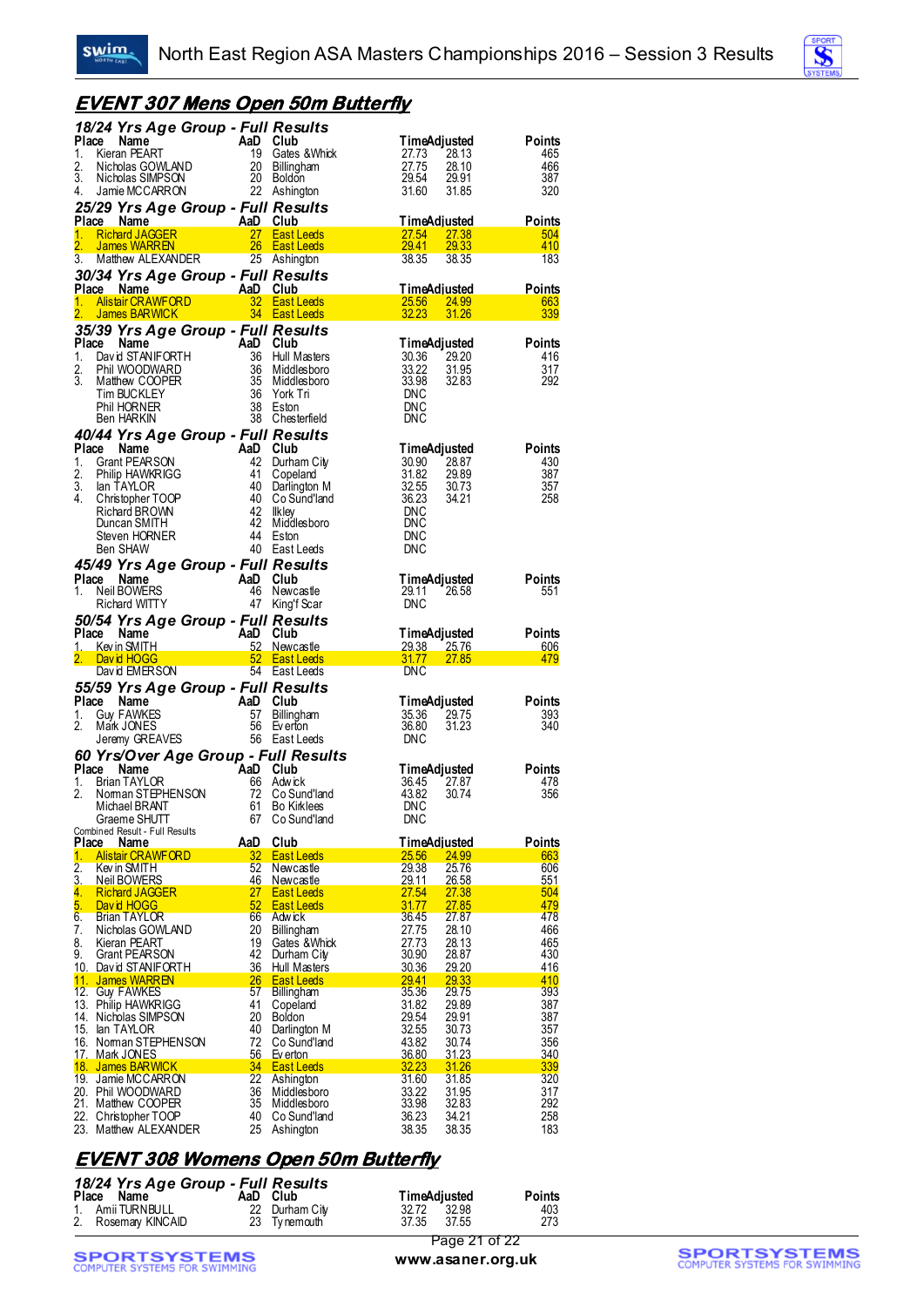## EVENT 307 Mens Open 50m Butterfly

### 18/24 Yrs Age Group - Full Results

| Place | Name | AaD | Club | Time | Adjusted | Points |
|---|---|---|---|---|---|---|
| 1. | Kieran PEART | 19 | Gates &Whick | 27.73 | 28.13 | 465 |
| 2. | Nicholas GOWLAND | 20 | Billingham | 27.75 | 28.10 | 466 |
| 3. | Nicholas SIMPSON | 20 | Boldon | 29.54 | 29.91 | 387 |
| 4. | Jamie MCCARRON | 22 | Ashington | 31.60 | 31.85 | 320 |

### 25/29 Yrs Age Group - Full Results

| Place | Name | AaD | Club | Time | Adjusted | Points |
|---|---|---|---|---|---|---|
| 1. | Richard JAGGER | 27 | East Leeds | 27.54 | 27.38 | 504 |
| 2. | James WARREN | 26 | East Leeds | 29.41 | 29.33 | 410 |
| 3. | Matthew ALEXANDER | 25 | Ashington | 38.35 | 38.35 | 183 |

### 30/34 Yrs Age Group - Full Results

| Place | Name | AaD | Club | Time | Adjusted | Points |
|---|---|---|---|---|---|---|
| 1. | Alistair CRAWFORD | 32 | East Leeds | 25.56 | 24.99 | 663 |
| 2. | James BARWICK | 34 | East Leeds | 32.23 | 31.26 | 339 |

### 35/39 Yrs Age Group - Full Results

| Place | Name | AaD | Club | Time | Adjusted | Points |
|---|---|---|---|---|---|---|
| 1. | David STANIFORTH | 36 | Hull Masters | 30.36 | 29.20 | 416 |
| 2. | Phil WOODWARD | 36 | Middlesboro | 33.22 | 31.95 | 317 |
| 3. | Matthew COOPER | 35 | Middlesboro | 33.98 | 32.83 | 292 |
| | Tim BUCKLEY | 36 | York Tri | DNC | | |
| | Phil HORNER | 38 | Eston | DNC | | |
| | Ben HARKIN | 38 | Chesterfield | DNC | | |

### 40/44 Yrs Age Group - Full Results

| Place | Name | AaD | Club | Time | Adjusted | Points |
|---|---|---|---|---|---|---|
| 1. | Grant PEARSON | 42 | Durham City | 30.90 | 28.87 | 430 |
| 2. | Philip HAWKRIGG | 41 | Copeland | 31.82 | 29.89 | 387 |
| 3. | Ian TAYLOR | 40 | Darlington M | 32.55 | 30.73 | 357 |
| 4. | Christopher TOOP | 40 | Co Sund'land | 36.23 | 34.21 | 258 |
| | Richard BROWN | 42 | Ilkley | DNC | | |
| | Duncan SMITH | 42 | Middlesboro | DNC | | |
| | Steven HORNER | 44 | Eston | DNC | | |
| | Ben SHAW | 40 | East Leeds | DNC | | |

### 45/49 Yrs Age Group - Full Results

| Place | Name | AaD | Club | Time | Adjusted | Points |
|---|---|---|---|---|---|---|
| 1. | Neil BOWERS | 46 | Newcastle | 29.11 | 26.58 | 551 |
| | Richard WITTY | 47 | King'f Scar | DNC | | |

### 50/54 Yrs Age Group - Full Results

| Place | Name | AaD | Club | Time | Adjusted | Points |
|---|---|---|---|---|---|---|
| 1. | Kevin SMITH | 52 | Newcastle | 29.38 | 25.76 | 606 |
| 2. | David HOGG | 52 | East Leeds | 31.77 | 27.85 | 479 |
| | David EMERSON | 54 | East Leeds | DNC | | |

### 55/59 Yrs Age Group - Full Results

| Place | Name | AaD | Club | Time | Adjusted | Points |
|---|---|---|---|---|---|---|
| 1. | Guy FAWKES | 57 | Billingham | 35.36 | 29.75 | 393 |
| 2. | Mark JONES | 56 | Everton | 36.80 | 31.23 | 340 |
| | Jeremy GREAVES | 56 | East Leeds | DNC | | |

### 60 Yrs/Over Age Group - Full Results

| Place | Name | AaD | Club | Time | Adjusted | Points |
|---|---|---|---|---|---|---|
| 1. | Brian TAYLOR | 66 | Adwick | 36.45 | 27.87 | 478 |
| 2. | Norman STEPHENSON | 72 | Co Sund'land | 43.82 | 30.74 | 356 |
| | Michael BRANT | 61 | Bo Kirklees | DNC | | |
| | Graeme SHUTT | 67 | Co Sund'land | DNC | | |

Combined Result - Full Results

| Place | Name | AaD | Club | Time | Adjusted | Points |
|---|---|---|---|---|---|---|
| 1. | Alistair CRAWFORD | 32 | East Leeds | 25.56 | 24.99 | 663 |
| 2. | Kevin SMITH | 52 | Newcastle | 29.38 | 25.76 | 606 |
| 3. | Neil BOWERS | 46 | Newcastle | 29.11 | 26.58 | 551 |
| 4. | Richard JAGGER | 27 | East Leeds | 27.54 | 27.38 | 504 |
| 5. | David HOGG | 52 | East Leeds | 31.77 | 27.85 | 479 |
| 6. | Brian TAYLOR | 66 | Adwick | 36.45 | 27.87 | 478 |
| 7. | Nicholas GOWLAND | 20 | Billingham | 27.75 | 28.10 | 466 |
| 8. | Kieran PEART | 19 | Gates &Whick | 27.73 | 28.13 | 465 |
| 9. | Grant PEARSON | 42 | Durham City | 30.90 | 28.87 | 430 |
| 10. | David STANIFORTH | 36 | Hull Masters | 30.36 | 29.20 | 416 |
| 11. | James WARREN | 26 | East Leeds | 29.41 | 29.33 | 410 |
| 12. | Guy FAWKES | 57 | Billingham | 35.36 | 29.75 | 393 |
| 13. | Philip HAWKRIGG | 41 | Copeland | 31.82 | 29.89 | 387 |
| 14. | Nicholas SIMPSON | 20 | Boldon | 29.54 | 29.91 | 387 |
| 15. | Ian TAYLOR | 40 | Darlington M | 32.55 | 30.73 | 357 |
| 16. | Norman STEPHENSON | 72 | Co Sund'land | 43.82 | 30.74 | 356 |
| 17. | Mark JONES | 56 | Everton | 36.80 | 31.23 | 340 |
| 18. | James BARWICK | 34 | East Leeds | 32.23 | 31.26 | 339 |
| 19. | Jamie MCCARRON | 22 | Ashington | 31.60 | 31.85 | 320 |
| 20. | Phil WOODWARD | 36 | Middlesboro | 33.22 | 31.95 | 317 |
| 21. | Matthew COOPER | 35 | Middlesboro | 33.98 | 32.83 | 292 |
| 22. | Christopher TOOP | 40 | Co Sund'land | 36.23 | 34.21 | 258 |
| 23. | Matthew ALEXANDER | 25 | Ashington | 38.35 | 38.35 | 183 |

## EVENT 308 Womens Open 50m Butterfly

### 18/24 Yrs Age Group - Full Results

| Place | Name | AaD | Club | Time | Adjusted | Points |
|---|---|---|---|---|---|---|
| 1. | Amii TURNBULL | 22 | Durham City | 32.72 | 32.98 | 403 |
| 2. | Rosemary KINCAID | 23 | Tynemouth | 37.35 | 37.55 | 273 |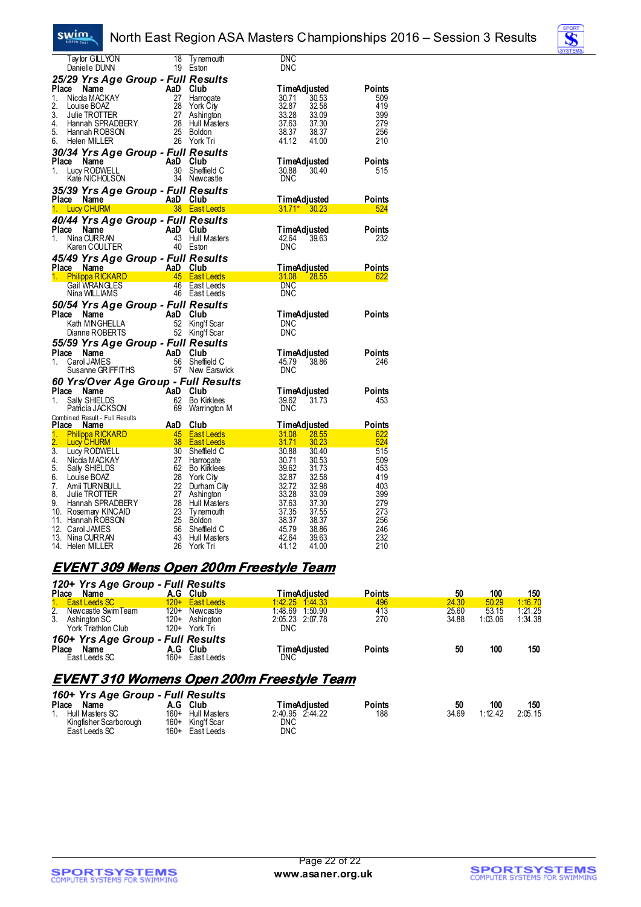| Place | Name | AaD | Club | Time | Adjusted | Points |
|---|---|---|---|---|---|---|
| | Taylor GILLYON | 18 | Tynemouth | DNC | | |
| | Danielle DUNN | 19 | Eston | DNC | | |

### 25/29 Yrs Age Group - Full Results

| Place | Name | AaD | Club | Time | Adjusted | Points |
|---|---|---|---|---|---|---|
| 1. | Nicola MACKAY | 27 | Harrogate | 30.71 | 30.53 | 509 |
| 2. | Louise BOAZ | 28 | York City | 32.87 | 32.58 | 419 |
| 3. | Julie TROTTER | 27 | Ashington | 33.28 | 33.09 | 399 |
| 4. | Hannah SPRADBERY | 28 | Hull Masters | 37.63 | 37.30 | 279 |
| 5. | Hannah ROBSON | 25 | Boldon | 38.37 | 38.37 | 256 |
| 6. | Helen MILLER | 26 | York Tri | 41.12 | 41.00 | 210 |

### 30/34 Yrs Age Group - Full Results

| Place | Name | AaD | Club | Time | Adjusted | Points |
|---|---|---|---|---|---|---|
| 1. | Lucy RODWELL | 30 | Sheffield C | 30.88 | 30.40 | 515 |
| | Kate NICHOLSON | 34 | Newcastle | DNC | | |

### 35/39 Yrs Age Group - Full Results

| Place | Name | AaD | Club | Time | Adjusted | Points |
|---|---|---|---|---|---|---|
| 1. | Lucy CHURM | 38 | East Leeds | 31.71* | 30.23 | 524 |

### 40/44 Yrs Age Group - Full Results

| Place | Name | AaD | Club | Time | Adjusted | Points |
|---|---|---|---|---|---|---|
| 1. | Nina CURRAN | 43 | Hull Masters | 42.64 | 39.63 | 232 |
| | Karen COULTER | 40 | Eston | DNC | | |

### 45/49 Yrs Age Group - Full Results

| Place | Name | AaD | Club | Time | Adjusted | Points |
|---|---|---|---|---|---|---|
| 1. | Philippa RICKARD | 45 | East Leeds | 31.08 | 28.55 | 622 |
| | Gail WRANGLES | 46 | East Leeds | DNC | | |
| | Nina WILLIAMS | 46 | East Leeds | DNC | | |

### 50/54 Yrs Age Group - Full Results

| Place | Name | AaD | Club | Time | Adjusted | Points |
|---|---|---|---|---|---|---|
| | Kath MINGHELLA | 52 | King'f Scar | DNC | | |
| | Dianne ROBERTS | 52 | King'f Scar | DNC | | |

### 55/59 Yrs Age Group - Full Results

| Place | Name | AaD | Club | Time | Adjusted | Points |
|---|---|---|---|---|---|---|
| 1. | Carol JAMES | 56 | Sheffield C | 45.79 | 38.86 | 246 |
| | Susanne GRIFFITHS | 57 | New Earswick | DNC | | |

### 60 Yrs/Over Age Group - Full Results

| Place | Name | AaD | Club | Time | Adjusted | Points |
|---|---|---|---|---|---|---|
| 1. | Sally SHIELDS | 62 | Bo Kirklees | 39.62 | 31.73 | 453 |
| | Patricia JACKSON | 69 | Warrington M | DNC | | |

Combined Result - Full Results

| Place | Name | AaD | Club | Time | Adjusted | Points |
|---|---|---|---|---|---|---|
| 1. | Philippa RICKARD | 45 | East Leeds | 31.08 | 28.55 | 622 |
| 2. | Lucy CHURM | 38 | East Leeds | 31.71 | 30.23 | 524 |
| 3. | Lucy RODWELL | 30 | Sheffield C | 30.88 | 30.40 | 515 |
| 4. | Nicola MACKAY | 27 | Harrogate | 30.71 | 30.53 | 509 |
| 5. | Sally SHIELDS | 62 | Bo Kirklees | 39.62 | 31.73 | 453 |
| 6. | Louise BOAZ | 28 | York City | 32.87 | 32.58 | 419 |
| 7. | Amii TURNBULL | 22 | Durham City | 32.72 | 32.98 | 403 |
| 8. | Julie TROTTER | 27 | Ashington | 33.28 | 33.09 | 399 |
| 9. | Hannah SPRADBERY | 28 | Hull Masters | 37.63 | 37.30 | 279 |
| 10. | Rosemary KINCAID | 23 | Tynemouth | 37.35 | 37.55 | 273 |
| 11. | Hannah ROBSON | 25 | Boldon | 38.37 | 38.37 | 256 |
| 12. | Carol JAMES | 56 | Sheffield C | 45.79 | 38.86 | 246 |
| 13. | Nina CURRAN | 43 | Hull Masters | 42.64 | 39.63 | 232 |
| 14. | Helen MILLER | 26 | York Tri | 41.12 | 41.00 | 210 |

## *EVENT 309 Mens Open 200m Freestyle Team*

### 120+ Yrs Age Group - Full Results

| Place | Name | A.G | Club | Time | Adjusted | Points | 50 | 100 | 150 |
|---|---|---|---|---|---|---|---|---|---|
| 1. | East Leeds SC | 120+ | East Leeds | 1:42.25 | 1:44.33 | 496 | 24.30 | 50.29 | 1:16.70 |
| 2. | Newcastle Swim Team | 120+ | Newcastle | 1:48.69 | 1:50.90 | 413 | 25.60 | 53.15 | 1:21.25 |
| 3. | Ashington SC | 120+ | Ashington | 2:05.23 | 2:07.78 | 270 | 34.88 | 1:03.06 | 1:34.38 |
| | York Triathlon Club | 120+ | York Tri | DNC | | | | | |

### 160+ Yrs Age Group - Full Results

| Place | Name | A.G | Club | Time | Adjusted | Points | 50 | 100 | 150 |
|---|---|---|---|---|---|---|---|---|---|
| | East Leeds SC | 160+ | East Leeds | DNC | | | | | |

## *EVENT 310 Womens Open 200m Freestyle Team*

### 160+ Yrs Age Group - Full Results

| Place | Name | A.G | Club | Time | Adjusted | Points | 50 | 100 | 150 |
|---|---|---|---|---|---|---|---|---|---|
| 1. | Hull Masters SC | 160+ | Hull Masters | 2:40.95 | 2:44.22 | 188 | 34.69 | 1:12.42 | 2:05.15 |
| | Kingfisher Scarborough | 160+ | King'f Scar | DNC | | | | | |
| | East Leeds SC | 160+ | East Leeds | DNC | | | | | |